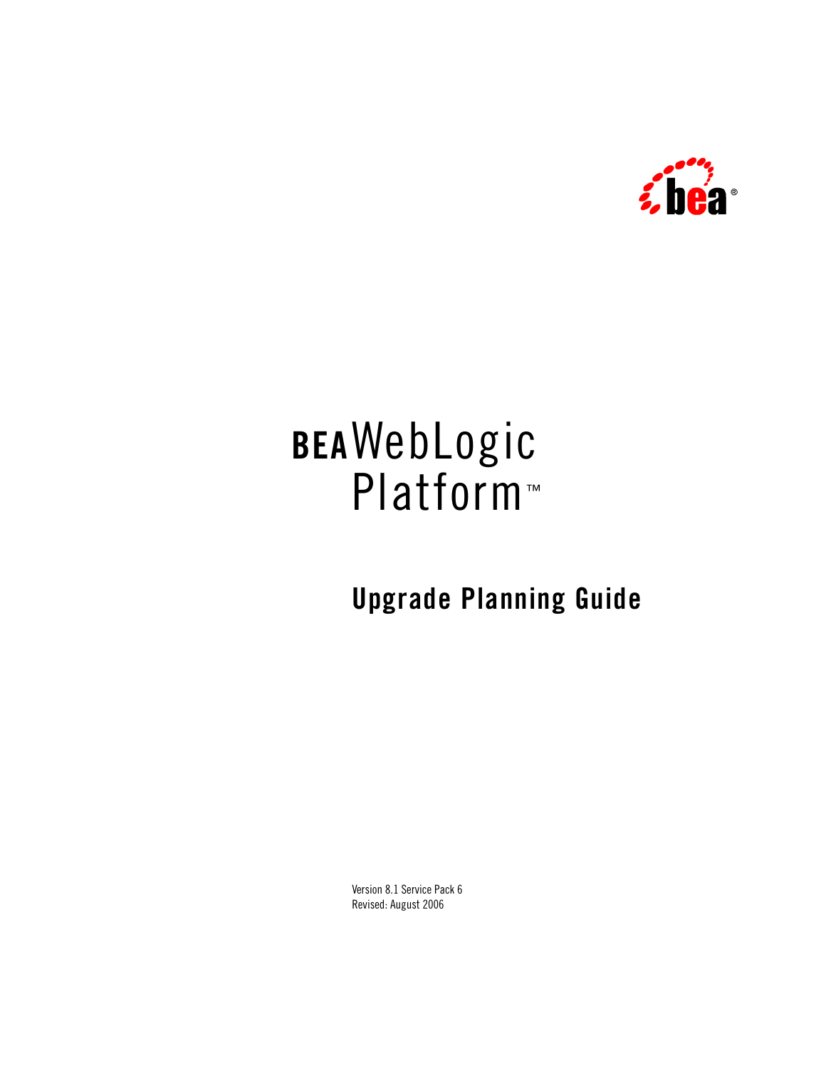# BEA WebLogic Platform™

## Upgrade Planning Guide

Version 8.1 Service Pack 6
Revised: August 2006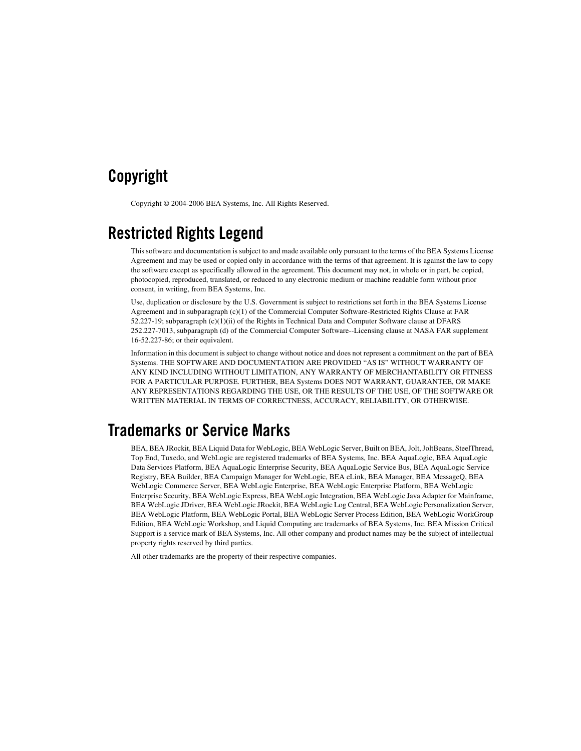## Copyright

Copyright © 2004-2006 BEA Systems, Inc. All Rights Reserved.

## Restricted Rights Legend

This software and documentation is subject to and made available only pursuant to the terms of the BEA Systems License Agreement and may be used or copied only in accordance with the terms of that agreement. It is against the law to copy the software except as specifically allowed in the agreement. This document may not, in whole or in part, be copied, photocopied, reproduced, translated, or reduced to any electronic medium or machine readable form without prior consent, in writing, from BEA Systems, Inc.

Use, duplication or disclosure by the U.S. Government is subject to restrictions set forth in the BEA Systems License Agreement and in subparagraph (c)(1) of the Commercial Computer Software-Restricted Rights Clause at FAR 52.227-19; subparagraph (c)(1)(ii) of the Rights in Technical Data and Computer Software clause at DFARS 252.227-7013, subparagraph (d) of the Commercial Computer Software--Licensing clause at NASA FAR supplement 16-52.227-86; or their equivalent.

Information in this document is subject to change without notice and does not represent a commitment on the part of BEA Systems. THE SOFTWARE AND DOCUMENTATION ARE PROVIDED "AS IS" WITHOUT WARRANTY OF ANY KIND INCLUDING WITHOUT LIMITATION, ANY WARRANTY OF MERCHANTABILITY OR FITNESS FOR A PARTICULAR PURPOSE. FURTHER, BEA Systems DOES NOT WARRANT, GUARANTEE, OR MAKE ANY REPRESENTATIONS REGARDING THE USE, OR THE RESULTS OF THE USE, OF THE SOFTWARE OR WRITTEN MATERIAL IN TERMS OF CORRECTNESS, ACCURACY, RELIABILITY, OR OTHERWISE.

## Trademarks or Service Marks

BEA, BEA JRockit, BEA Liquid Data for WebLogic, BEA WebLogic Server, Built on BEA, Jolt, JoltBeans, SteelThread, Top End, Tuxedo, and WebLogic are registered trademarks of BEA Systems, Inc. BEA AquaLogic, BEA AquaLogic Data Services Platform, BEA AquaLogic Enterprise Security, BEA AquaLogic Service Bus, BEA AquaLogic Service Registry, BEA Builder, BEA Campaign Manager for WebLogic, BEA eLink, BEA Manager, BEA MessageQ, BEA WebLogic Commerce Server, BEA WebLogic Enterprise, BEA WebLogic Enterprise Platform, BEA WebLogic Enterprise Security, BEA WebLogic Express, BEA WebLogic Integration, BEA WebLogic Java Adapter for Mainframe, BEA WebLogic JDriver, BEA WebLogic JRockit, BEA WebLogic Log Central, BEA WebLogic Personalization Server, BEA WebLogic Platform, BEA WebLogic Portal, BEA WebLogic Server Process Edition, BEA WebLogic WorkGroup Edition, BEA WebLogic Workshop, and Liquid Computing are trademarks of BEA Systems, Inc. BEA Mission Critical Support is a service mark of BEA Systems, Inc. All other company and product names may be the subject of intellectual property rights reserved by third parties.

All other trademarks are the property of their respective companies.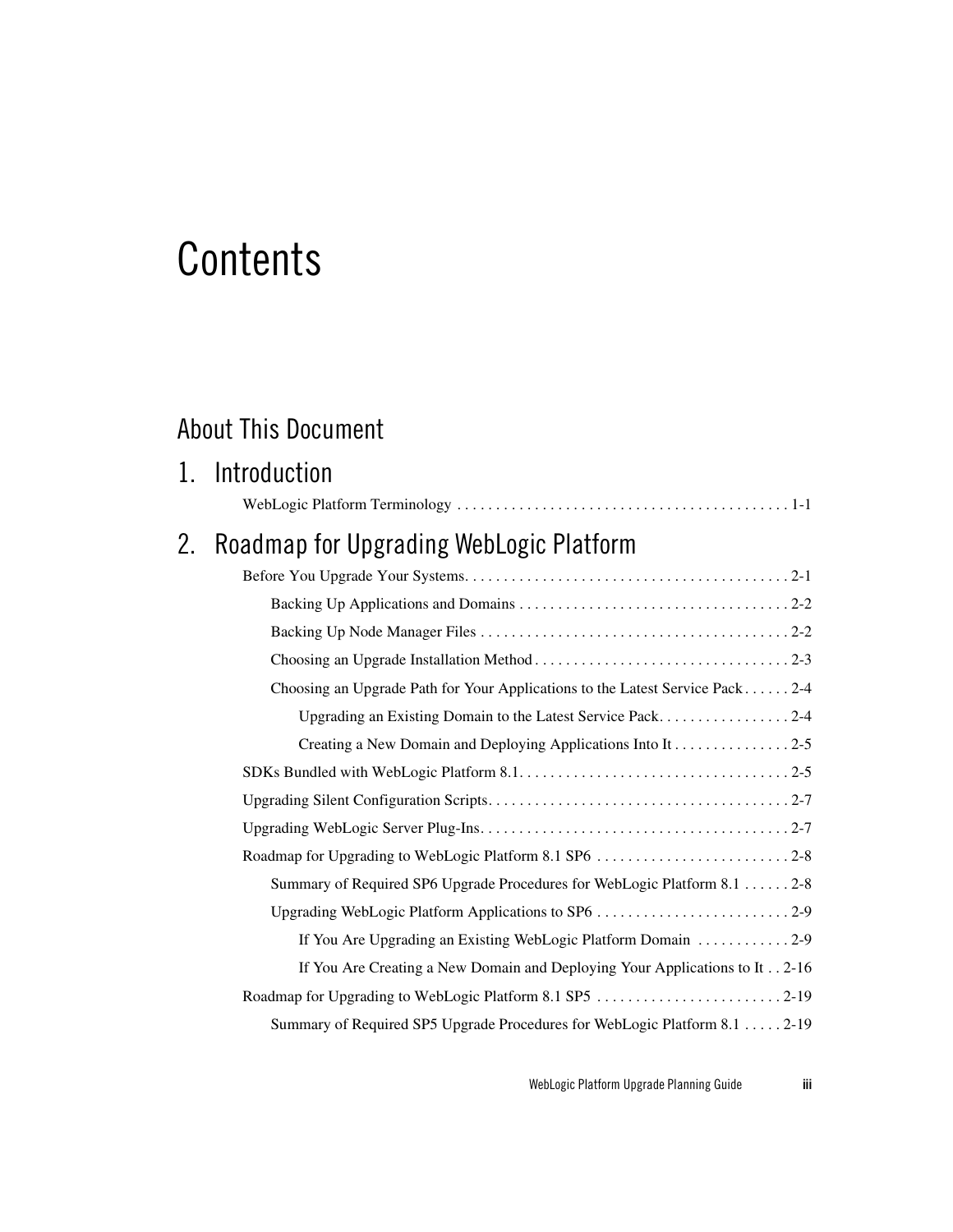# Contents

## About This Document

## 1. Introduction

WebLogic Platform Terminology . . . . . . . . . . . . . . . . . . . . . . . . . . . . . . . . . . . . . . . . . . 1-1

## 2. Roadmap for Upgrading WebLogic Platform

Before You Upgrade Your Systems. . . . . . . . . . . . . . . . . . . . . . . . . . . . . . . . . . . . . . . . . 2-1

- Backing Up Applications and Domains . . . . . . . . . . . . . . . . . . . . . . . . . . . . . . . . . . 2-2
- Backing Up Node Manager Files . . . . . . . . . . . . . . . . . . . . . . . . . . . . . . . . . . . . . . . 2-2
- Choosing an Upgrade Installation Method . . . . . . . . . . . . . . . . . . . . . . . . . . . . . . . . 2-3
- Choosing an Upgrade Path for Your Applications to the Latest Service Pack . . . . . . 2-4
    - Upgrading an Existing Domain to the Latest Service Pack. . . . . . . . . . . . . . . . . 2-4
    - Creating a New Domain and Deploying Applications Into It . . . . . . . . . . . . . . . 2-5

SDKs Bundled with WebLogic Platform 8.1. . . . . . . . . . . . . . . . . . . . . . . . . . . . . . . . . . 2-5

Upgrading Silent Configuration Scripts. . . . . . . . . . . . . . . . . . . . . . . . . . . . . . . . . . . . . . 2-7

Upgrading WebLogic Server Plug-Ins. . . . . . . . . . . . . . . . . . . . . . . . . . . . . . . . . . . . . . . 2-7

Roadmap for Upgrading to WebLogic Platform 8.1 SP6 . . . . . . . . . . . . . . . . . . . . . . . . . 2-8

- Summary of Required SP6 Upgrade Procedures for WebLogic Platform 8.1 . . . . . . 2-8
- Upgrading WebLogic Platform Applications to SP6 . . . . . . . . . . . . . . . . . . . . . . . . . 2-9
    - If You Are Upgrading an Existing WebLogic Platform Domain . . . . . . . . . . . . 2-9
    - If You Are Creating a New Domain and Deploying Your Applications to It . . 2-16

Roadmap for Upgrading to WebLogic Platform 8.1 SP5 . . . . . . . . . . . . . . . . . . . . . . . . 2-19

- Summary of Required SP5 Upgrade Procedures for WebLogic Platform 8.1 . . . . . 2-19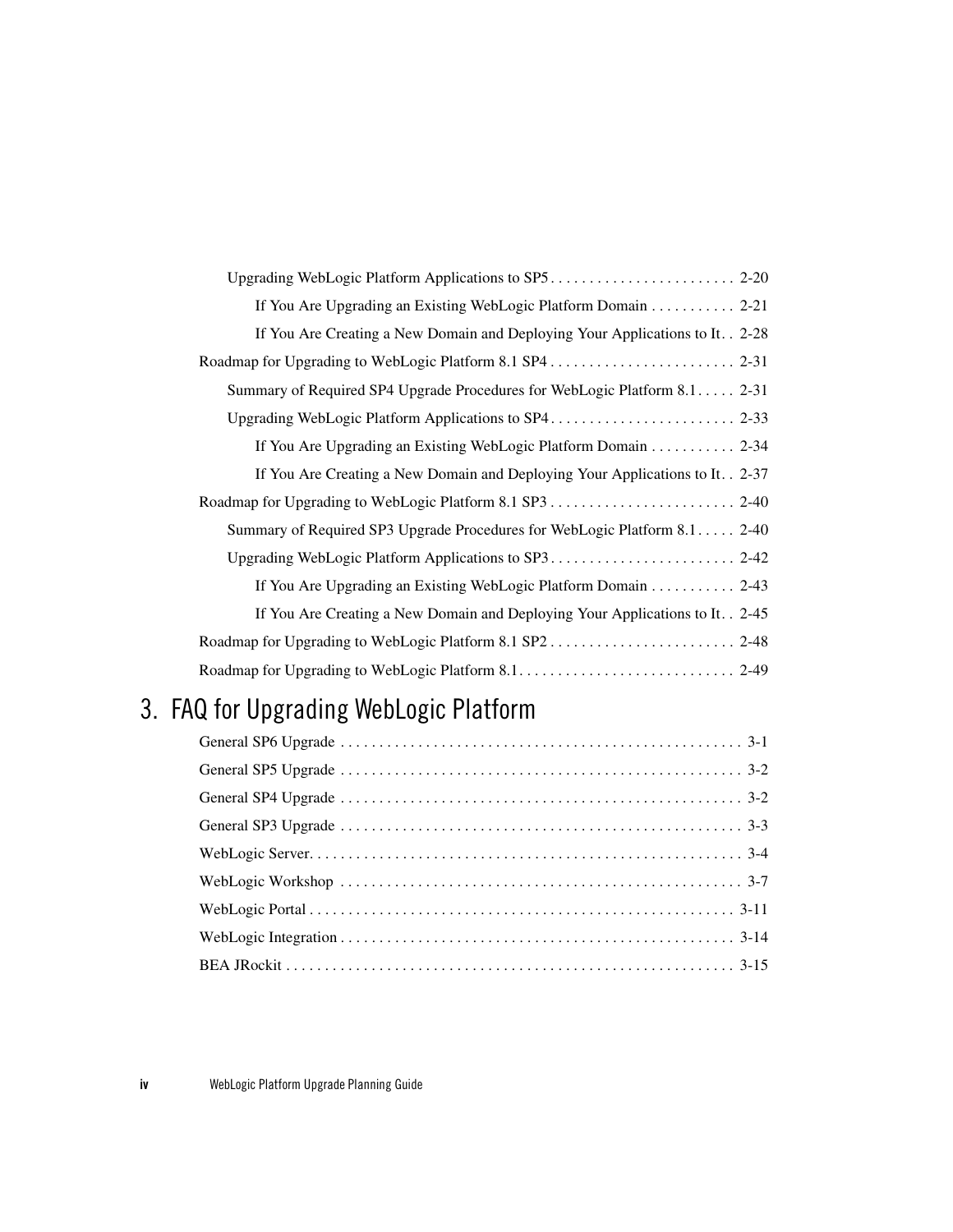Upgrading WebLogic Platform Applications to SP5 . . . . . . . . . . . . . . . . . . . . . . . . 2-20

If You Are Upgrading an Existing WebLogic Platform Domain . . . . . . . . . . . 2-21

If You Are Creating a New Domain and Deploying Your Applications to It . . 2-28

Roadmap for Upgrading to WebLogic Platform 8.1 SP4 . . . . . . . . . . . . . . . . . . . . . . . . 2-31

Summary of Required SP4 Upgrade Procedures for WebLogic Platform 8.1 . . . . . 2-31

Upgrading WebLogic Platform Applications to SP4 . . . . . . . . . . . . . . . . . . . . . . . . 2-33

If You Are Upgrading an Existing WebLogic Platform Domain . . . . . . . . . . . 2-34

If You Are Creating a New Domain and Deploying Your Applications to It . . 2-37

Roadmap for Upgrading to WebLogic Platform 8.1 SP3 . . . . . . . . . . . . . . . . . . . . . . . . 2-40

Summary of Required SP3 Upgrade Procedures for WebLogic Platform 8.1 . . . . . 2-40

Upgrading WebLogic Platform Applications to SP3 . . . . . . . . . . . . . . . . . . . . . . . . 2-42

If You Are Upgrading an Existing WebLogic Platform Domain . . . . . . . . . . . 2-43

If You Are Creating a New Domain and Deploying Your Applications to It . . 2-45

Roadmap for Upgrading to WebLogic Platform 8.1 SP2 . . . . . . . . . . . . . . . . . . . . . . . . 2-48

Roadmap for Upgrading to WebLogic Platform 8.1 . . . . . . . . . . . . . . . . . . . . . . . . . . . . 2-49

# 3. FAQ for Upgrading WebLogic Platform

General SP6 Upgrade . . . . . . . . . . . . . . . . . . . . . . . . . . . . . . . . . . . . . . . . . . . . . . . . . . . 3-1

General SP5 Upgrade . . . . . . . . . . . . . . . . . . . . . . . . . . . . . . . . . . . . . . . . . . . . . . . . . . . 3-2

General SP4 Upgrade . . . . . . . . . . . . . . . . . . . . . . . . . . . . . . . . . . . . . . . . . . . . . . . . . . . 3-2

General SP3 Upgrade . . . . . . . . . . . . . . . . . . . . . . . . . . . . . . . . . . . . . . . . . . . . . . . . . . . 3-3

WebLogic Server. . . . . . . . . . . . . . . . . . . . . . . . . . . . . . . . . . . . . . . . . . . . . . . . . . . . . . . 3-4

WebLogic Workshop . . . . . . . . . . . . . . . . . . . . . . . . . . . . . . . . . . . . . . . . . . . . . . . . . . . 3-7

WebLogic Portal . . . . . . . . . . . . . . . . . . . . . . . . . . . . . . . . . . . . . . . . . . . . . . . . . . . . . . 3-11

WebLogic Integration . . . . . . . . . . . . . . . . . . . . . . . . . . . . . . . . . . . . . . . . . . . . . . . . . . 3-14

BEA JRockit . . . . . . . . . . . . . . . . . . . . . . . . . . . . . . . . . . . . . . . . . . . . . . . . . . . . . . . . . 3-15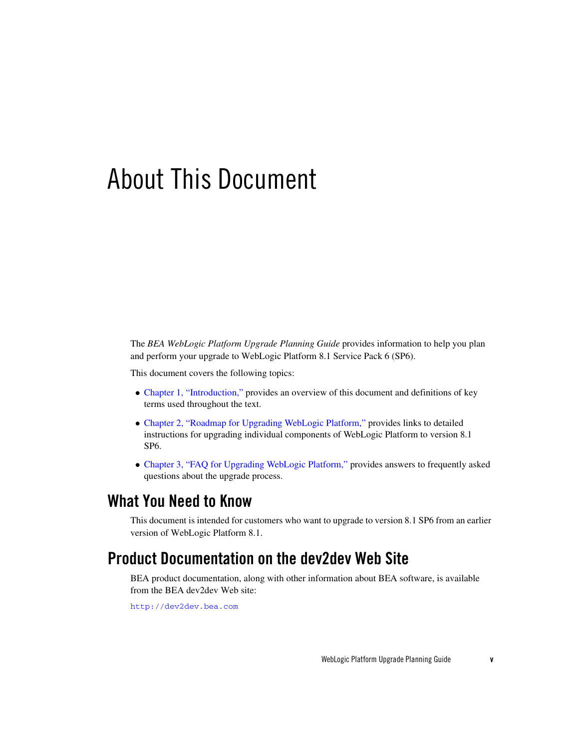# About This Document

The *BEA WebLogic Platform Upgrade Planning Guide* provides information to help you plan and perform your upgrade to WebLogic Platform 8.1 Service Pack 6 (SP6).

This document covers the following topics:

- Chapter 1, "Introduction," provides an overview of this document and definitions of key terms used throughout the text.
- Chapter 2, "Roadmap for Upgrading WebLogic Platform," provides links to detailed instructions for upgrading individual components of WebLogic Platform to version 8.1 SP6.
- Chapter 3, "FAQ for Upgrading WebLogic Platform," provides answers to frequently asked questions about the upgrade process.

## What You Need to Know

This document is intended for customers who want to upgrade to version 8.1 SP6 from an earlier version of WebLogic Platform 8.1.

## Product Documentation on the dev2dev Web Site

BEA product documentation, along with other information about BEA software, is available from the BEA dev2dev Web site:

`http://dev2dev.bea.com`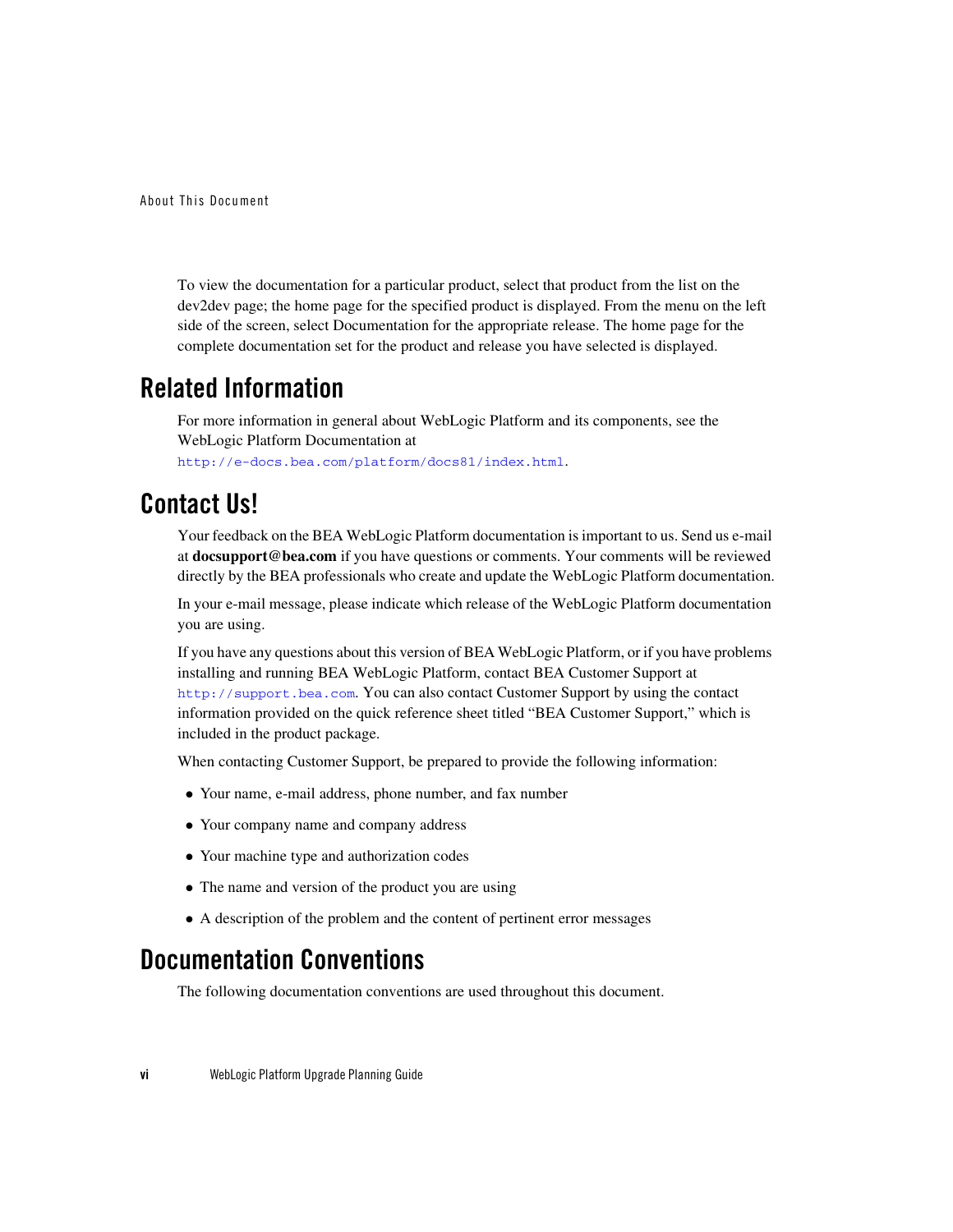To view the documentation for a particular product, select that product from the list on the dev2dev page; the home page for the specified product is displayed. From the menu on the left side of the screen, select Documentation for the appropriate release. The home page for the complete documentation set for the product and release you have selected is displayed.

## Related Information

For more information in general about WebLogic Platform and its components, see the WebLogic Platform Documentation at `http://e-docs.bea.com/platform/docs81/index.html`.

## Contact Us!

Your feedback on the BEA WebLogic Platform documentation is important to us. Send us e-mail at **docsupport@bea.com** if you have questions or comments. Your comments will be reviewed directly by the BEA professionals who create and update the WebLogic Platform documentation.

In your e-mail message, please indicate which release of the WebLogic Platform documentation you are using.

If you have any questions about this version of BEA WebLogic Platform, or if you have problems installing and running BEA WebLogic Platform, contact BEA Customer Support at `http://support.bea.com`. You can also contact Customer Support by using the contact information provided on the quick reference sheet titled "BEA Customer Support," which is included in the product package.

When contacting Customer Support, be prepared to provide the following information:

- Your name, e-mail address, phone number, and fax number
- Your company name and company address
- Your machine type and authorization codes
- The name and version of the product you are using
- A description of the problem and the content of pertinent error messages

## Documentation Conventions

The following documentation conventions are used throughout this document.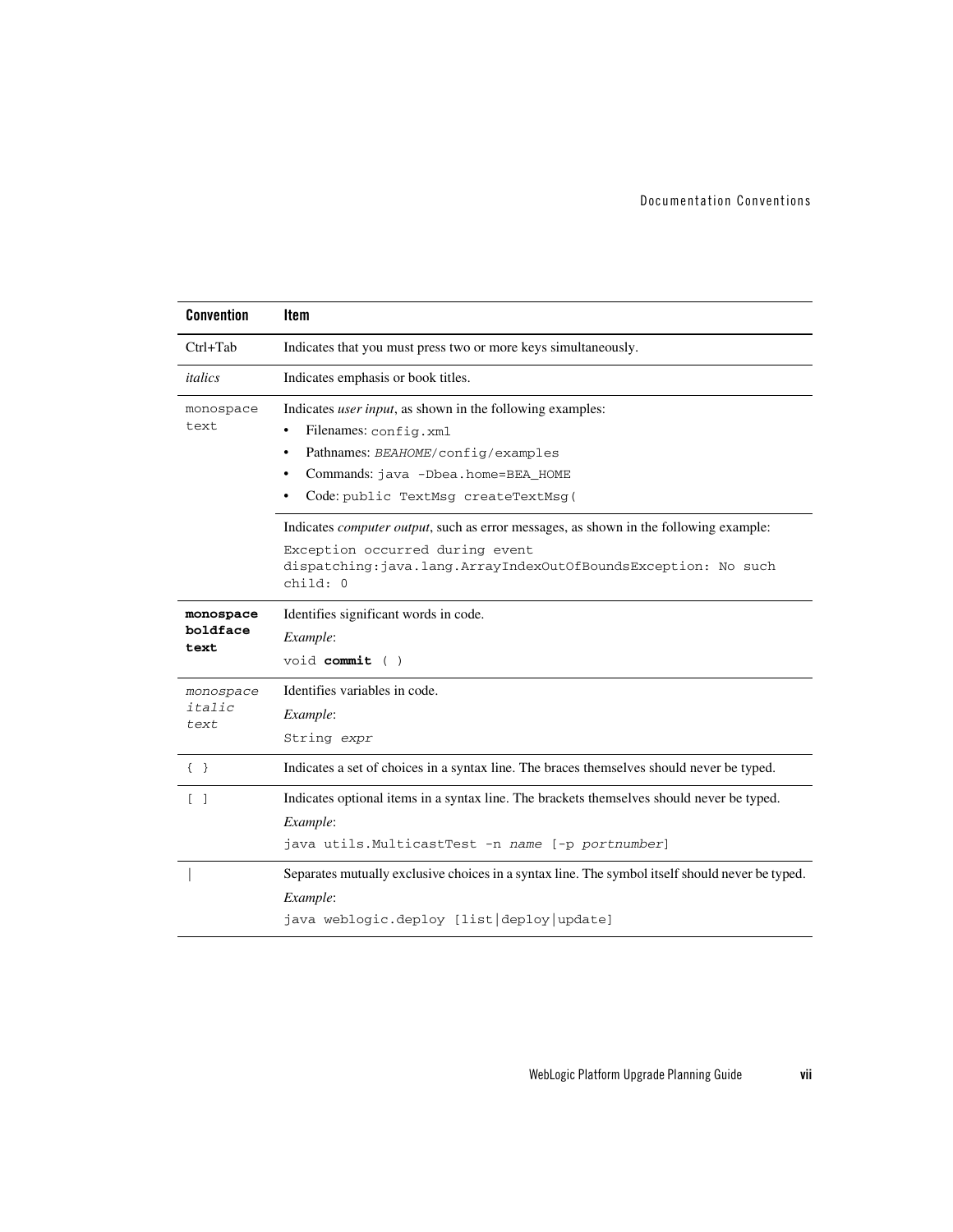| Convention | Item |
|---|---|
| Ctrl+Tab | Indicates that you must press two or more keys simultaneously. |
| *italics* | Indicates emphasis or book titles. |
| `monospace text` | Indicates *user input*, as shown in the following examples:<br>• Filenames: `config.xml`<br>• Pathnames: `BEAHOME/config/examples`<br>• Commands: `java -Dbea.home=BEA_HOME`<br>• Code: `public TextMsg createTextMsg(` |
| | Indicates *computer output*, such as error messages, as shown in the following example:<br>`Exception occurred during event dispatching:java.lang.ArrayIndexOutOfBoundsException: No such child: 0` |
| **`monospace boldface text`** | Identifies significant words in code.<br>*Example*:<br>`void` **`commit`** `( )` |
| *`monospace italic text`* | Identifies variables in code.<br>*Example*:<br>`String` *`expr`* |
| `{ }` | Indicates a set of choices in a syntax line. The braces themselves should never be typed. |
| `[ ]` | Indicates optional items in a syntax line. The brackets themselves should never be typed.<br>*Example*:<br>`java utils.MulticastTest -n` *`name`* `[-p` *`portnumber`*`]` |
| \| | Separates mutually exclusive choices in a syntax line. The symbol itself should never be typed.<br>*Example*:<br>`java weblogic.deploy [list\|deploy\|update]` |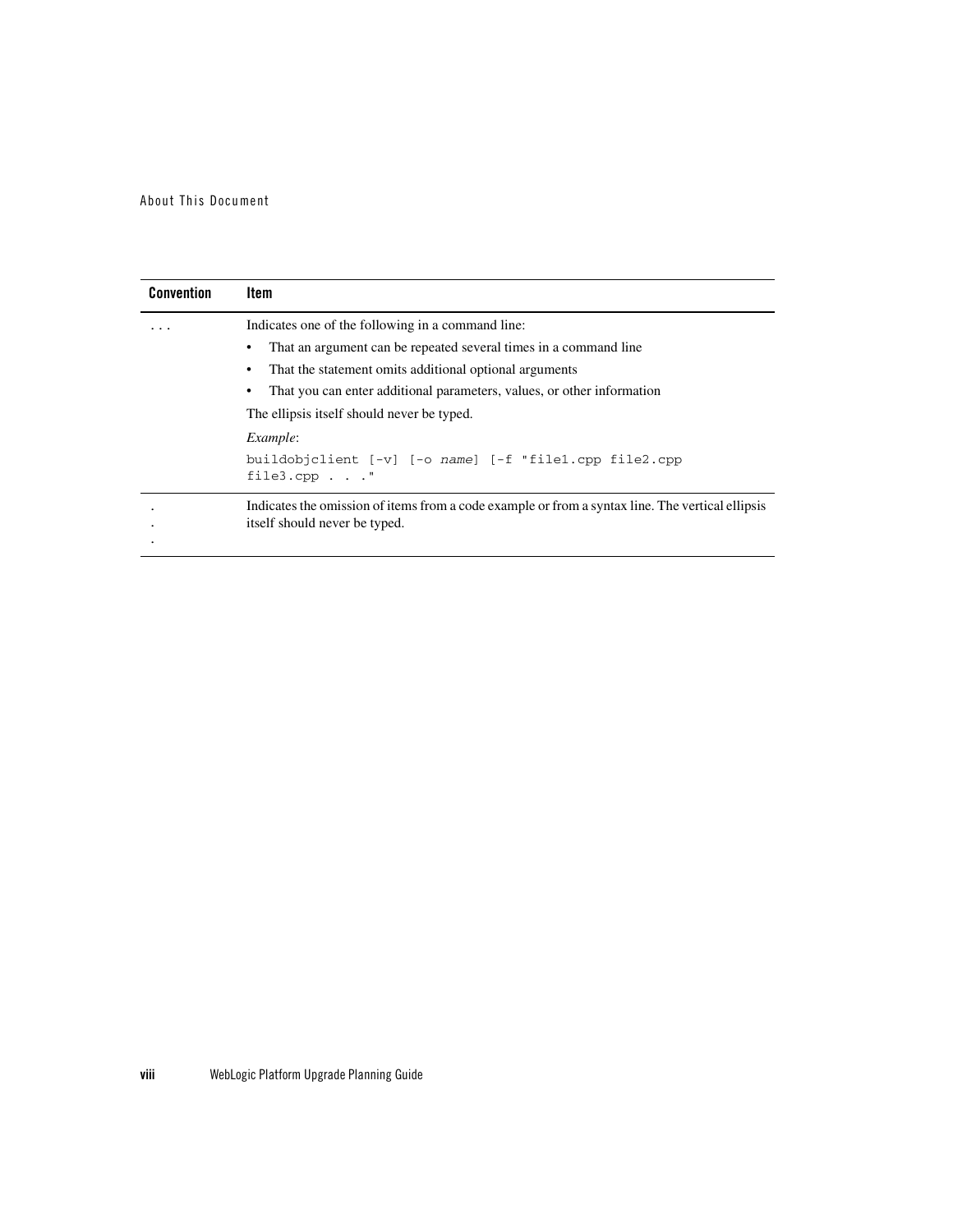| Convention | Item |
| --- | --- |
| `. . .` | Indicates one of the following in a command line:<br>• That an argument can be repeated several times in a command line<br>• That the statement omits additional optional arguments<br>• That you can enter additional parameters, values, or other information<br>The ellipsis itself should never be typed.<br>*Example*:<br>`buildobjclient [-v] [-o name] [-f "file1.cpp file2.cpp file3.cpp . . ."` |
| .<br>.<br>. | Indicates the omission of items from a code example or from a syntax line. The vertical ellipsis itself should never be typed. |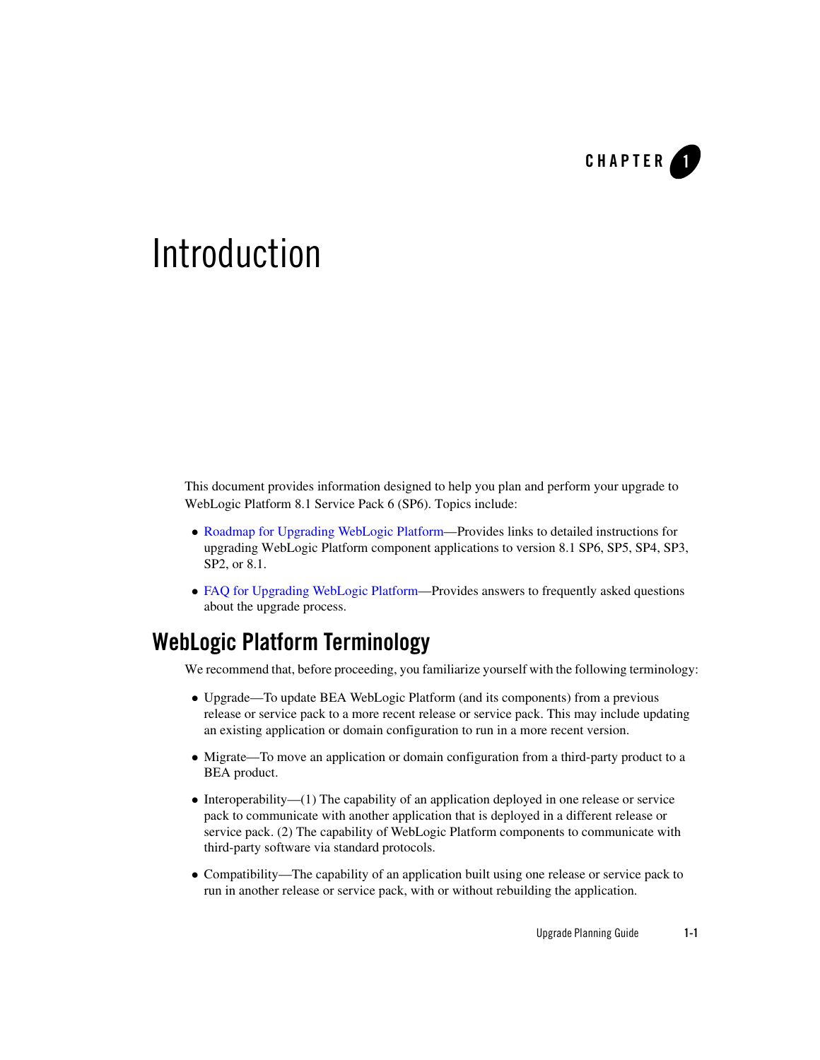# Introduction

This document provides information designed to help you plan and perform your upgrade to WebLogic Platform 8.1 Service Pack 6 (SP6). Topics include:

- Roadmap for Upgrading WebLogic Platform—Provides links to detailed instructions for upgrading WebLogic Platform component applications to version 8.1 SP6, SP5, SP4, SP3, SP2, or 8.1.
- FAQ for Upgrading WebLogic Platform—Provides answers to frequently asked questions about the upgrade process.

## WebLogic Platform Terminology

We recommend that, before proceeding, you familiarize yourself with the following terminology:

- Upgrade—To update BEA WebLogic Platform (and its components) from a previous release or service pack to a more recent release or service pack. This may include updating an existing application or domain configuration to run in a more recent version.
- Migrate—To move an application or domain configuration from a third-party product to a BEA product.
- Interoperability—(1) The capability of an application deployed in one release or service pack to communicate with another application that is deployed in a different release or service pack. (2) The capability of WebLogic Platform components to communicate with third-party software via standard protocols.
- Compatibility—The capability of an application built using one release or service pack to run in another release or service pack, with or without rebuilding the application.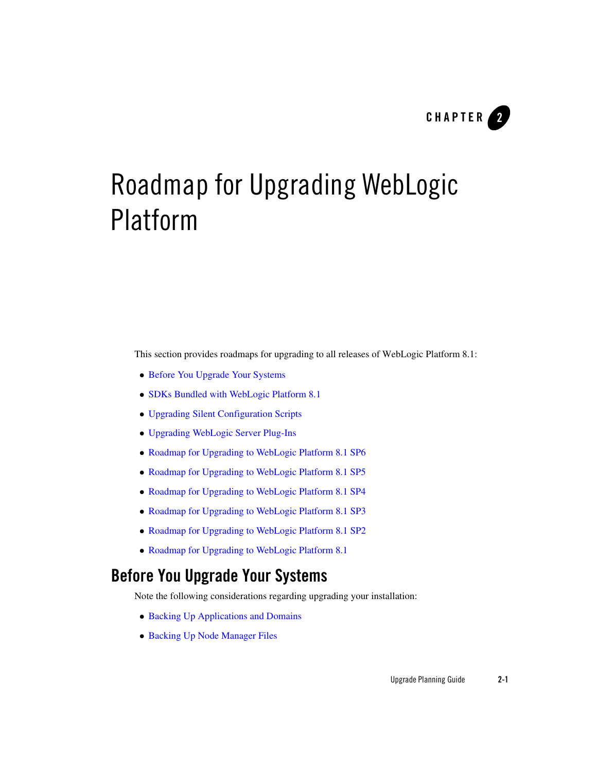# CHAPTER 2

# Roadmap for Upgrading WebLogic Platform

This section provides roadmaps for upgrading to all releases of WebLogic Platform 8.1:

- Before You Upgrade Your Systems
- SDKs Bundled with WebLogic Platform 8.1
- Upgrading Silent Configuration Scripts
- Upgrading WebLogic Server Plug-Ins
- Roadmap for Upgrading to WebLogic Platform 8.1 SP6
- Roadmap for Upgrading to WebLogic Platform 8.1 SP5
- Roadmap for Upgrading to WebLogic Platform 8.1 SP4
- Roadmap for Upgrading to WebLogic Platform 8.1 SP3
- Roadmap for Upgrading to WebLogic Platform 8.1 SP2
- Roadmap for Upgrading to WebLogic Platform 8.1

## Before You Upgrade Your Systems

Note the following considerations regarding upgrading your installation:

- Backing Up Applications and Domains
- Backing Up Node Manager Files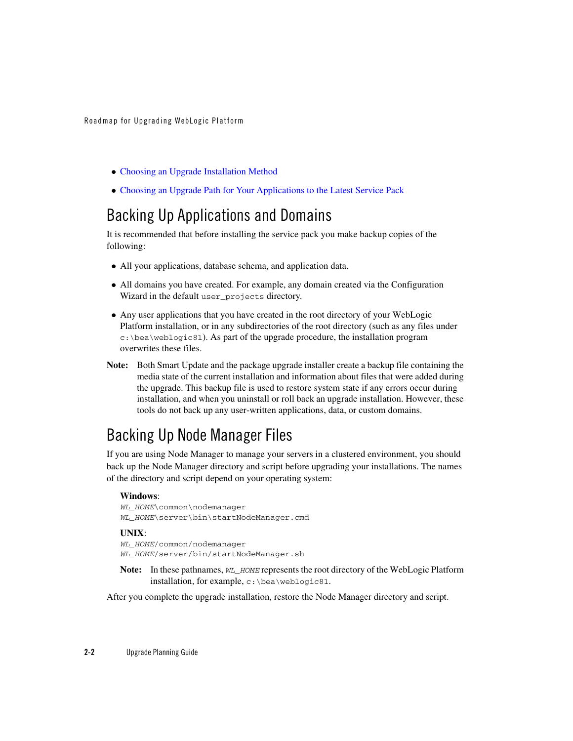- Choosing an Upgrade Installation Method
- Choosing an Upgrade Path for Your Applications to the Latest Service Pack

## Backing Up Applications and Domains

It is recommended that before installing the service pack you make backup copies of the following:

- All your applications, database schema, and application data.
- All domains you have created. For example, any domain created via the Configuration Wizard in the default `user_projects` directory.
- Any user applications that you have created in the root directory of your WebLogic Platform installation, or in any subdirectories of the root directory (such as any files under `c:\bea\weblogic81`). As part of the upgrade procedure, the installation program overwrites these files.

**Note:** Both Smart Update and the package upgrade installer create a backup file containing the media state of the current installation and information about files that were added during the upgrade. This backup file is used to restore system state if any errors occur during installation, and when you uninstall or roll back an upgrade installation. However, these tools do not back up any user-written applications, data, or custom domains.

## Backing Up Node Manager Files

If you are using Node Manager to manage your servers in a clustered environment, you should back up the Node Manager directory and script before upgrading your installations. The names of the directory and script depend on your operating system:

**Windows**:

```
WL_HOME\common\nodemanager
WL_HOME\server\bin\startNodeManager.cmd
```

**UNIX**:

```
WL_HOME/common/nodemanager
WL_HOME/server/bin/startNodeManager.sh
```

**Note:** In these pathnames, *WL_HOME* represents the root directory of the WebLogic Platform installation, for example, `c:\bea\weblogic81`.

After you complete the upgrade installation, restore the Node Manager directory and script.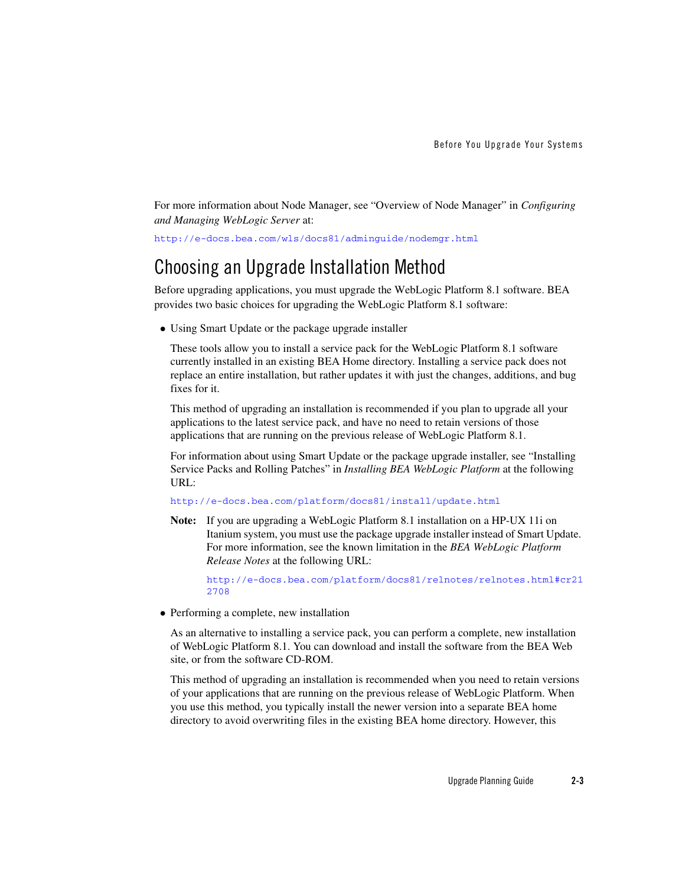For more information about Node Manager, see "Overview of Node Manager" in *Configuring and Managing WebLogic Server* at:

http://e-docs.bea.com/wls/docs81/adminguide/nodemgr.html

## Choosing an Upgrade Installation Method

Before upgrading applications, you must upgrade the WebLogic Platform 8.1 software. BEA provides two basic choices for upgrading the WebLogic Platform 8.1 software:

- Using Smart Update or the package upgrade installer

  These tools allow you to install a service pack for the WebLogic Platform 8.1 software currently installed in an existing BEA Home directory. Installing a service pack does not replace an entire installation, but rather updates it with just the changes, additions, and bug fixes for it.

  This method of upgrading an installation is recommended if you plan to upgrade all your applications to the latest service pack, and have no need to retain versions of those applications that are running on the previous release of WebLogic Platform 8.1.

  For information about using Smart Update or the package upgrade installer, see "Installing Service Packs and Rolling Patches" in *Installing BEA WebLogic Platform* at the following URL:

  http://e-docs.bea.com/platform/docs81/install/update.html

  **Note:** If you are upgrading a WebLogic Platform 8.1 installation on a HP-UX 11i on Itanium system, you must use the package upgrade installer instead of Smart Update. For more information, see the known limitation in the *BEA WebLogic Platform Release Notes* at the following URL:

  http://e-docs.bea.com/platform/docs81/relnotes/relnotes.html#cr212708

- Performing a complete, new installation

  As an alternative to installing a service pack, you can perform a complete, new installation of WebLogic Platform 8.1. You can download and install the software from the BEA Web site, or from the software CD-ROM.

  This method of upgrading an installation is recommended when you need to retain versions of your applications that are running on the previous release of WebLogic Platform. When you use this method, you typically install the newer version into a separate BEA home directory to avoid overwriting files in the existing BEA home directory. However, this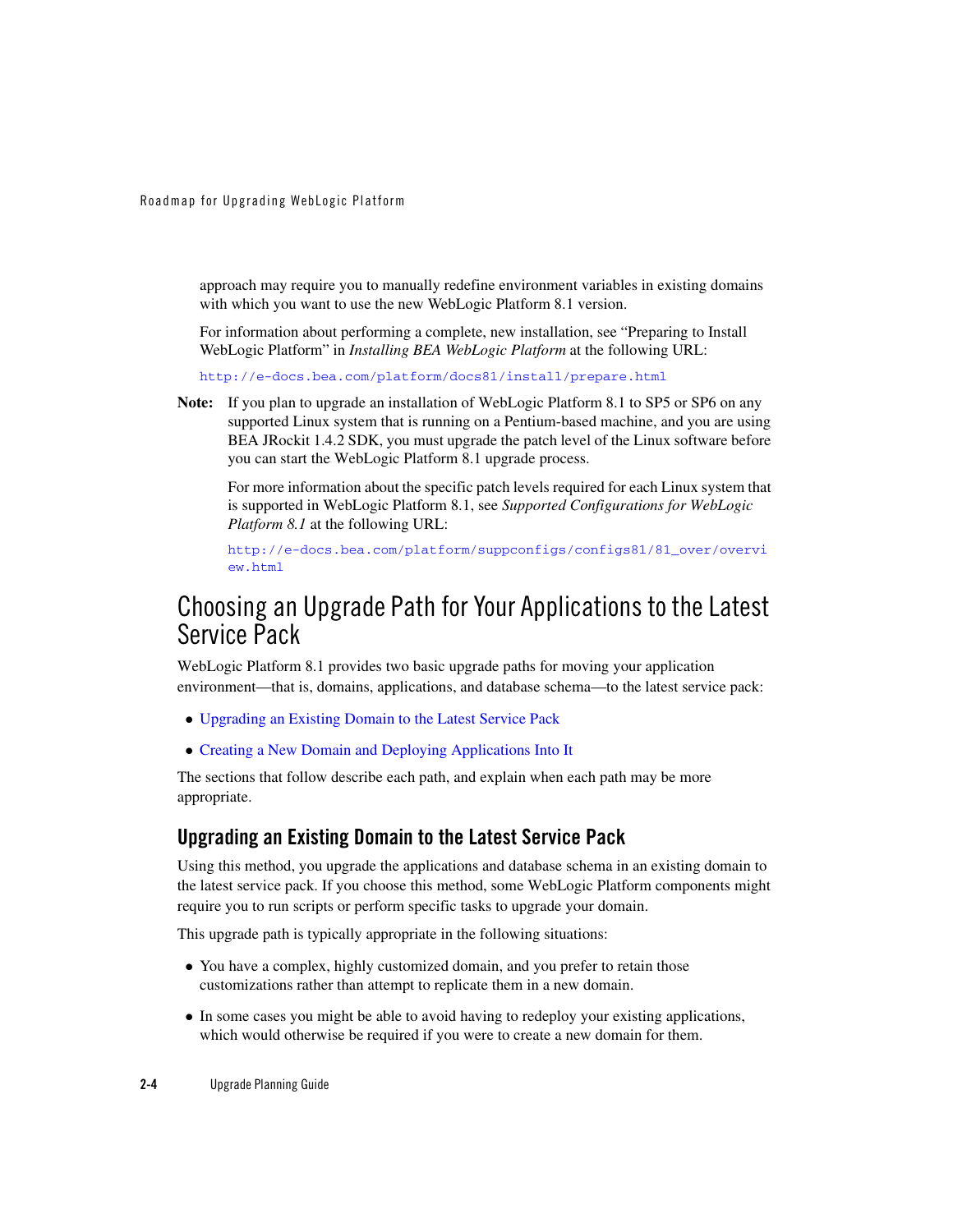approach may require you to manually redefine environment variables in existing domains with which you want to use the new WebLogic Platform 8.1 version.

For information about performing a complete, new installation, see "Preparing to Install WebLogic Platform" in *Installing BEA WebLogic Platform* at the following URL:

http://e-docs.bea.com/platform/docs81/install/prepare.html

**Note:** If you plan to upgrade an installation of WebLogic Platform 8.1 to SP5 or SP6 on any supported Linux system that is running on a Pentium-based machine, and you are using BEA JRockit 1.4.2 SDK, you must upgrade the patch level of the Linux software before you can start the WebLogic Platform 8.1 upgrade process.

For more information about the specific patch levels required for each Linux system that is supported in WebLogic Platform 8.1, see *Supported Configurations for WebLogic Platform 8.1* at the following URL:

http://e-docs.bea.com/platform/suppconfigs/configs81/81_over/overview.html

# Choosing an Upgrade Path for Your Applications to the Latest Service Pack

WebLogic Platform 8.1 provides two basic upgrade paths for moving your application environment—that is, domains, applications, and database schema—to the latest service pack:

- Upgrading an Existing Domain to the Latest Service Pack
- Creating a New Domain and Deploying Applications Into It

The sections that follow describe each path, and explain when each path may be more appropriate.

## Upgrading an Existing Domain to the Latest Service Pack

Using this method, you upgrade the applications and database schema in an existing domain to the latest service pack. If you choose this method, some WebLogic Platform components might require you to run scripts or perform specific tasks to upgrade your domain.

This upgrade path is typically appropriate in the following situations:

- You have a complex, highly customized domain, and you prefer to retain those customizations rather than attempt to replicate them in a new domain.
- In some cases you might be able to avoid having to redeploy your existing applications, which would otherwise be required if you were to create a new domain for them.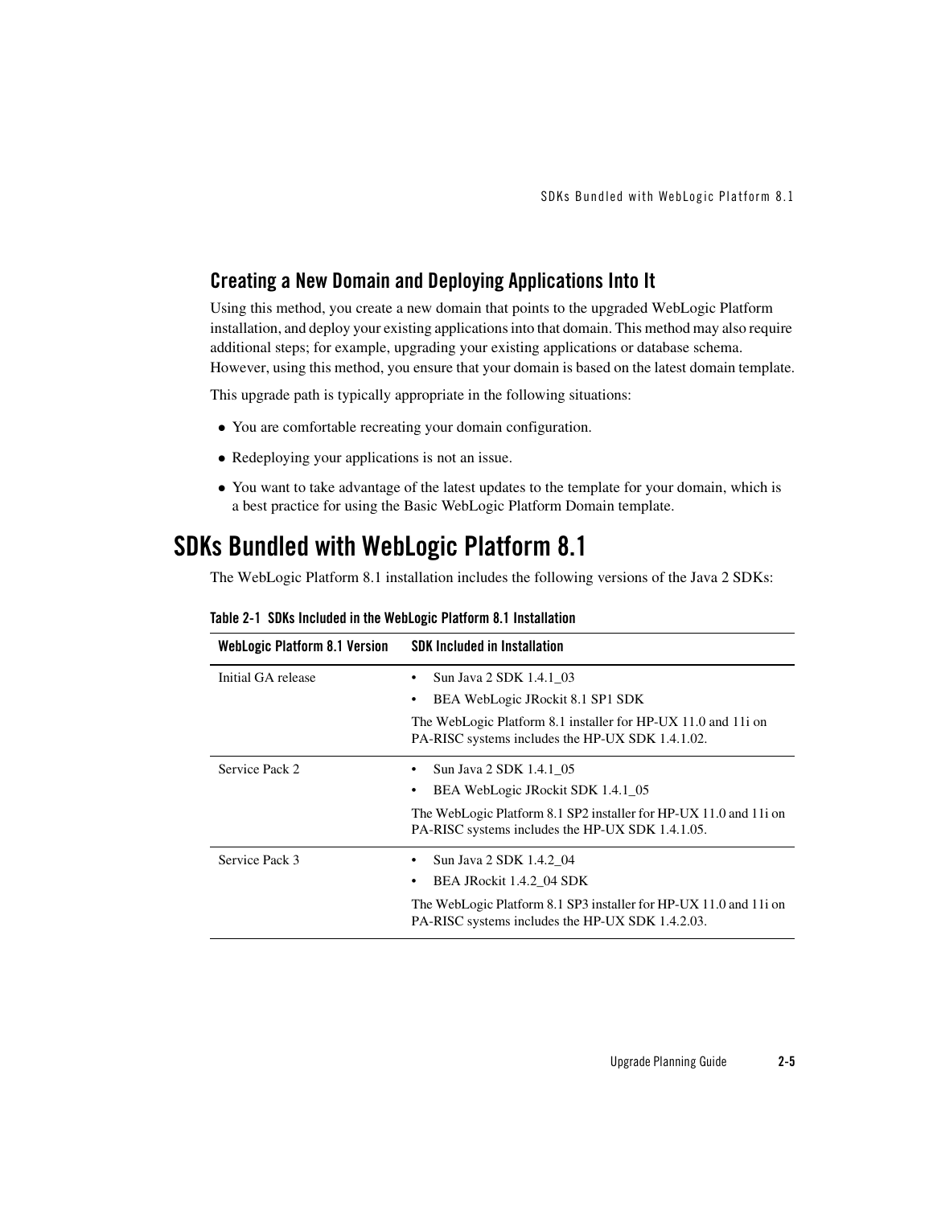### Creating a New Domain and Deploying Applications Into It

Using this method, you create a new domain that points to the upgraded WebLogic Platform installation, and deploy your existing applications into that domain. This method may also require additional steps; for example, upgrading your existing applications or database schema. However, using this method, you ensure that your domain is based on the latest domain template.

This upgrade path is typically appropriate in the following situations:

- You are comfortable recreating your domain configuration.
- Redeploying your applications is not an issue.
- You want to take advantage of the latest updates to the template for your domain, which is a best practice for using the Basic WebLogic Platform Domain template.

## SDKs Bundled with WebLogic Platform 8.1

The WebLogic Platform 8.1 installation includes the following versions of the Java 2 SDKs:

**Table 2-1 SDKs Included in the WebLogic Platform 8.1 Installation**

| WebLogic Platform 8.1 Version | SDK Included in Installation |
|---|---|
| Initial GA release | • Sun Java 2 SDK 1.4.1_03<br>• BEA WebLogic JRockit 8.1 SP1 SDK<br>The WebLogic Platform 8.1 installer for HP-UX 11.0 and 11i on PA-RISC systems includes the HP-UX SDK 1.4.1.02. |
| Service Pack 2 | • Sun Java 2 SDK 1.4.1_05<br>• BEA WebLogic JRockit SDK 1.4.1_05<br>The WebLogic Platform 8.1 SP2 installer for HP-UX 11.0 and 11i on PA-RISC systems includes the HP-UX SDK 1.4.1.05. |
| Service Pack 3 | • Sun Java 2 SDK 1.4.2_04<br>• BEA JRockit 1.4.2_04 SDK<br>The WebLogic Platform 8.1 SP3 installer for HP-UX 11.0 and 11i on PA-RISC systems includes the HP-UX SDK 1.4.2.03. |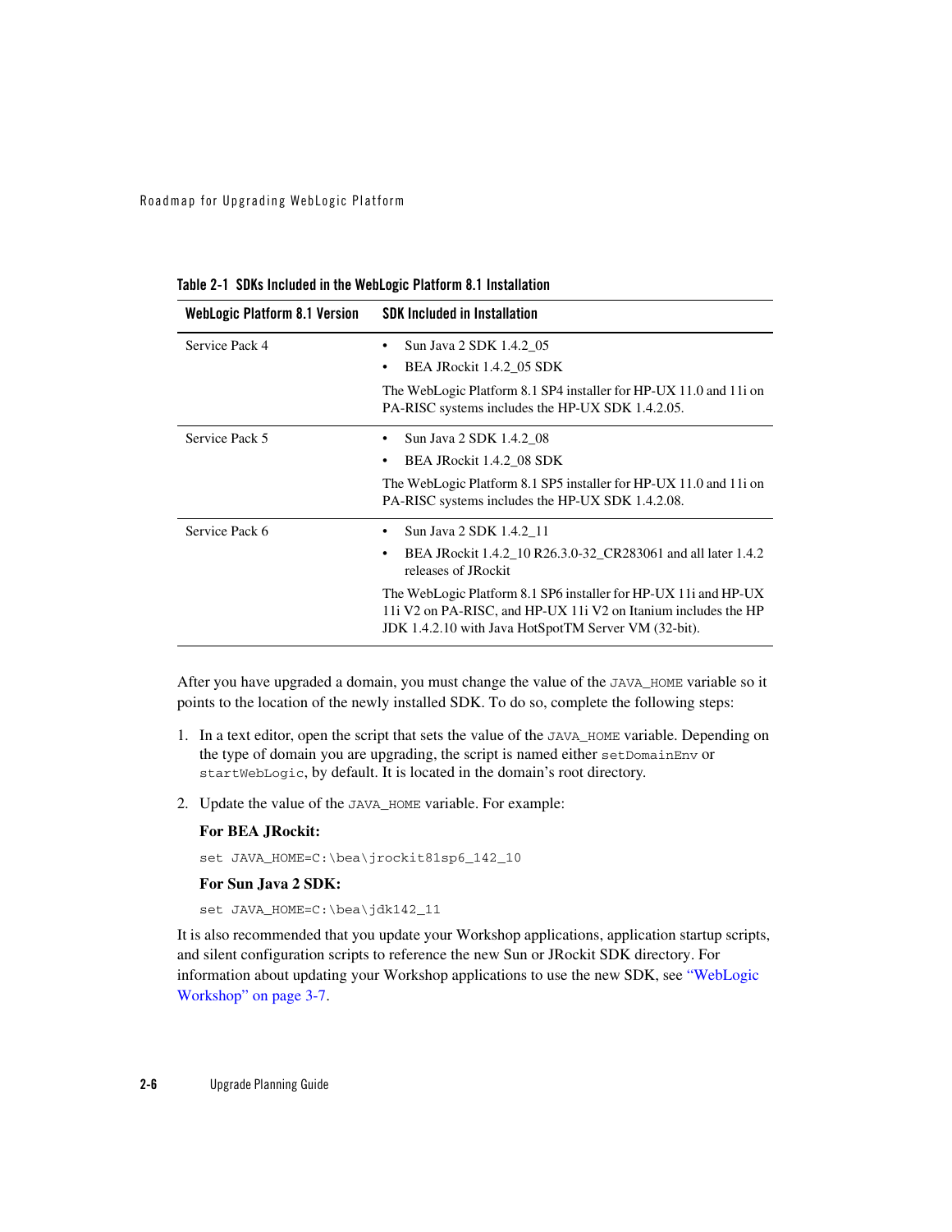**Table 2-1 SDKs Included in the WebLogic Platform 8.1 Installation**

| WebLogic Platform 8.1 Version | SDK Included in Installation |
|---|---|
| Service Pack 4 | • Sun Java 2 SDK 1.4.2_05<br>• BEA JRockit 1.4.2_05 SDK<br>The WebLogic Platform 8.1 SP4 installer for HP-UX 11.0 and 11i on PA-RISC systems includes the HP-UX SDK 1.4.2.05. |
| Service Pack 5 | • Sun Java 2 SDK 1.4.2_08<br>• BEA JRockit 1.4.2_08 SDK<br>The WebLogic Platform 8.1 SP5 installer for HP-UX 11.0 and 11i on PA-RISC systems includes the HP-UX SDK 1.4.2.08. |
| Service Pack 6 | • Sun Java 2 SDK 1.4.2_11<br>• BEA JRockit 1.4.2_10 R26.3.0-32_CR283061 and all later 1.4.2 releases of JRockit<br>The WebLogic Platform 8.1 SP6 installer for HP-UX 11i and HP-UX 11i V2 on PA-RISC, and HP-UX 11i V2 on Itanium includes the HP JDK 1.4.2.10 with Java HotSpotTM Server VM (32-bit). |

After you have upgraded a domain, you must change the value of the `JAVA_HOME` variable so it points to the location of the newly installed SDK. To do so, complete the following steps:

1. In a text editor, open the script that sets the value of the `JAVA_HOME` variable. Depending on the type of domain you are upgrading, the script is named either `setDomainEnv` or `startWebLogic`, by default. It is located in the domain's root directory.

2. Update the value of the `JAVA_HOME` variable. For example:

   **For BEA JRockit:**

   ```
   set JAVA_HOME=C:\bea\jrockit81sp6_142_10
   ```

   **For Sun Java 2 SDK:**

   ```
   set JAVA_HOME=C:\bea\jdk142_11
   ```

It is also recommended that you update your Workshop applications, application startup scripts, and silent configuration scripts to reference the new Sun or JRockit SDK directory. For information about updating your Workshop applications to use the new SDK, see "WebLogic Workshop" on page 3-7.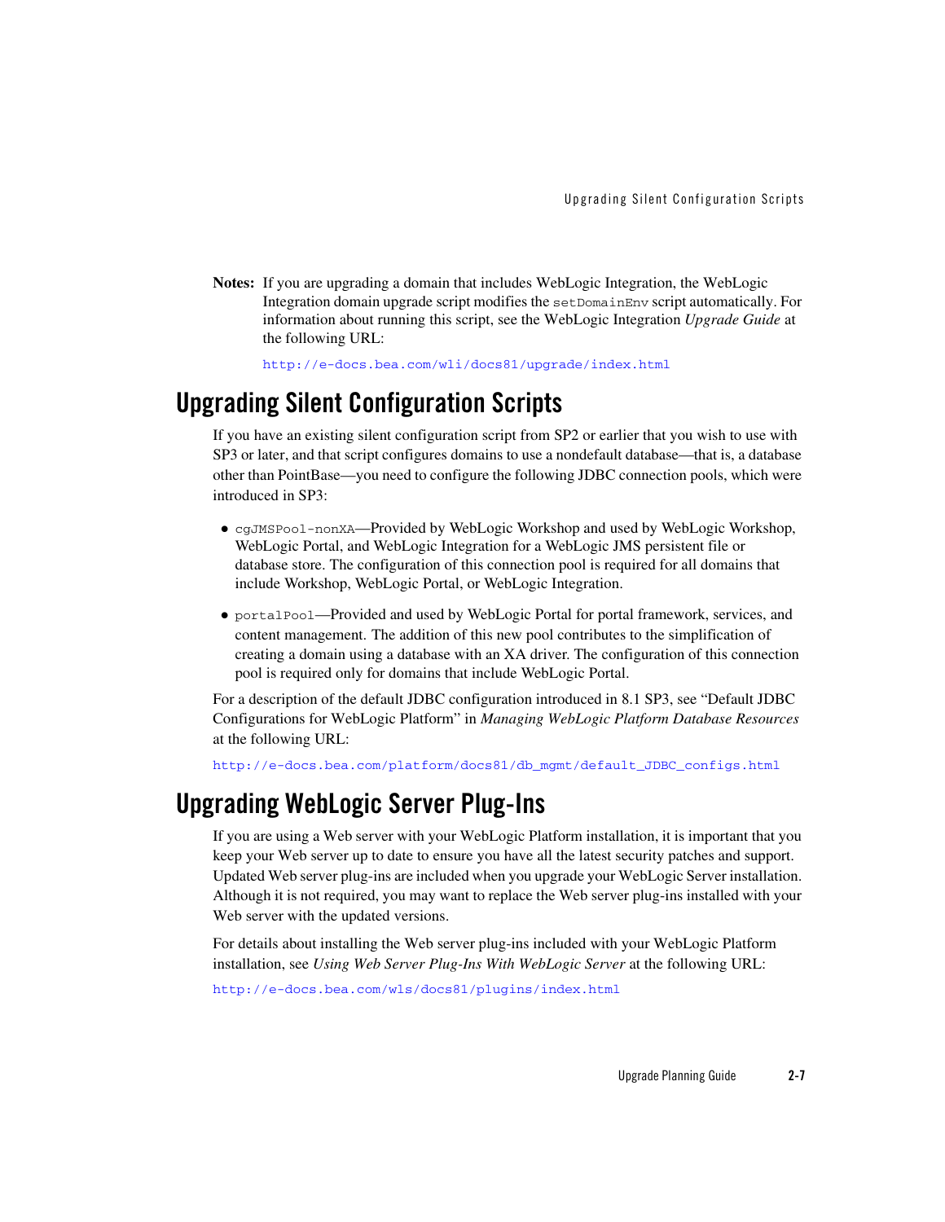**Notes:** If you are upgrading a domain that includes WebLogic Integration, the WebLogic Integration domain upgrade script modifies the `setDomainEnv` script automatically. For information about running this script, see the WebLogic Integration *Upgrade Guide* at the following URL:

http://e-docs.bea.com/wli/docs81/upgrade/index.html

## Upgrading Silent Configuration Scripts

If you have an existing silent configuration script from SP2 or earlier that you wish to use with SP3 or later, and that script configures domains to use a nondefault database—that is, a database other than PointBase—you need to configure the following JDBC connection pools, which were introduced in SP3:

- `cgJMSPool-nonXA`—Provided by WebLogic Workshop and used by WebLogic Workshop, WebLogic Portal, and WebLogic Integration for a WebLogic JMS persistent file or database store. The configuration of this connection pool is required for all domains that include Workshop, WebLogic Portal, or WebLogic Integration.
- `portalPool`—Provided and used by WebLogic Portal for portal framework, services, and content management. The addition of this new pool contributes to the simplification of creating a domain using a database with an XA driver. The configuration of this connection pool is required only for domains that include WebLogic Portal.

For a description of the default JDBC configuration introduced in 8.1 SP3, see "Default JDBC Configurations for WebLogic Platform" in *Managing WebLogic Platform Database Resources* at the following URL:

http://e-docs.bea.com/platform/docs81/db_mgmt/default_JDBC_configs.html

## Upgrading WebLogic Server Plug-Ins

If you are using a Web server with your WebLogic Platform installation, it is important that you keep your Web server up to date to ensure you have all the latest security patches and support. Updated Web server plug-ins are included when you upgrade your WebLogic Server installation. Although it is not required, you may want to replace the Web server plug-ins installed with your Web server with the updated versions.

For details about installing the Web server plug-ins included with your WebLogic Platform installation, see *Using Web Server Plug-Ins With WebLogic Server* at the following URL:

http://e-docs.bea.com/wls/docs81/plugins/index.html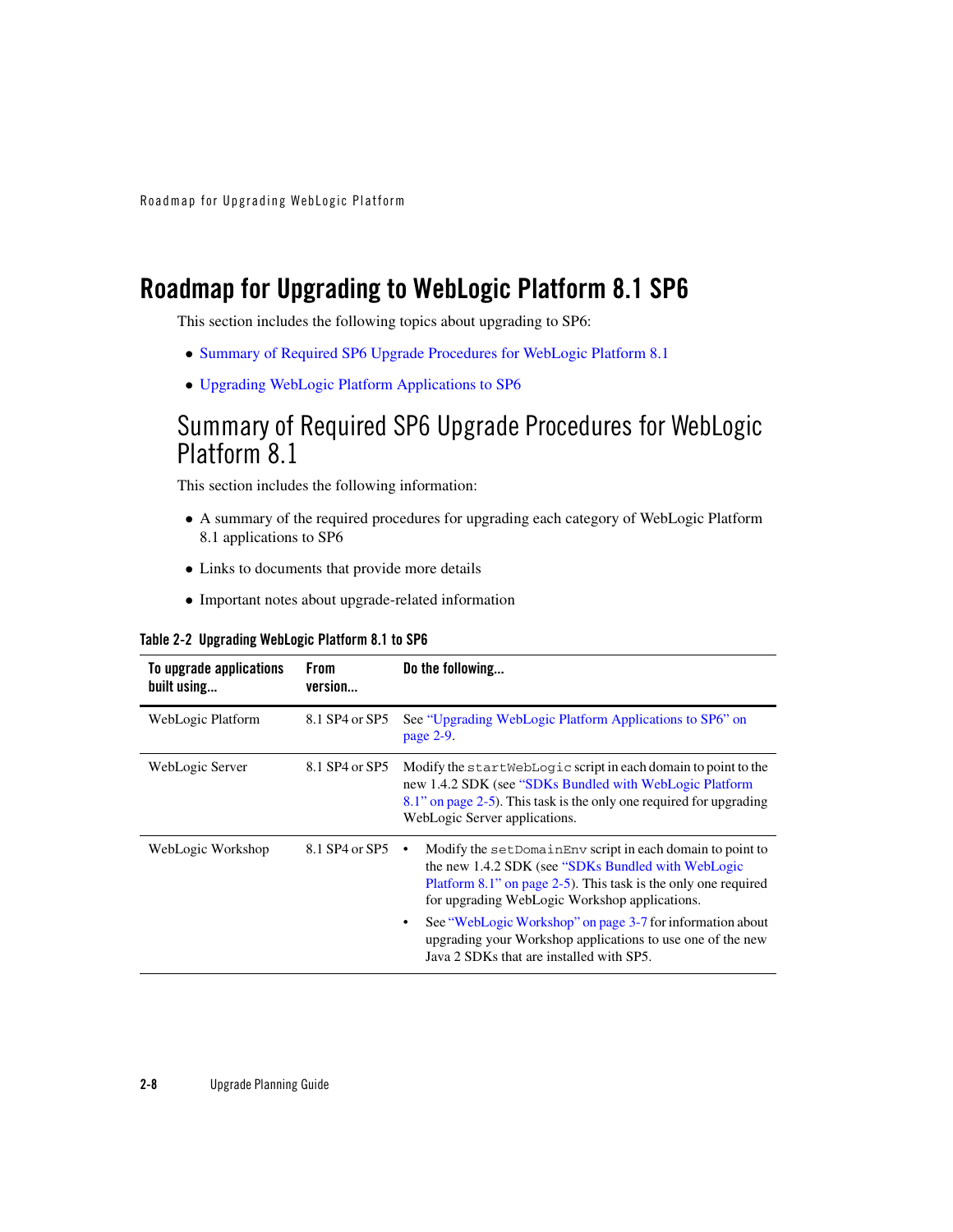# Roadmap for Upgrading to WebLogic Platform 8.1 SP6

This section includes the following topics about upgrading to SP6:

- Summary of Required SP6 Upgrade Procedures for WebLogic Platform 8.1
- Upgrading WebLogic Platform Applications to SP6

## Summary of Required SP6 Upgrade Procedures for WebLogic Platform 8.1

This section includes the following information:

- A summary of the required procedures for upgrading each category of WebLogic Platform 8.1 applications to SP6
- Links to documents that provide more details
- Important notes about upgrade-related information

**Table 2-2 Upgrading WebLogic Platform 8.1 to SP6**

| To upgrade applications built using... | From version... | Do the following... |
|---|---|---|
| WebLogic Platform | 8.1 SP4 or SP5 | See "Upgrading WebLogic Platform Applications to SP6" on page 2-9. |
| WebLogic Server | 8.1 SP4 or SP5 | Modify the `startWebLogic` script in each domain to point to the new 1.4.2 SDK (see "SDKs Bundled with WebLogic Platform 8.1" on page 2-5). This task is the only one required for upgrading WebLogic Server applications. |
| WebLogic Workshop | 8.1 SP4 or SP5 | • Modify the `setDomainEnv` script in each domain to point to the new 1.4.2 SDK (see "SDKs Bundled with WebLogic Platform 8.1" on page 2-5). This task is the only one required for upgrading WebLogic Workshop applications.<br>• See "WebLogic Workshop" on page 3-7 for information about upgrading your Workshop applications to use one of the new Java 2 SDKs that are installed with SP5. |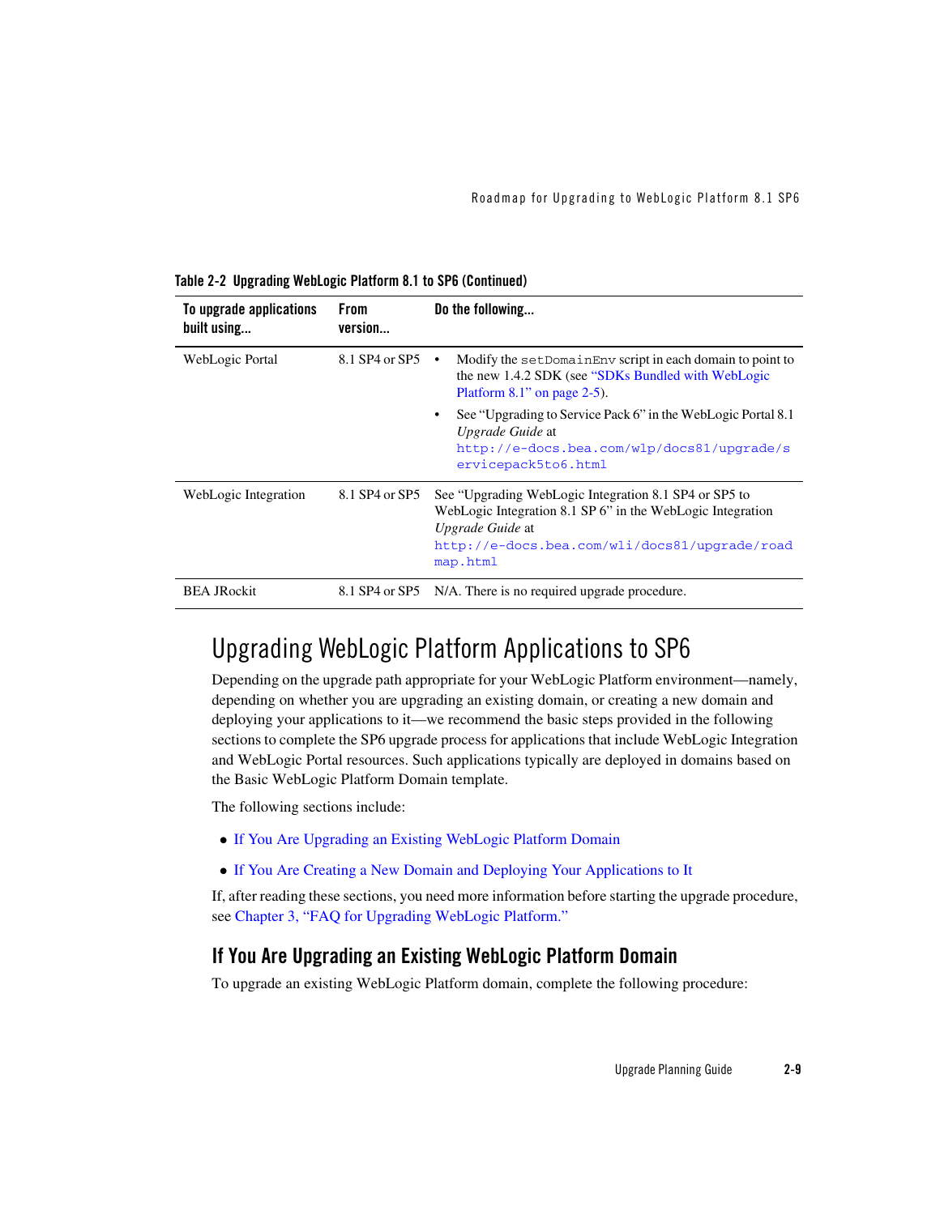**Table 2-2 Upgrading WebLogic Platform 8.1 to SP6 (Continued)**

| To upgrade applications built using... | From version... | Do the following... |
|---|---|---|
| WebLogic Portal | 8.1 SP4 or SP5 | • Modify the `setDomainEnv` script in each domain to point to the new 1.4.2 SDK (see "SDKs Bundled with WebLogic Platform 8.1" on page 2-5).<br>• See "Upgrading to Service Pack 6" in the WebLogic Portal 8.1 *Upgrade Guide* at `http://e-docs.bea.com/wlp/docs81/upgrade/servicepack5to6.html` |
| WebLogic Integration | 8.1 SP4 or SP5 | See "Upgrading WebLogic Integration 8.1 SP4 or SP5 to WebLogic Integration 8.1 SP 6" in the WebLogic Integration *Upgrade Guide* at `http://e-docs.bea.com/wli/docs81/upgrade/roadmap.html` |
| BEA JRockit | 8.1 SP4 or SP5 | N/A. There is no required upgrade procedure. |

# Upgrading WebLogic Platform Applications to SP6

Depending on the upgrade path appropriate for your WebLogic Platform environment—namely, depending on whether you are upgrading an existing domain, or creating a new domain and deploying your applications to it—we recommend the basic steps provided in the following sections to complete the SP6 upgrade process for applications that include WebLogic Integration and WebLogic Portal resources. Such applications typically are deployed in domains based on the Basic WebLogic Platform Domain template.

The following sections include:

- If You Are Upgrading an Existing WebLogic Platform Domain
- If You Are Creating a New Domain and Deploying Your Applications to It

If, after reading these sections, you need more information before starting the upgrade procedure, see Chapter 3, "FAQ for Upgrading WebLogic Platform."

## If You Are Upgrading an Existing WebLogic Platform Domain

To upgrade an existing WebLogic Platform domain, complete the following procedure: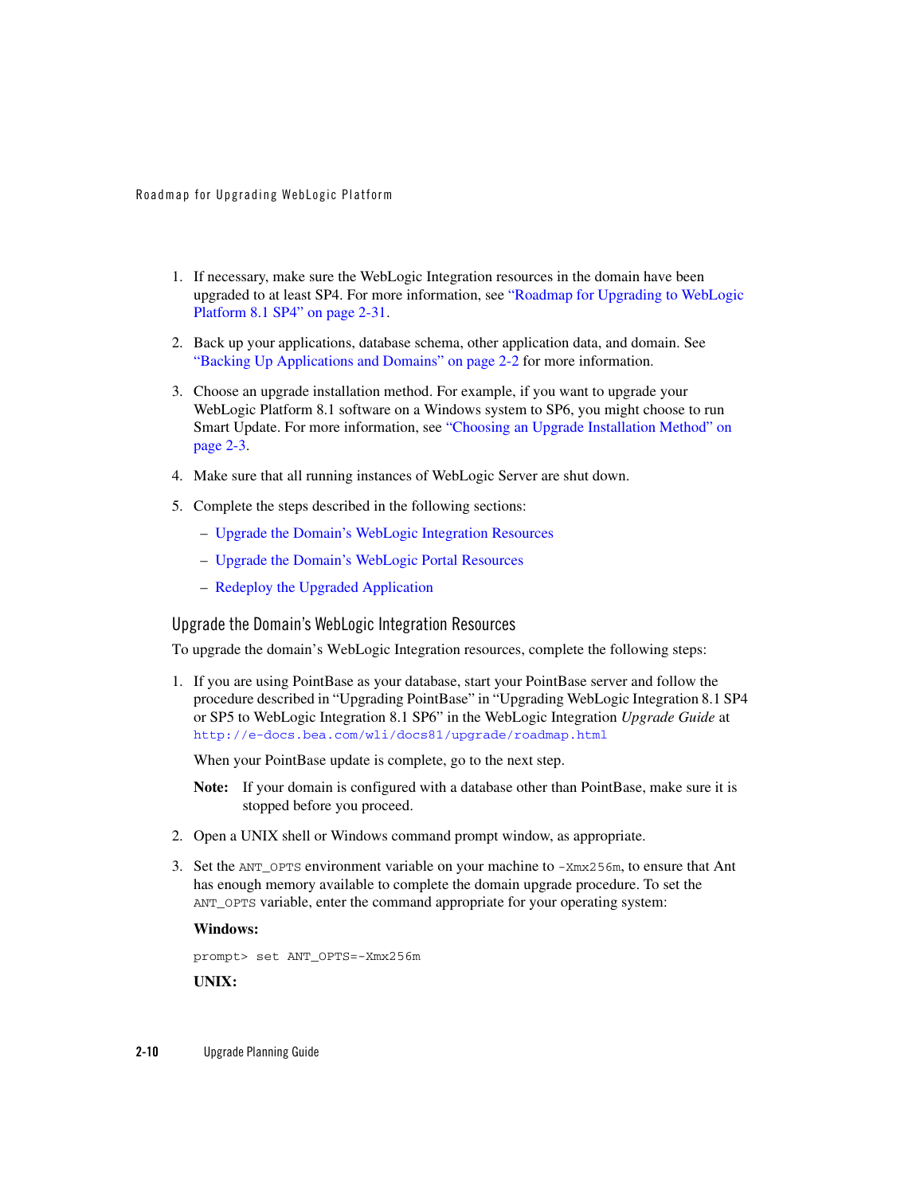1. If necessary, make sure the WebLogic Integration resources in the domain have been upgraded to at least SP4. For more information, see "Roadmap for Upgrading to WebLogic Platform 8.1 SP4" on page 2-31.

2. Back up your applications, database schema, other application data, and domain. See "Backing Up Applications and Domains" on page 2-2 for more information.

3. Choose an upgrade installation method. For example, if you want to upgrade your WebLogic Platform 8.1 software on a Windows system to SP6, you might choose to run Smart Update. For more information, see "Choosing an Upgrade Installation Method" on page 2-3.

4. Make sure that all running instances of WebLogic Server are shut down.

5. Complete the steps described in the following sections:
   - Upgrade the Domain's WebLogic Integration Resources
   - Upgrade the Domain's WebLogic Portal Resources
   - Redeploy the Upgraded Application

### Upgrade the Domain's WebLogic Integration Resources

To upgrade the domain's WebLogic Integration resources, complete the following steps:

1. If you are using PointBase as your database, start your PointBase server and follow the procedure described in "Upgrading PointBase" in "Upgrading WebLogic Integration 8.1 SP4 or SP5 to WebLogic Integration 8.1 SP6" in the WebLogic Integration *Upgrade Guide* at `http://e-docs.bea.com/wli/docs81/upgrade/roadmap.html`

   When your PointBase update is complete, go to the next step.

   **Note:** If your domain is configured with a database other than PointBase, make sure it is stopped before you proceed.

2. Open a UNIX shell or Windows command prompt window, as appropriate.

3. Set the `ANT_OPTS` environment variable on your machine to `-Xmx256m`, to ensure that Ant has enough memory available to complete the domain upgrade procedure. To set the `ANT_OPTS` variable, enter the command appropriate for your operating system:

   **Windows:**

   ```
   prompt> set ANT_OPTS=-Xmx256m
   ```

   **UNIX:**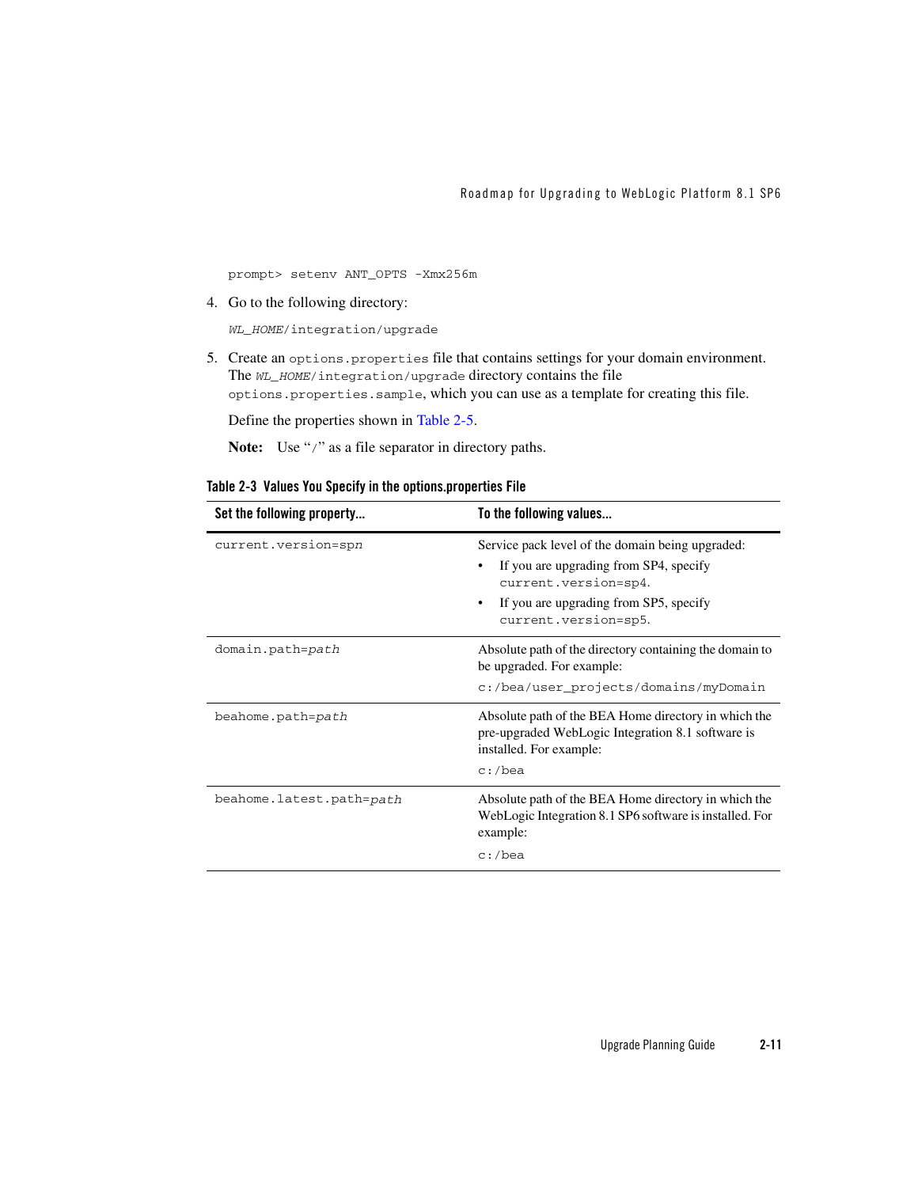```
prompt> setenv ANT_OPTS -Xmx256m
```

4. Go to the following directory:

   ```
   WL_HOME/integration/upgrade
   ```

5. Create an `options.properties` file that contains settings for your domain environment. The `WL_HOME/integration/upgrade` directory contains the file `options.properties.sample`, which you can use as a template for creating this file.

   Define the properties shown in Table 2-5.

   **Note:** Use "/" as a file separator in directory paths.

**Table 2-3 Values You Specify in the options.properties File**

| Set the following property... | To the following values... |
| --- | --- |
| `current.version=sp`*n* | Service pack level of the domain being upgraded:<br>• If you are upgrading from SP4, specify `current.version=sp4`.<br>• If you are upgrading from SP5, specify `current.version=sp5`. |
| `domain.path=`*path* | Absolute path of the directory containing the domain to be upgraded. For example:<br>`c:/bea/user_projects/domains/myDomain` |
| `beahome.path=`*path* | Absolute path of the BEA Home directory in which the pre-upgraded WebLogic Integration 8.1 software is installed. For example:<br>`c:/bea` |
| `beahome.latest.path=`*path* | Absolute path of the BEA Home directory in which the WebLogic Integration 8.1 SP6 software is installed. For example:<br>`c:/bea` |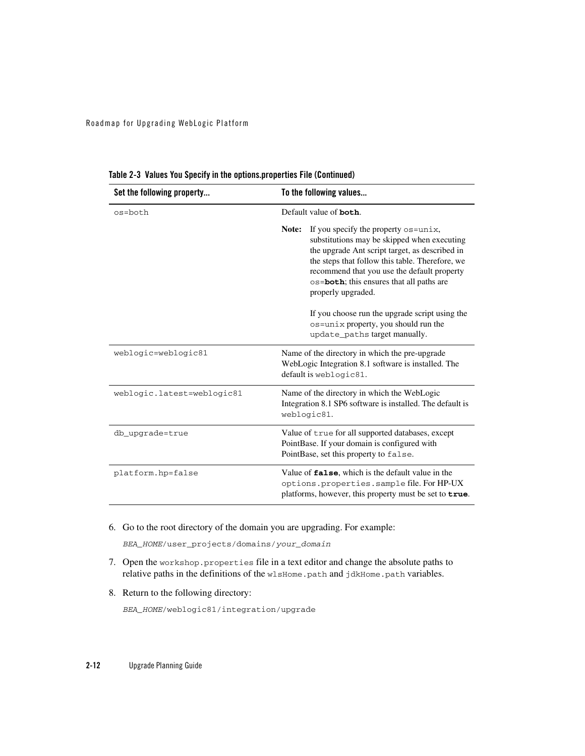**Table 2-3 Values You Specify in the options.properties File (Continued)**

| Set the following property... | To the following values... |
|---|---|
| `os=both` | Default value of **`both`**.<br><br>**Note:** If you specify the property `os=unix`, substitutions may be skipped when executing the upgrade Ant script target, as described in the steps that follow this table. Therefore, we recommend that you use the default property `os=`**`both`**; this ensures that all paths are properly upgraded.<br><br>If you choose run the upgrade script using the `os=unix` property, you should run the `update_paths` target manually. |
| `weblogic=weblogic81` | Name of the directory in which the pre-upgrade WebLogic Integration 8.1 software is installed. The default is `weblogic81`. |
| `weblogic.latest=weblogic81` | Name of the directory in which the WebLogic Integration 8.1 SP6 software is installed. The default is `weblogic81`. |
| `db_upgrade=true` | Value of `true` for all supported databases, except PointBase. If your domain is configured with PointBase, set this property to `false`. |
| `platform.hp=false` | Value of **`false`**, which is the default value in the `options.properties.sample` file. For HP-UX platforms, however, this property must be set to **`true`**. |

6. Go to the root directory of the domain you are upgrading. For example:

   `BEA_HOME/user_projects/domains/your_domain`

7. Open the `workshop.properties` file in a text editor and change the absolute paths to relative paths in the definitions of the `wlsHome.path` and `jdkHome.path` variables.

8. Return to the following directory:

   `BEA_HOME/weblogic81/integration/upgrade`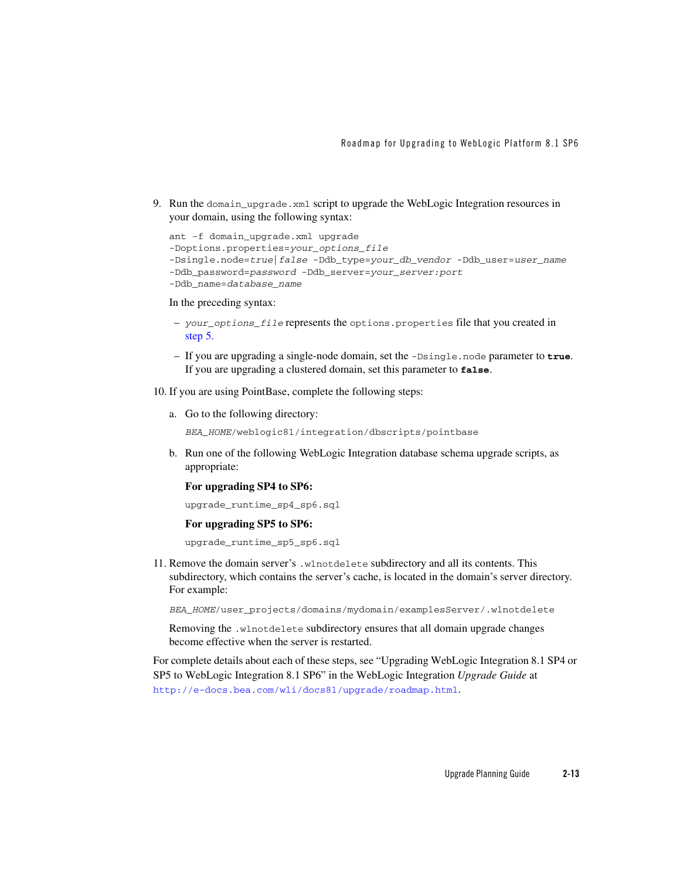9. Run the `domain_upgrade.xml` script to upgrade the WebLogic Integration resources in your domain, using the following syntax:

```
ant -f domain_upgrade.xml upgrade
-Doptions.properties=your_options_file
-Dsingle.node=true|false -Ddb_type=your_db_vendor -Ddb_user=user_name
-Ddb_password=password -Ddb_server=your_server:port
-Ddb_name=database_name
```

   In the preceding syntax:

   – *your_options_file* represents the `options.properties` file that you created in step 5.

   – If you are upgrading a single-node domain, set the `-Dsingle.node` parameter to **`true`**. If you are upgrading a clustered domain, set this parameter to **`false`**.

10. If you are using PointBase, complete the following steps:

    a. Go to the following directory:

    `BEA_HOME/weblogic81/integration/dbscripts/pointbase`

    b. Run one of the following WebLogic Integration database schema upgrade scripts, as appropriate:

    **For upgrading SP4 to SP6:**

    `upgrade_runtime_sp4_sp6.sql`

    **For upgrading SP5 to SP6:**

    `upgrade_runtime_sp5_sp6.sql`

11. Remove the domain server's `.wlnotdelete` subdirectory and all its contents. This subdirectory, which contains the server's cache, is located in the domain's server directory. For example:

    `BEA_HOME/user_projects/domains/mydomain/examplesServer/.wlnotdelete`

    Removing the `.wlnotdelete` subdirectory ensures that all domain upgrade changes become effective when the server is restarted.

For complete details about each of these steps, see "Upgrading WebLogic Integration 8.1 SP4 or SP5 to WebLogic Integration 8.1 SP6" in the WebLogic Integration *Upgrade Guide* at `http://e-docs.bea.com/wli/docs81/upgrade/roadmap.html`.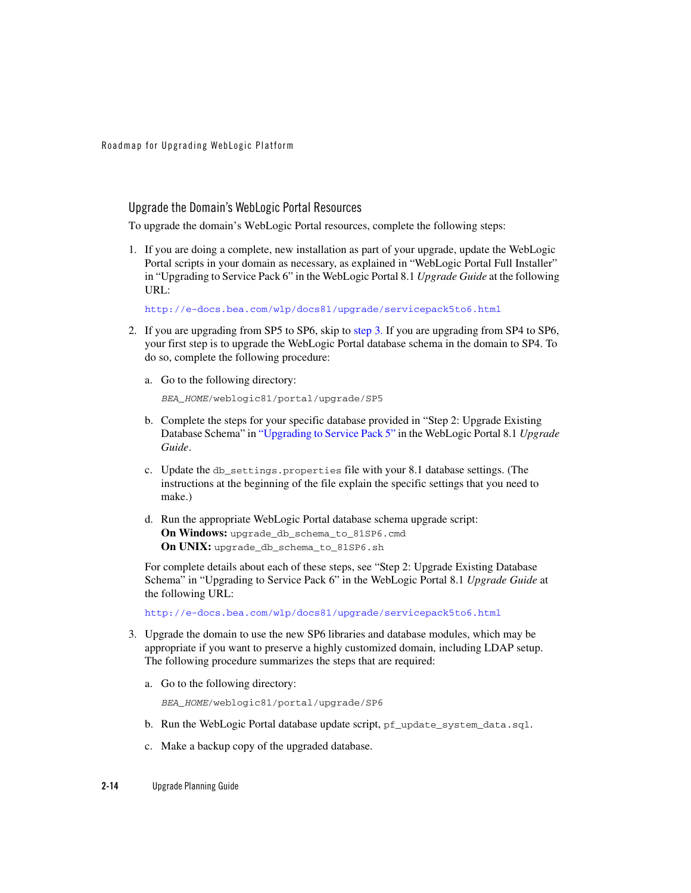## Upgrade the Domain's WebLogic Portal Resources

To upgrade the domain's WebLogic Portal resources, complete the following steps:

1. If you are doing a complete, new installation as part of your upgrade, update the WebLogic Portal scripts in your domain as necessary, as explained in "WebLogic Portal Full Installer" in "Upgrading to Service Pack 6" in the WebLogic Portal 8.1 *Upgrade Guide* at the following URL:

   http://e-docs.bea.com/wlp/docs81/upgrade/servicepack5to6.html

2. If you are upgrading from SP5 to SP6, skip to step 3. If you are upgrading from SP4 to SP6, your first step is to upgrade the WebLogic Portal database schema in the domain to SP4. To do so, complete the following procedure:

   a. Go to the following directory:

      `BEA_HOME/weblogic81/portal/upgrade/SP5`

   b. Complete the steps for your specific database provided in "Step 2: Upgrade Existing Database Schema" in "Upgrading to Service Pack 5" in the WebLogic Portal 8.1 *Upgrade Guide*.

   c. Update the `db_settings.properties` file with your 8.1 database settings. (The instructions at the beginning of the file explain the specific settings that you need to make.)

   d. Run the appropriate WebLogic Portal database schema upgrade script:
      **On Windows:** `upgrade_db_schema_to_81SP6.cmd`
      **On UNIX:** `upgrade_db_schema_to_81SP6.sh`

   For complete details about each of these steps, see "Step 2: Upgrade Existing Database Schema" in "Upgrading to Service Pack 6" in the WebLogic Portal 8.1 *Upgrade Guide* at the following URL:

   http://e-docs.bea.com/wlp/docs81/upgrade/servicepack5to6.html

3. Upgrade the domain to use the new SP6 libraries and database modules, which may be appropriate if you want to preserve a highly customized domain, including LDAP setup. The following procedure summarizes the steps that are required:

   a. Go to the following directory:

      `BEA_HOME/weblogic81/portal/upgrade/SP6`

   b. Run the WebLogic Portal database update script, `pf_update_system_data.sql`.

   c. Make a backup copy of the upgraded database.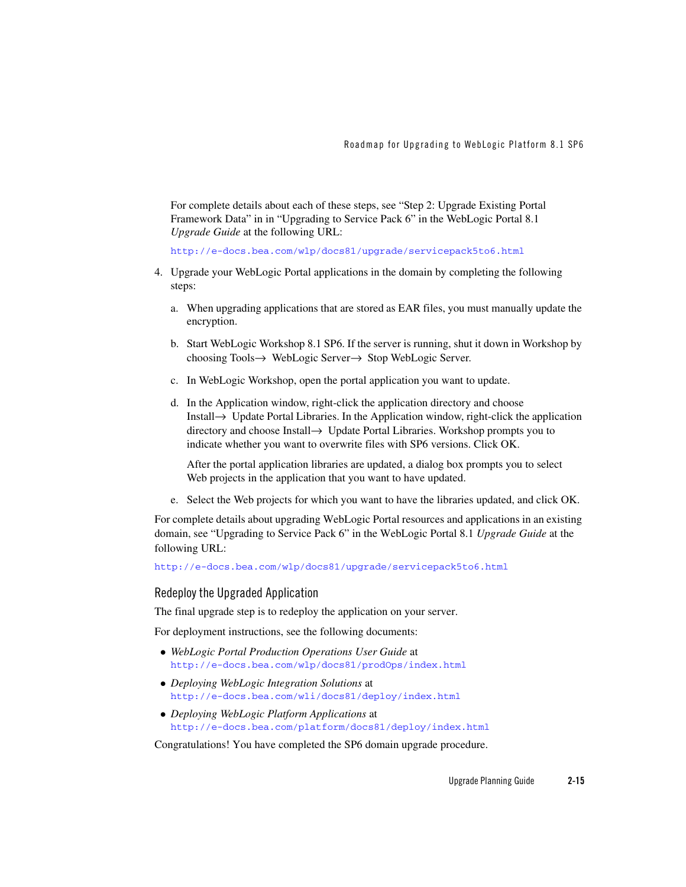For complete details about each of these steps, see "Step 2: Upgrade Existing Portal Framework Data" in in "Upgrading to Service Pack 6" in the WebLogic Portal 8.1 *Upgrade Guide* at the following URL:

http://e-docs.bea.com/wlp/docs81/upgrade/servicepack5to6.html

4. Upgrade your WebLogic Portal applications in the domain by completing the following steps:

   a. When upgrading applications that are stored as EAR files, you must manually update the encryption.

   b. Start WebLogic Workshop 8.1 SP6. If the server is running, shut it down in Workshop by choosing Tools→ WebLogic Server→ Stop WebLogic Server.

   c. In WebLogic Workshop, open the portal application you want to update.

   d. In the Application window, right-click the application directory and choose Install→ Update Portal Libraries. In the Application window, right-click the application directory and choose Install→ Update Portal Libraries. Workshop prompts you to indicate whether you want to overwrite files with SP6 versions. Click OK.

      After the portal application libraries are updated, a dialog box prompts you to select Web projects in the application that you want to have updated.

   e. Select the Web projects for which you want to have the libraries updated, and click OK.

For complete details about upgrading WebLogic Portal resources and applications in an existing domain, see "Upgrading to Service Pack 6" in the WebLogic Portal 8.1 *Upgrade Guide* at the following URL:

http://e-docs.bea.com/wlp/docs81/upgrade/servicepack5to6.html

## Redeploy the Upgraded Application

The final upgrade step is to redeploy the application on your server.

For deployment instructions, see the following documents:

- *WebLogic Portal Production Operations User Guide* at http://e-docs.bea.com/wlp/docs81/prodOps/index.html
- *Deploying WebLogic Integration Solutions* at http://e-docs.bea.com/wli/docs81/deploy/index.html
- *Deploying WebLogic Platform Applications* at http://e-docs.bea.com/platform/docs81/deploy/index.html

Congratulations! You have completed the SP6 domain upgrade procedure.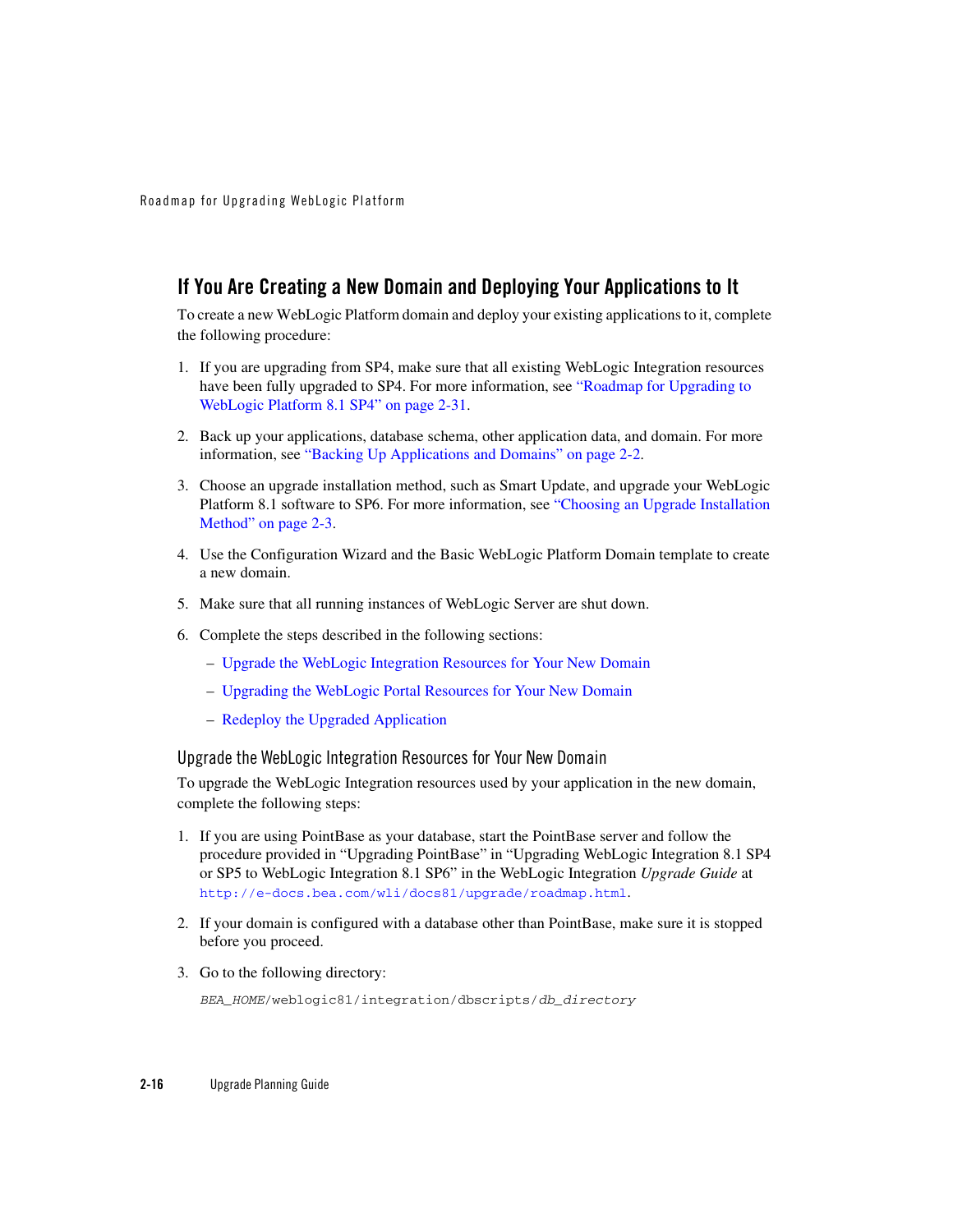## If You Are Creating a New Domain and Deploying Your Applications to It

To create a new WebLogic Platform domain and deploy your existing applications to it, complete the following procedure:

1. If you are upgrading from SP4, make sure that all existing WebLogic Integration resources have been fully upgraded to SP4. For more information, see "Roadmap for Upgrading to WebLogic Platform 8.1 SP4" on page 2-31.
2. Back up your applications, database schema, other application data, and domain. For more information, see "Backing Up Applications and Domains" on page 2-2.
3. Choose an upgrade installation method, such as Smart Update, and upgrade your WebLogic Platform 8.1 software to SP6. For more information, see "Choosing an Upgrade Installation Method" on page 2-3.
4. Use the Configuration Wizard and the Basic WebLogic Platform Domain template to create a new domain.
5. Make sure that all running instances of WebLogic Server are shut down.
6. Complete the steps described in the following sections:
   - Upgrade the WebLogic Integration Resources for Your New Domain
   - Upgrading the WebLogic Portal Resources for Your New Domain
   - Redeploy the Upgraded Application

### Upgrade the WebLogic Integration Resources for Your New Domain

To upgrade the WebLogic Integration resources used by your application in the new domain, complete the following steps:

1. If you are using PointBase as your database, start the PointBase server and follow the procedure provided in "Upgrading PointBase" in "Upgrading WebLogic Integration 8.1 SP4 or SP5 to WebLogic Integration 8.1 SP6" in the WebLogic Integration *Upgrade Guide* at `http://e-docs.bea.com/wli/docs81/upgrade/roadmap.html`.
2. If your domain is configured with a database other than PointBase, make sure it is stopped before you proceed.
3. Go to the following directory:

   `BEA_HOME/weblogic81/integration/dbscripts/db_directory`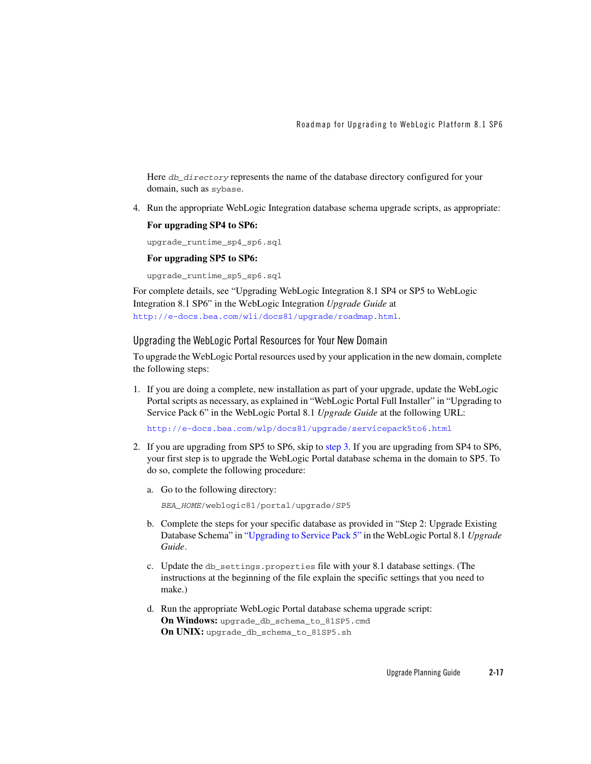Here *db_directory* represents the name of the database directory configured for your domain, such as `sybase`.

4. Run the appropriate WebLogic Integration database schema upgrade scripts, as appropriate:

   **For upgrading SP4 to SP6:**

   `upgrade_runtime_sp4_sp6.sql`

   **For upgrading SP5 to SP6:**

   `upgrade_runtime_sp5_sp6.sql`

For complete details, see "Upgrading WebLogic Integration 8.1 SP4 or SP5 to WebLogic Integration 8.1 SP6" in the WebLogic Integration *Upgrade Guide* at http://e-docs.bea.com/wli/docs81/upgrade/roadmap.html.

### Upgrading the WebLogic Portal Resources for Your New Domain

To upgrade the WebLogic Portal resources used by your application in the new domain, complete the following steps:

1. If you are doing a complete, new installation as part of your upgrade, update the WebLogic Portal scripts as necessary, as explained in "WebLogic Portal Full Installer" in "Upgrading to Service Pack 6" in the WebLogic Portal 8.1 *Upgrade Guide* at the following URL:

   http://e-docs.bea.com/wlp/docs81/upgrade/servicepack5to6.html

2. If you are upgrading from SP5 to SP6, skip to step 3. If you are upgrading from SP4 to SP6, your first step is to upgrade the WebLogic Portal database schema in the domain to SP5. To do so, complete the following procedure:

   a. Go to the following directory:

      *BEA_HOME*/weblogic81/portal/upgrade/SP5

   b. Complete the steps for your specific database as provided in "Step 2: Upgrade Existing Database Schema" in "Upgrading to Service Pack 5" in the WebLogic Portal 8.1 *Upgrade Guide*.

   c. Update the `db_settings.properties` file with your 8.1 database settings. (The instructions at the beginning of the file explain the specific settings that you need to make.)

   d. Run the appropriate WebLogic Portal database schema upgrade script:
      **On Windows:** `upgrade_db_schema_to_81SP5.cmd`
      **On UNIX:** `upgrade_db_schema_to_81SP5.sh`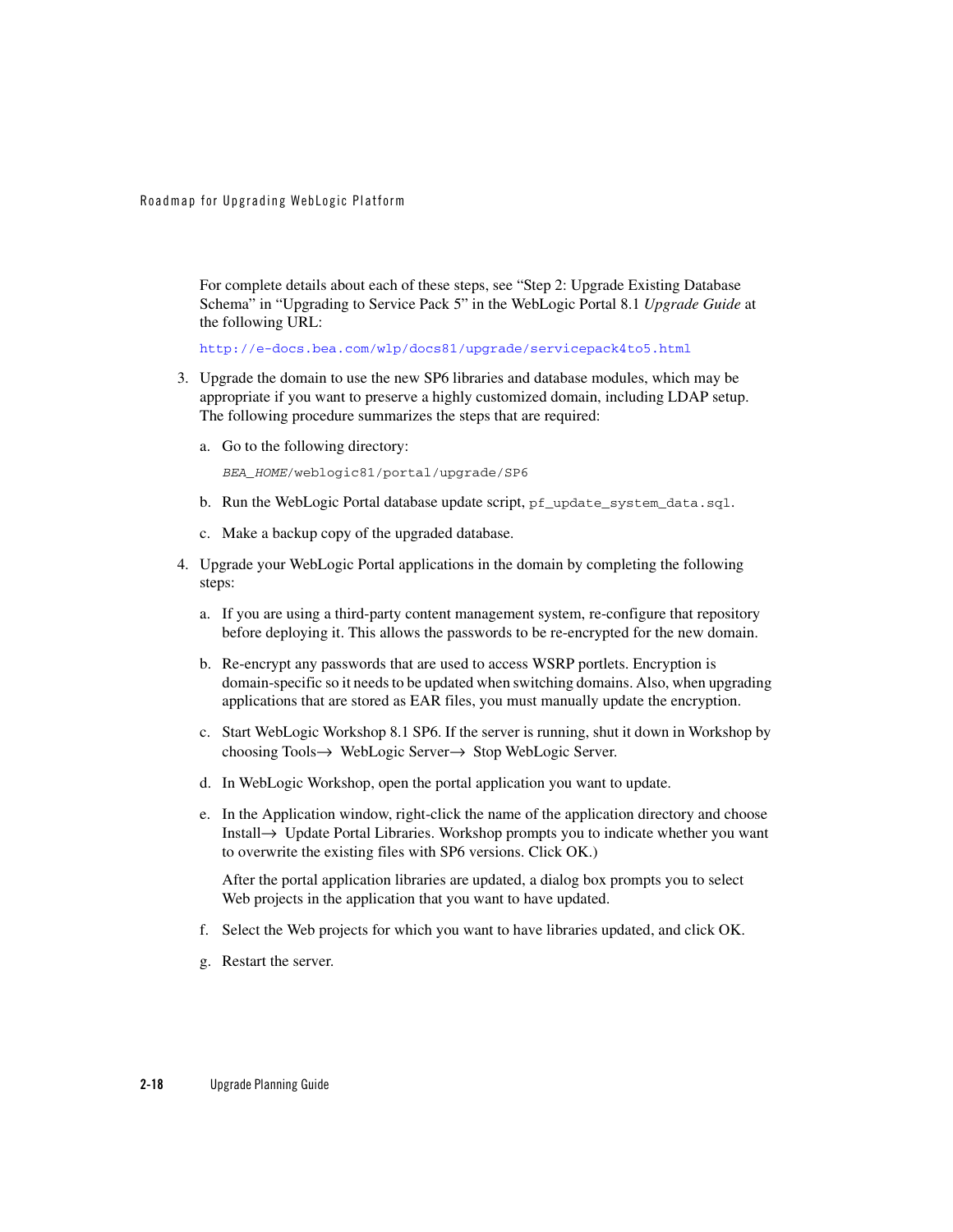For complete details about each of these steps, see "Step 2: Upgrade Existing Database Schema" in "Upgrading to Service Pack 5" in the WebLogic Portal 8.1 *Upgrade Guide* at the following URL:

http://e-docs.bea.com/wlp/docs81/upgrade/servicepack4to5.html

3. Upgrade the domain to use the new SP6 libraries and database modules, which may be appropriate if you want to preserve a highly customized domain, including LDAP setup. The following procedure summarizes the steps that are required:

   a. Go to the following directory:

      `*BEA_HOME*/weblogic81/portal/upgrade/SP6`

   b. Run the WebLogic Portal database update script, `pf_update_system_data.sql`.

   c. Make a backup copy of the upgraded database.

4. Upgrade your WebLogic Portal applications in the domain by completing the following steps:

   a. If you are using a third-party content management system, re-configure that repository before deploying it. This allows the passwords to be re-encrypted for the new domain.

   b. Re-encrypt any passwords that are used to access WSRP portlets. Encryption is domain-specific so it needs to be updated when switching domains. Also, when upgrading applications that are stored as EAR files, you must manually update the encryption.

   c. Start WebLogic Workshop 8.1 SP6. If the server is running, shut it down in Workshop by choosing Tools→ WebLogic Server→ Stop WebLogic Server.

   d. In WebLogic Workshop, open the portal application you want to update.

   e. In the Application window, right-click the name of the application directory and choose Install→ Update Portal Libraries. Workshop prompts you to indicate whether you want to overwrite the existing files with SP6 versions. Click OK.)

      After the portal application libraries are updated, a dialog box prompts you to select Web projects in the application that you want to have updated.

   f. Select the Web projects for which you want to have libraries updated, and click OK.

   g. Restart the server.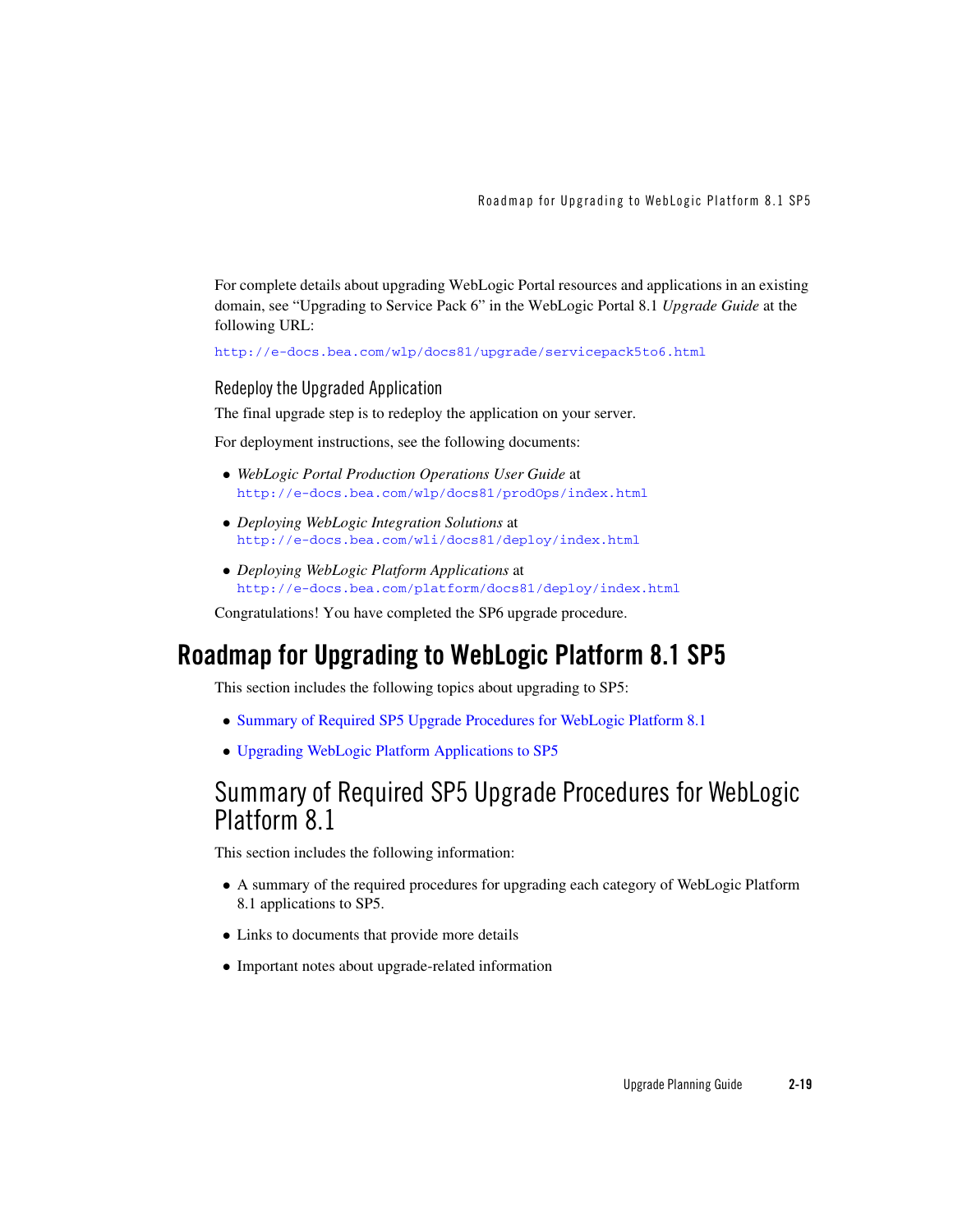For complete details about upgrading WebLogic Portal resources and applications in an existing domain, see "Upgrading to Service Pack 6" in the WebLogic Portal 8.1 *Upgrade Guide* at the following URL:

http://e-docs.bea.com/wlp/docs81/upgrade/servicepack5to6.html

### Redeploy the Upgraded Application

The final upgrade step is to redeploy the application on your server.

For deployment instructions, see the following documents:

- *WebLogic Portal Production Operations User Guide* at http://e-docs.bea.com/wlp/docs81/prodOps/index.html
- *Deploying WebLogic Integration Solutions* at http://e-docs.bea.com/wli/docs81/deploy/index.html
- *Deploying WebLogic Platform Applications* at http://e-docs.bea.com/platform/docs81/deploy/index.html

Congratulations! You have completed the SP6 upgrade procedure.

# Roadmap for Upgrading to WebLogic Platform 8.1 SP5

This section includes the following topics about upgrading to SP5:

- Summary of Required SP5 Upgrade Procedures for WebLogic Platform 8.1
- Upgrading WebLogic Platform Applications to SP5

## Summary of Required SP5 Upgrade Procedures for WebLogic Platform 8.1

This section includes the following information:

- A summary of the required procedures for upgrading each category of WebLogic Platform 8.1 applications to SP5.
- Links to documents that provide more details
- Important notes about upgrade-related information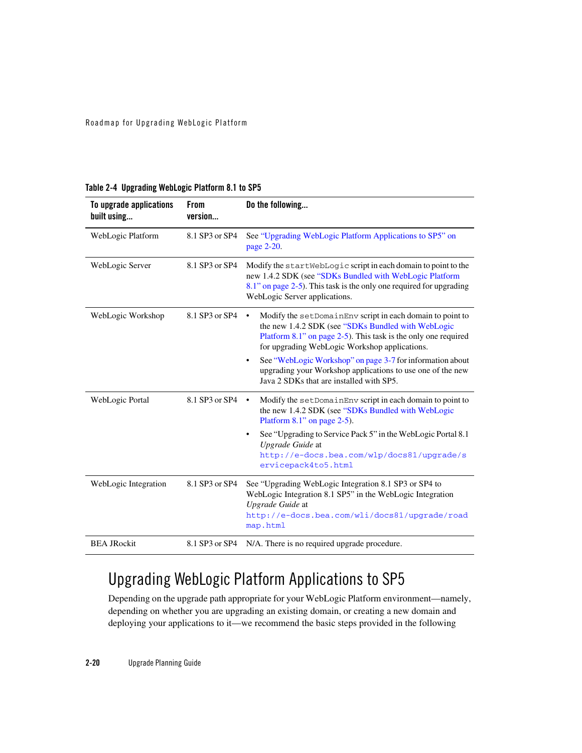**Table 2-4 Upgrading WebLogic Platform 8.1 to SP5**

| To upgrade applications built using... | From version... | Do the following... |
|---|---|---|
| WebLogic Platform | 8.1 SP3 or SP4 | See "Upgrading WebLogic Platform Applications to SP5" on page 2-20. |
| WebLogic Server | 8.1 SP3 or SP4 | Modify the `startWebLogic` script in each domain to point to the new 1.4.2 SDK (see "SDKs Bundled with WebLogic Platform 8.1" on page 2-5). This task is the only one required for upgrading WebLogic Server applications. |
| WebLogic Workshop | 8.1 SP3 or SP4 | • Modify the `setDomainEnv` script in each domain to point to the new 1.4.2 SDK (see "SDKs Bundled with WebLogic Platform 8.1" on page 2-5). This task is the only one required for upgrading WebLogic Workshop applications.<br>• See "WebLogic Workshop" on page 3-7 for information about upgrading your Workshop applications to use one of the new Java 2 SDKs that are installed with SP5. |
| WebLogic Portal | 8.1 SP3 or SP4 | • Modify the `setDomainEnv` script in each domain to point to the new 1.4.2 SDK (see "SDKs Bundled with WebLogic Platform 8.1" on page 2-5).<br>• See "Upgrading to Service Pack 5" in the WebLogic Portal 8.1 *Upgrade Guide* at `http://e-docs.bea.com/wlp/docs81/upgrade/servicepack4to5.html` |
| WebLogic Integration | 8.1 SP3 or SP4 | See "Upgrading WebLogic Integration 8.1 SP3 or SP4 to WebLogic Integration 8.1 SP5" in the WebLogic Integration *Upgrade Guide* at `http://e-docs.bea.com/wli/docs81/upgrade/roadmap.html` |
| BEA JRockit | 8.1 SP3 or SP4 | N/A. There is no required upgrade procedure. |

## Upgrading WebLogic Platform Applications to SP5

Depending on the upgrade path appropriate for your WebLogic Platform environment—namely, depending on whether you are upgrading an existing domain, or creating a new domain and deploying your applications to it—we recommend the basic steps provided in the following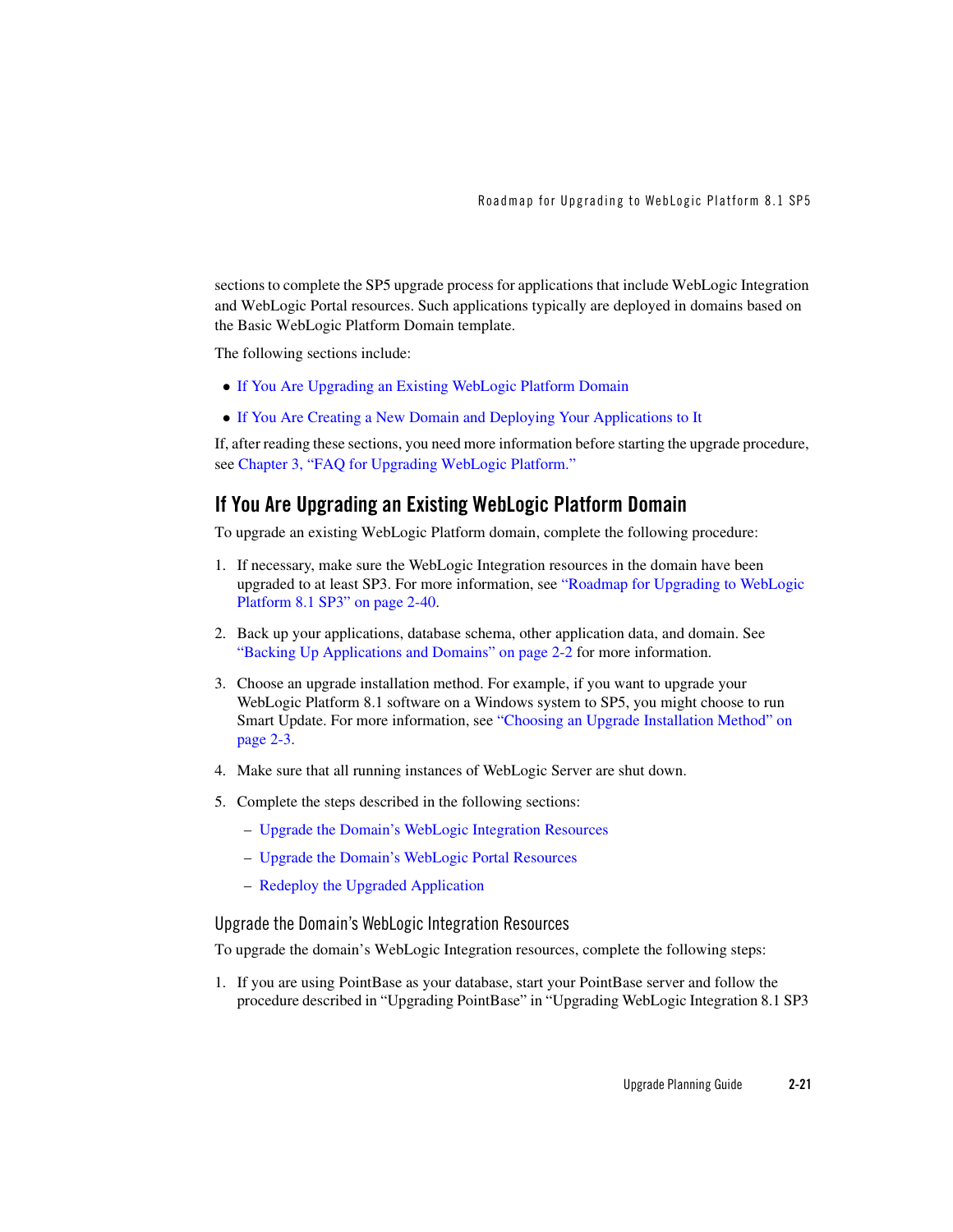sections to complete the SP5 upgrade process for applications that include WebLogic Integration and WebLogic Portal resources. Such applications typically are deployed in domains based on the Basic WebLogic Platform Domain template.

The following sections include:

- If You Are Upgrading an Existing WebLogic Platform Domain
- If You Are Creating a New Domain and Deploying Your Applications to It

If, after reading these sections, you need more information before starting the upgrade procedure, see Chapter 3, "FAQ for Upgrading WebLogic Platform."

## If You Are Upgrading an Existing WebLogic Platform Domain

To upgrade an existing WebLogic Platform domain, complete the following procedure:

1. If necessary, make sure the WebLogic Integration resources in the domain have been upgraded to at least SP3. For more information, see "Roadmap for Upgrading to WebLogic Platform 8.1 SP3" on page 2-40.
2. Back up your applications, database schema, other application data, and domain. See "Backing Up Applications and Domains" on page 2-2 for more information.
3. Choose an upgrade installation method. For example, if you want to upgrade your WebLogic Platform 8.1 software on a Windows system to SP5, you might choose to run Smart Update. For more information, see "Choosing an Upgrade Installation Method" on page 2-3.
4. Make sure that all running instances of WebLogic Server are shut down.
5. Complete the steps described in the following sections:
   - Upgrade the Domain's WebLogic Integration Resources
   - Upgrade the Domain's WebLogic Portal Resources
   - Redeploy the Upgraded Application

### Upgrade the Domain's WebLogic Integration Resources

To upgrade the domain's WebLogic Integration resources, complete the following steps:

1. If you are using PointBase as your database, start your PointBase server and follow the procedure described in "Upgrading PointBase" in "Upgrading WebLogic Integration 8.1 SP3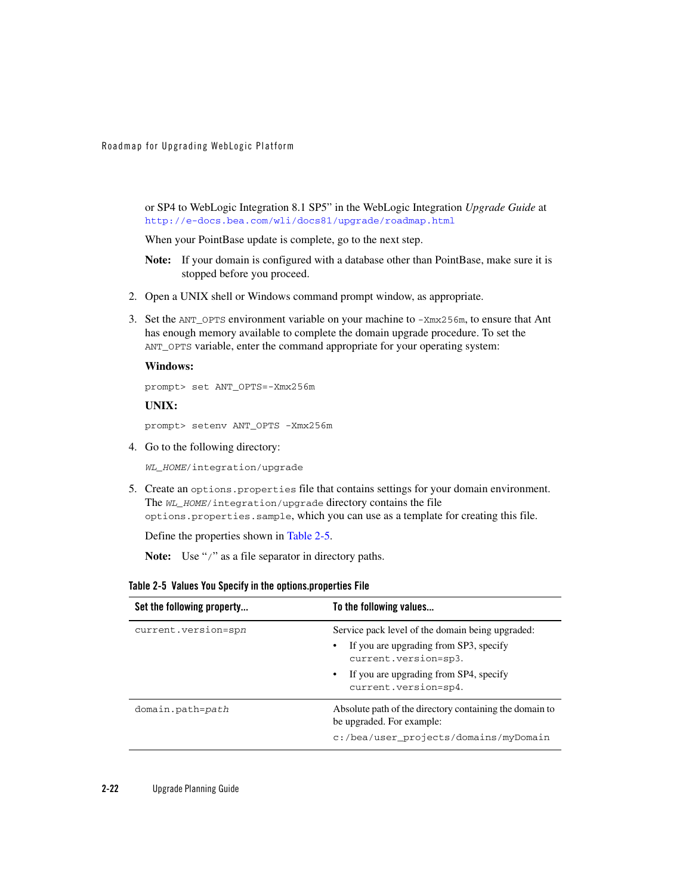or SP4 to WebLogic Integration 8.1 SP5" in the WebLogic Integration *Upgrade Guide* at
http://e-docs.bea.com/wli/docs81/upgrade/roadmap.html

When your PointBase update is complete, go to the next step.

**Note:** If your domain is configured with a database other than PointBase, make sure it is stopped before you proceed.

2. Open a UNIX shell or Windows command prompt window, as appropriate.

3. Set the `ANT_OPTS` environment variable on your machine to `-Xmx256m`, to ensure that Ant has enough memory available to complete the domain upgrade procedure. To set the `ANT_OPTS` variable, enter the command appropriate for your operating system:

   **Windows:**

   ```
   prompt> set ANT_OPTS=-Xmx256m
   ```

   **UNIX:**

   ```
   prompt> setenv ANT_OPTS -Xmx256m
   ```

4. Go to the following directory:

   ```
   WL_HOME/integration/upgrade
   ```

5. Create an `options.properties` file that contains settings for your domain environment. The `WL_HOME/integration/upgrade` directory contains the file `options.properties.sample`, which you can use as a template for creating this file.

   Define the properties shown in Table 2-5.

   **Note:** Use "/" as a file separator in directory paths.

**Table 2-5 Values You Specify in the options.properties File**

| Set the following property... | To the following values... |
|---|---|
| `current.version=spn` | Service pack level of the domain being upgraded:<br>• If you are upgrading from SP3, specify `current.version=sp3`.<br>• If you are upgrading from SP4, specify `current.version=sp4`. |
| `domain.path=path` | Absolute path of the directory containing the domain to be upgraded. For example:<br>`c:/bea/user_projects/domains/myDomain` |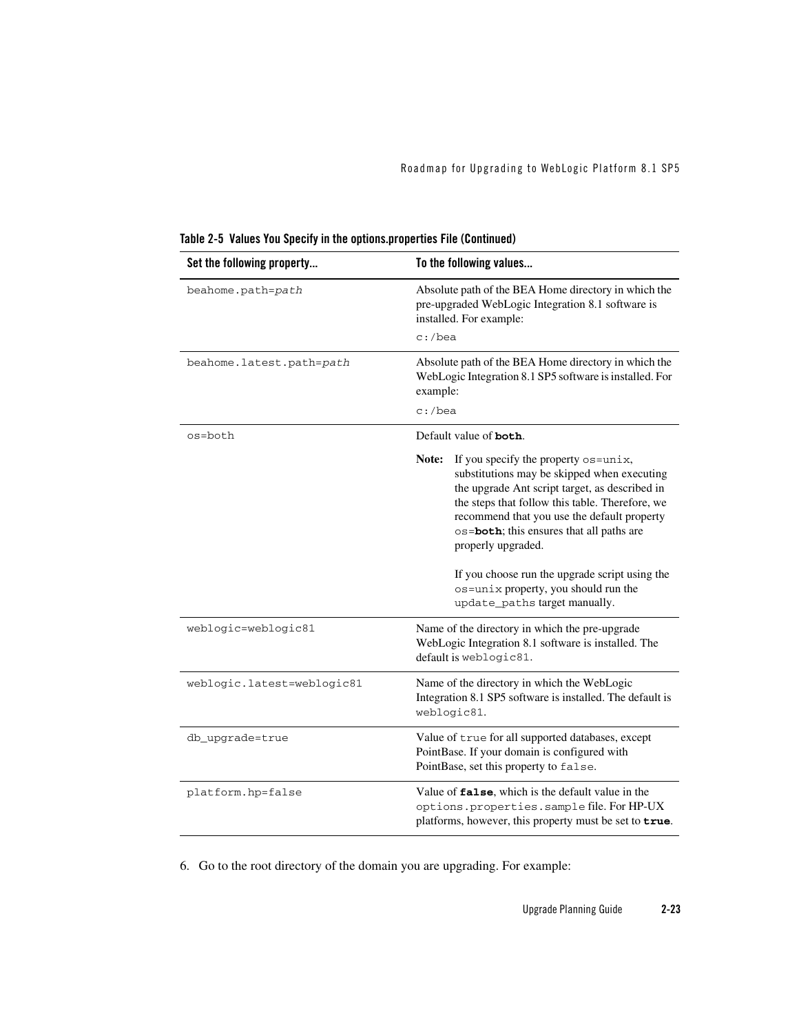**Table 2-5 Values You Specify in the options.properties File (Continued)**

| Set the following property... | To the following values... |
|---|---|
| `beahome.path=`*`path`* | Absolute path of the BEA Home directory in which the pre-upgraded WebLogic Integration 8.1 software is installed. For example:<br>`c:/bea` |
| `beahome.latest.path=`*`path`* | Absolute path of the BEA Home directory in which the WebLogic Integration 8.1 SP5 software is installed. For example:<br>`c:/bea` |
| `os=both` | Default value of **`both`**.<br>**Note:** If you specify the property `os=unix`, substitutions may be skipped when executing the upgrade Ant script target, as described in the steps that follow this table. Therefore, we recommend that you use the default property `os=`**`both`**; this ensures that all paths are properly upgraded.<br>If you choose run the upgrade script using the `os=unix` property, you should run the `update_paths` target manually. |
| `weblogic=weblogic81` | Name of the directory in which the pre-upgrade WebLogic Integration 8.1 software is installed. The default is `weblogic81`. |
| `weblogic.latest=weblogic81` | Name of the directory in which the WebLogic Integration 8.1 SP5 software is installed. The default is `weblogic81`. |
| `db_upgrade=true` | Value of `true` for all supported databases, except PointBase. If your domain is configured with PointBase, set this property to `false`. |
| `platform.hp=false` | Value of **`false`**, which is the default value in the `options.properties.sample` file. For HP-UX platforms, however, this property must be set to **`true`**. |

6. Go to the root directory of the domain you are upgrading. For example: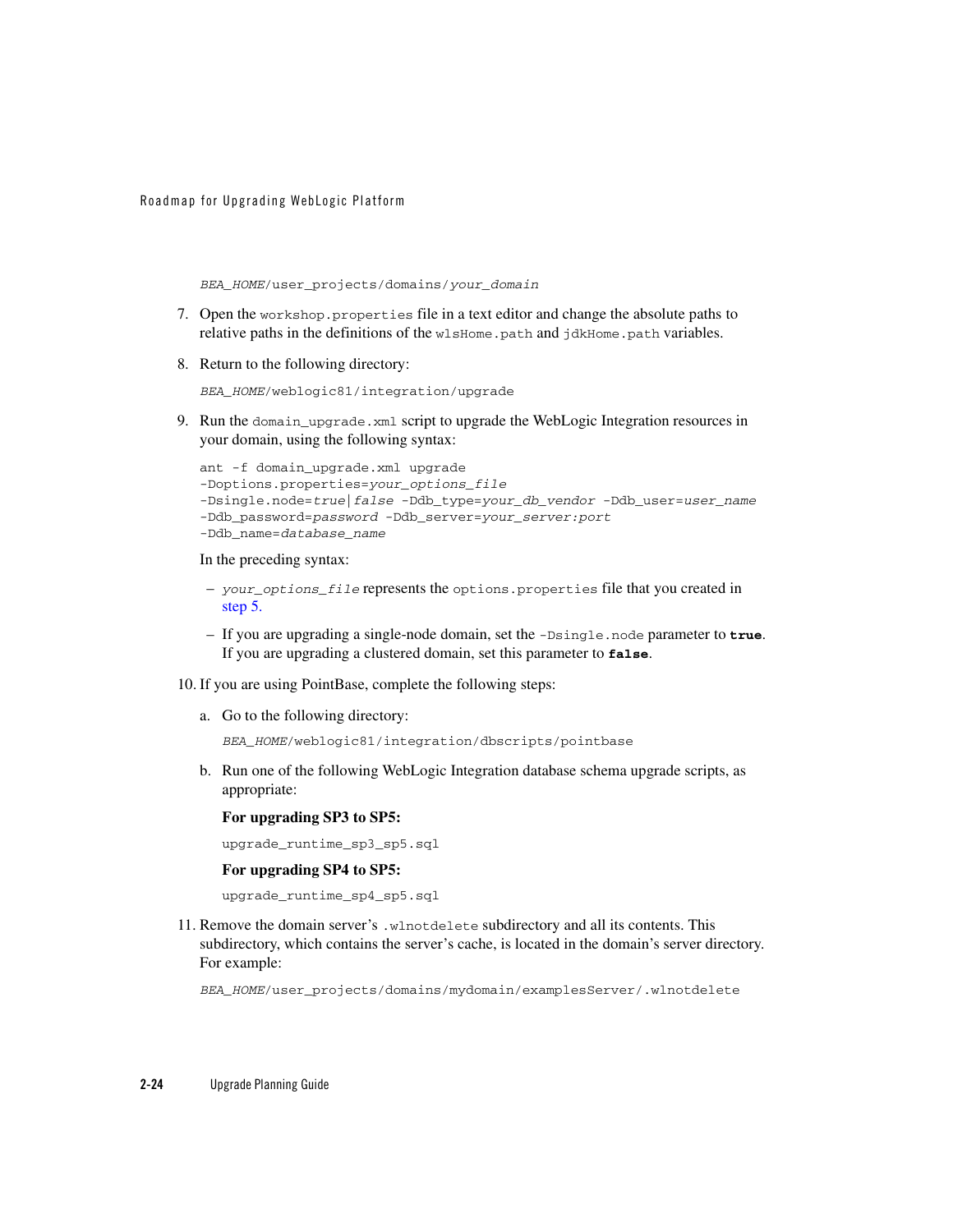*BEA_HOME*/user_projects/domains/*your_domain*

7. Open the `workshop.properties` file in a text editor and change the absolute paths to relative paths in the definitions of the `wlsHome.path` and `jdkHome.path` variables.

8. Return to the following directory:

   *BEA_HOME*/weblogic81/integration/upgrade

9. Run the `domain_upgrade.xml` script to upgrade the WebLogic Integration resources in your domain, using the following syntax:

   ```
   ant -f domain_upgrade.xml upgrade
   -Doptions.properties=your_options_file
   -Dsingle.node=true|false -Ddb_type=your_db_vendor -Ddb_user=user_name
   -Ddb_password=password -Ddb_server=your_server:port
   -Ddb_name=database_name
   ```

   In the preceding syntax:

   – *`your_options_file`* represents the `options.properties` file that you created in step 5.

   – If you are upgrading a single-node domain, set the `-Dsingle.node` parameter to **`true`**. If you are upgrading a clustered domain, set this parameter to **`false`**.

10. If you are using PointBase, complete the following steps:

    a. Go to the following directory:

       *BEA_HOME*/weblogic81/integration/dbscripts/pointbase

    b. Run one of the following WebLogic Integration database schema upgrade scripts, as appropriate:

       **For upgrading SP3 to SP5:**

       `upgrade_runtime_sp3_sp5.sql`

       **For upgrading SP4 to SP5:**

       `upgrade_runtime_sp4_sp5.sql`

11. Remove the domain server's `.wlnotdelete` subdirectory and all its contents. This subdirectory, which contains the server's cache, is located in the domain's server directory. For example:

    *BEA_HOME*/user_projects/domains/mydomain/examplesServer/.wlnotdelete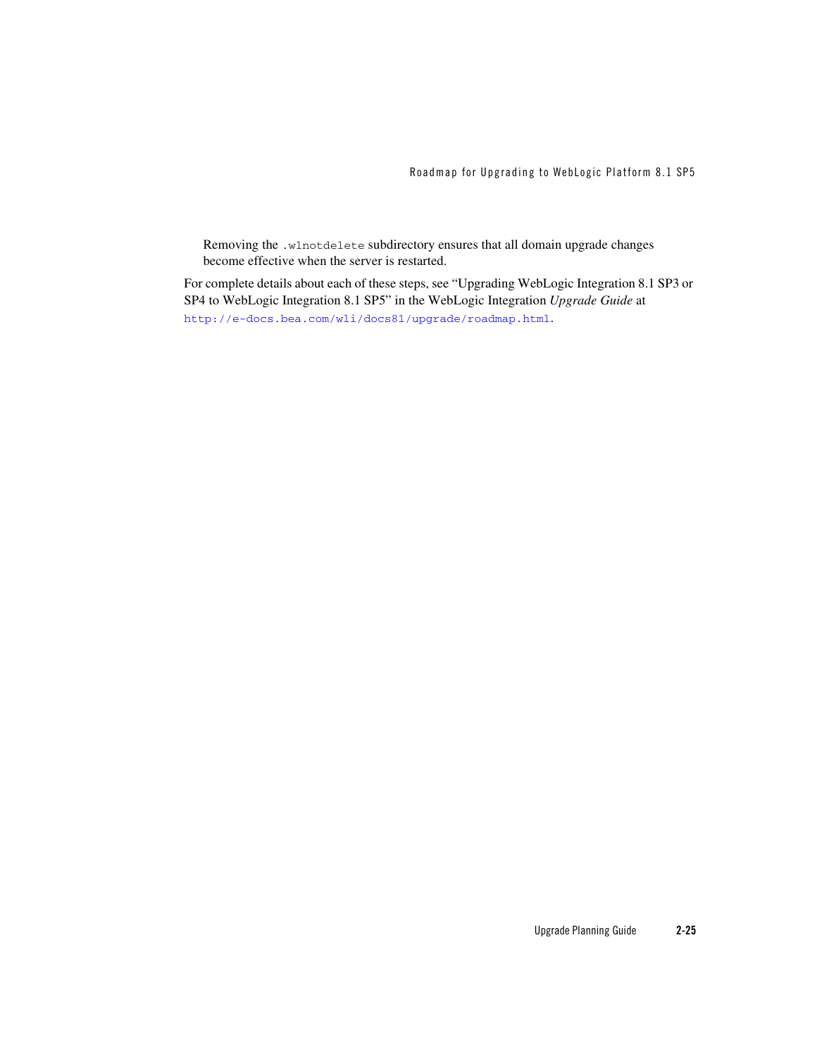Removing the `.wlnotdelete` subdirectory ensures that all domain upgrade changes become effective when the server is restarted.

For complete details about each of these steps, see "Upgrading WebLogic Integration 8.1 SP3 or SP4 to WebLogic Integration 8.1 SP5" in the WebLogic Integration *Upgrade Guide* at http://e-docs.bea.com/wli/docs81/upgrade/roadmap.html.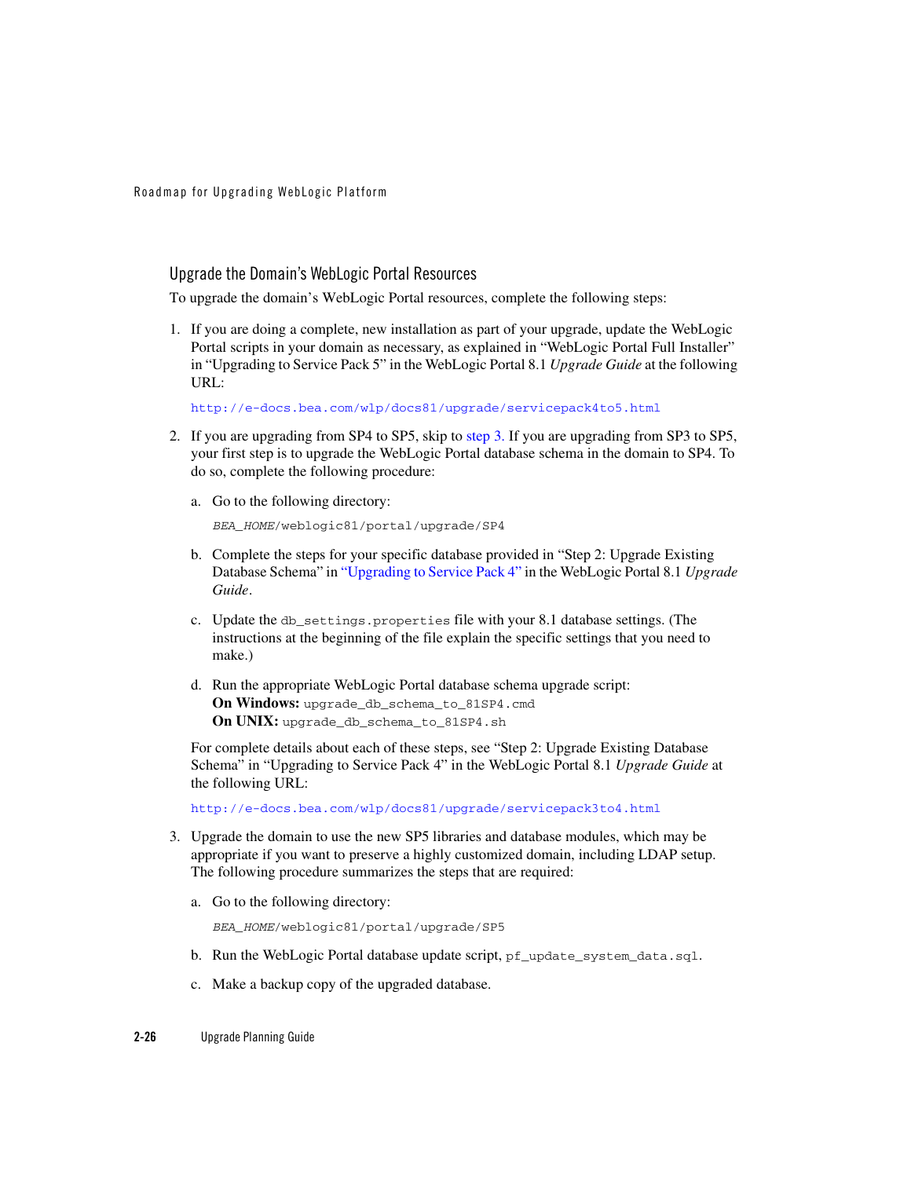## Upgrade the Domain's WebLogic Portal Resources

To upgrade the domain's WebLogic Portal resources, complete the following steps:

1. If you are doing a complete, new installation as part of your upgrade, update the WebLogic Portal scripts in your domain as necessary, as explained in "WebLogic Portal Full Installer" in "Upgrading to Service Pack 5" in the WebLogic Portal 8.1 *Upgrade Guide* at the following URL:

   `http://e-docs.bea.com/wlp/docs81/upgrade/servicepack4to5.html`

2. If you are upgrading from SP4 to SP5, skip to step 3. If you are upgrading from SP3 to SP5, your first step is to upgrade the WebLogic Portal database schema in the domain to SP4. To do so, complete the following procedure:

   a. Go to the following directory:

      `BEA_HOME/weblogic81/portal/upgrade/SP4`

   b. Complete the steps for your specific database provided in "Step 2: Upgrade Existing Database Schema" in "Upgrading to Service Pack 4" in the WebLogic Portal 8.1 *Upgrade Guide*.

   c. Update the `db_settings.properties` file with your 8.1 database settings. (The instructions at the beginning of the file explain the specific settings that you need to make.)

   d. Run the appropriate WebLogic Portal database schema upgrade script:
      **On Windows:** `upgrade_db_schema_to_81SP4.cmd`
      **On UNIX:** `upgrade_db_schema_to_81SP4.sh`

   For complete details about each of these steps, see "Step 2: Upgrade Existing Database Schema" in "Upgrading to Service Pack 4" in the WebLogic Portal 8.1 *Upgrade Guide* at the following URL:

   `http://e-docs.bea.com/wlp/docs81/upgrade/servicepack3to4.html`

3. Upgrade the domain to use the new SP5 libraries and database modules, which may be appropriate if you want to preserve a highly customized domain, including LDAP setup. The following procedure summarizes the steps that are required:

   a. Go to the following directory:

      `BEA_HOME/weblogic81/portal/upgrade/SP5`

   b. Run the WebLogic Portal database update script, `pf_update_system_data.sql`.

   c. Make a backup copy of the upgraded database.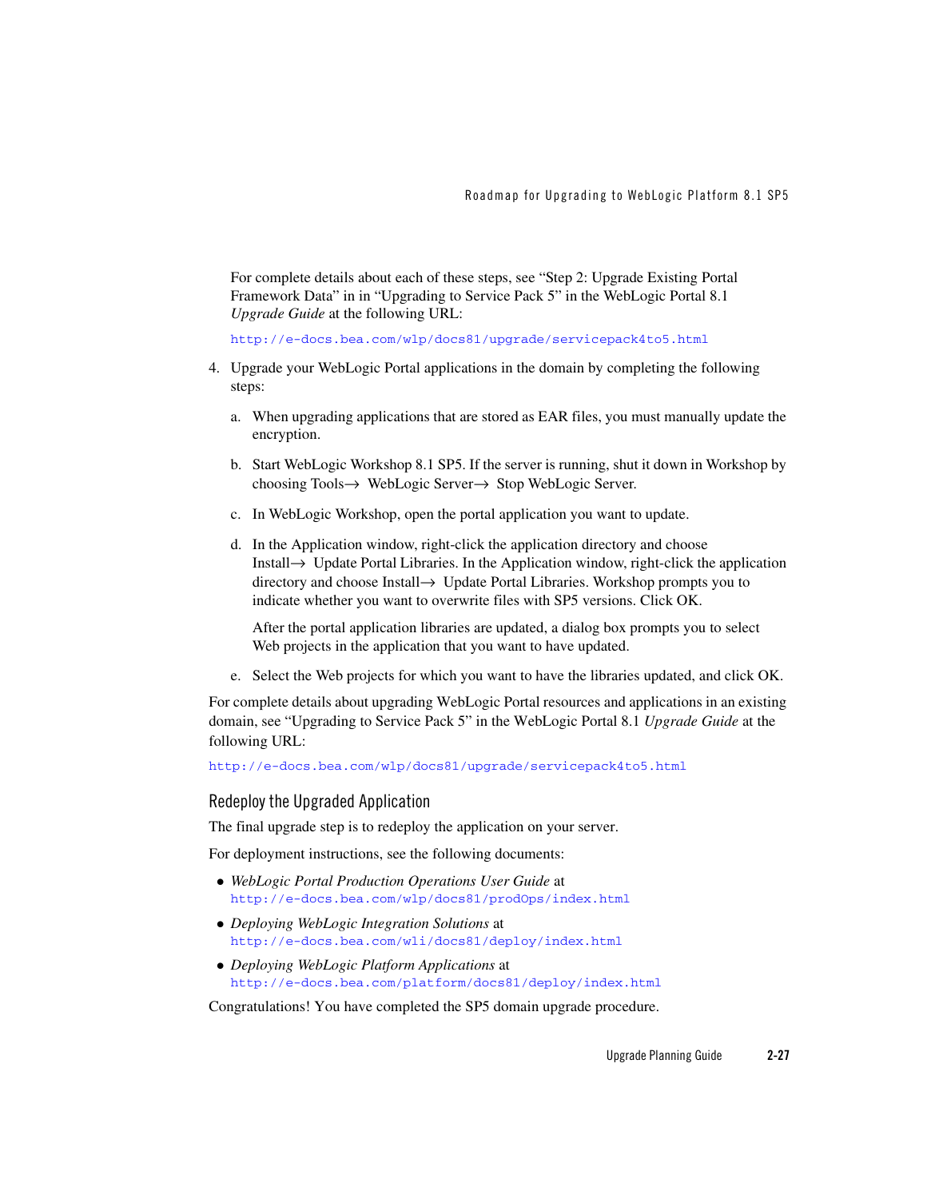For complete details about each of these steps, see "Step 2: Upgrade Existing Portal Framework Data" in in "Upgrading to Service Pack 5" in the WebLogic Portal 8.1 *Upgrade Guide* at the following URL:

http://e-docs.bea.com/wlp/docs81/upgrade/servicepack4to5.html

4. Upgrade your WebLogic Portal applications in the domain by completing the following steps:

   a. When upgrading applications that are stored as EAR files, you must manually update the encryption.

   b. Start WebLogic Workshop 8.1 SP5. If the server is running, shut it down in Workshop by choosing Tools→ WebLogic Server→ Stop WebLogic Server.

   c. In WebLogic Workshop, open the portal application you want to update.

   d. In the Application window, right-click the application directory and choose Install→ Update Portal Libraries. In the Application window, right-click the application directory and choose Install→ Update Portal Libraries. Workshop prompts you to indicate whether you want to overwrite files with SP5 versions. Click OK.

      After the portal application libraries are updated, a dialog box prompts you to select Web projects in the application that you want to have updated.

   e. Select the Web projects for which you want to have the libraries updated, and click OK.

For complete details about upgrading WebLogic Portal resources and applications in an existing domain, see "Upgrading to Service Pack 5" in the WebLogic Portal 8.1 *Upgrade Guide* at the following URL:

http://e-docs.bea.com/wlp/docs81/upgrade/servicepack4to5.html

### Redeploy the Upgraded Application

The final upgrade step is to redeploy the application on your server.

For deployment instructions, see the following documents:

- *WebLogic Portal Production Operations User Guide* at http://e-docs.bea.com/wlp/docs81/prodOps/index.html
- *Deploying WebLogic Integration Solutions* at http://e-docs.bea.com/wli/docs81/deploy/index.html
- *Deploying WebLogic Platform Applications* at http://e-docs.bea.com/platform/docs81/deploy/index.html

Congratulations! You have completed the SP5 domain upgrade procedure.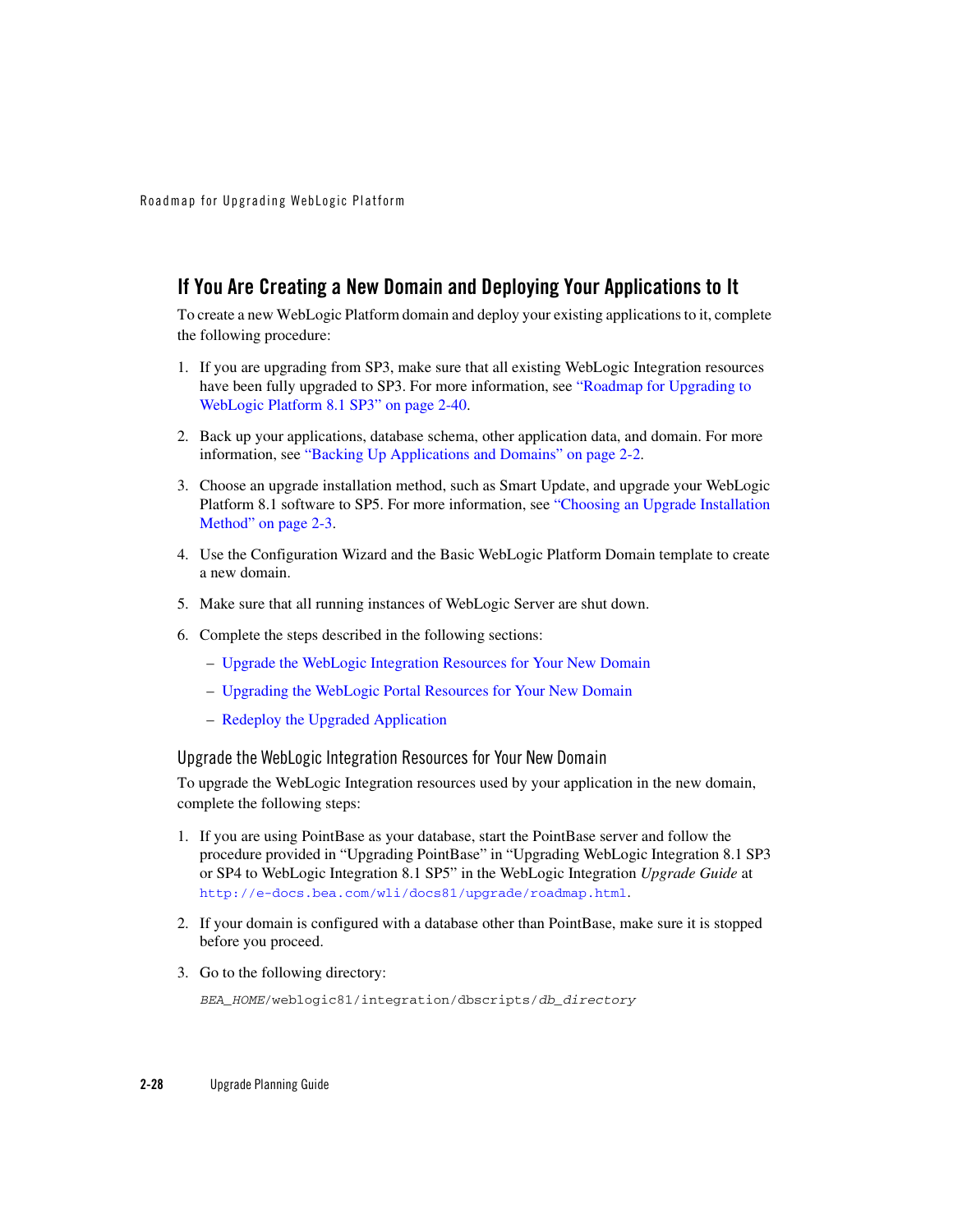## If You Are Creating a New Domain and Deploying Your Applications to It

To create a new WebLogic Platform domain and deploy your existing applications to it, complete the following procedure:

1. If you are upgrading from SP3, make sure that all existing WebLogic Integration resources have been fully upgraded to SP3. For more information, see "Roadmap for Upgrading to WebLogic Platform 8.1 SP3" on page 2-40.
2. Back up your applications, database schema, other application data, and domain. For more information, see "Backing Up Applications and Domains" on page 2-2.
3. Choose an upgrade installation method, such as Smart Update, and upgrade your WebLogic Platform 8.1 software to SP5. For more information, see "Choosing an Upgrade Installation Method" on page 2-3.
4. Use the Configuration Wizard and the Basic WebLogic Platform Domain template to create a new domain.
5. Make sure that all running instances of WebLogic Server are shut down.
6. Complete the steps described in the following sections:
   - Upgrade the WebLogic Integration Resources for Your New Domain
   - Upgrading the WebLogic Portal Resources for Your New Domain
   - Redeploy the Upgraded Application

### Upgrade the WebLogic Integration Resources for Your New Domain

To upgrade the WebLogic Integration resources used by your application in the new domain, complete the following steps:

1. If you are using PointBase as your database, start the PointBase server and follow the procedure provided in "Upgrading PointBase" in "Upgrading WebLogic Integration 8.1 SP3 or SP4 to WebLogic Integration 8.1 SP5" in the WebLogic Integration *Upgrade Guide* at `http://e-docs.bea.com/wli/docs81/upgrade/roadmap.html`.
2. If your domain is configured with a database other than PointBase, make sure it is stopped before you proceed.
3. Go to the following directory:

   *BEA_HOME*/weblogic81/integration/dbscripts/*db_directory*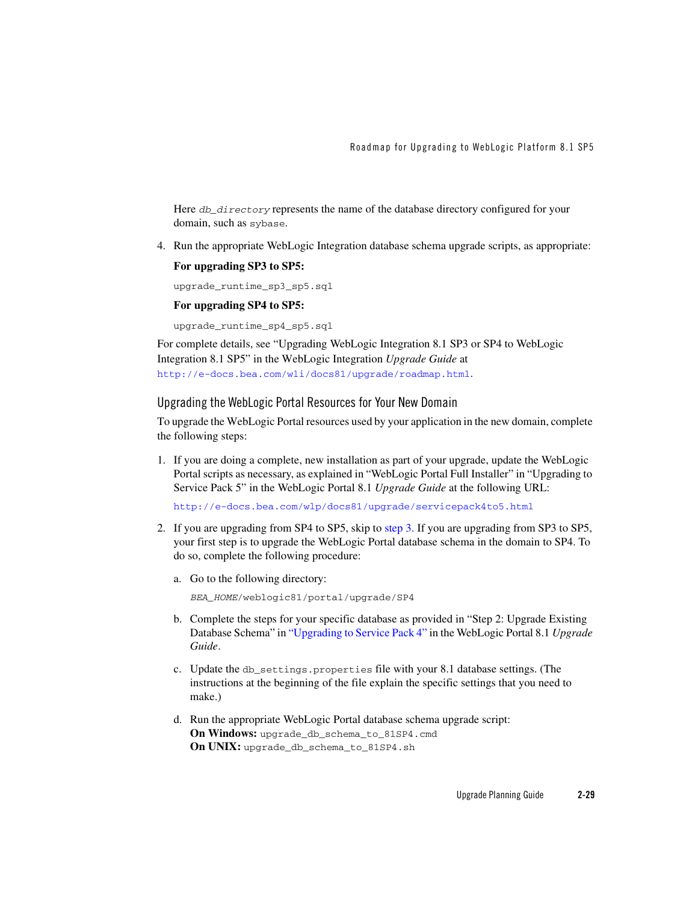Here *db_directory* represents the name of the database directory configured for your domain, such as `sybase`.

4. Run the appropriate WebLogic Integration database schema upgrade scripts, as appropriate:

   **For upgrading SP3 to SP5:**

   `upgrade_runtime_sp3_sp5.sql`

   **For upgrading SP4 to SP5:**

   `upgrade_runtime_sp4_sp5.sql`

For complete details, see "Upgrading WebLogic Integration 8.1 SP3 or SP4 to WebLogic Integration 8.1 SP5" in the WebLogic Integration *Upgrade Guide* at http://e-docs.bea.com/wli/docs81/upgrade/roadmap.html.

## Upgrading the WebLogic Portal Resources for Your New Domain

To upgrade the WebLogic Portal resources used by your application in the new domain, complete the following steps:

1. If you are doing a complete, new installation as part of your upgrade, update the WebLogic Portal scripts as necessary, as explained in "WebLogic Portal Full Installer" in "Upgrading to Service Pack 5" in the WebLogic Portal 8.1 *Upgrade Guide* at the following URL:

   http://e-docs.bea.com/wlp/docs81/upgrade/servicepack4to5.html

2. If you are upgrading from SP4 to SP5, skip to step 3. If you are upgrading from SP3 to SP5, your first step is to upgrade the WebLogic Portal database schema in the domain to SP4. To do so, complete the following procedure:

   a. Go to the following directory:

      *BEA_HOME*/weblogic81/portal/upgrade/SP4

   b. Complete the steps for your specific database as provided in "Step 2: Upgrade Existing Database Schema" in "Upgrading to Service Pack 4" in the WebLogic Portal 8.1 *Upgrade Guide*.

   c. Update the `db_settings.properties` file with your 8.1 database settings. (The instructions at the beginning of the file explain the specific settings that you need to make.)

   d. Run the appropriate WebLogic Portal database schema upgrade script:
      **On Windows:** `upgrade_db_schema_to_81SP4.cmd`
      **On UNIX:** `upgrade_db_schema_to_81SP4.sh`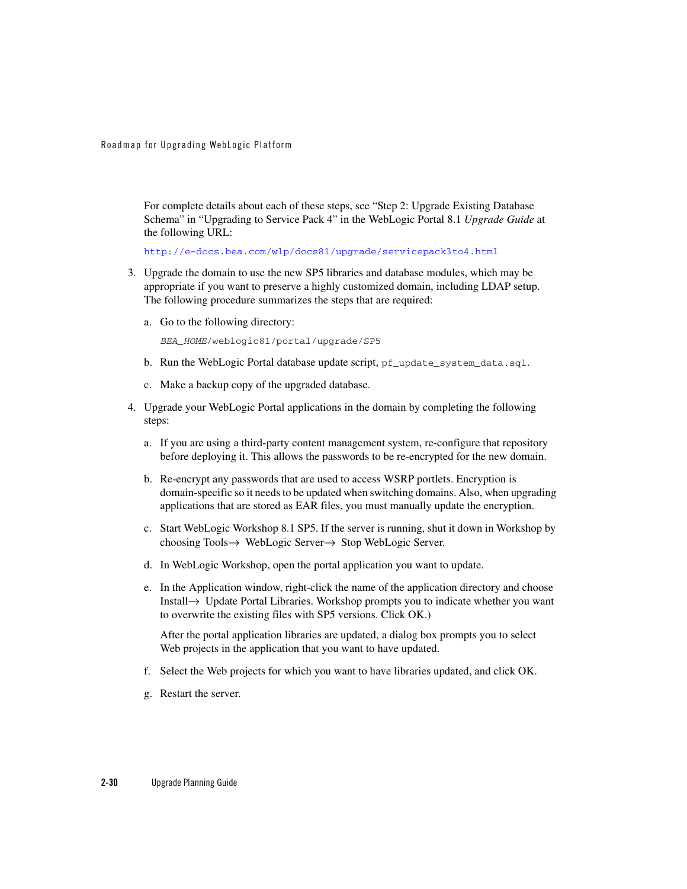For complete details about each of these steps, see "Step 2: Upgrade Existing Database Schema" in "Upgrading to Service Pack 4" in the WebLogic Portal 8.1 *Upgrade Guide* at the following URL:

http://e-docs.bea.com/wlp/docs81/upgrade/servicepack3to4.html

3. Upgrade the domain to use the new SP5 libraries and database modules, which may be appropriate if you want to preserve a highly customized domain, including LDAP setup. The following procedure summarizes the steps that are required:

   a. Go to the following directory:

      `BEA_HOME/weblogic81/portal/upgrade/SP5`

   b. Run the WebLogic Portal database update script, `pf_update_system_data.sql`.

   c. Make a backup copy of the upgraded database.

4. Upgrade your WebLogic Portal applications in the domain by completing the following steps:

   a. If you are using a third-party content management system, re-configure that repository before deploying it. This allows the passwords to be re-encrypted for the new domain.

   b. Re-encrypt any passwords that are used to access WSRP portlets. Encryption is domain-specific so it needs to be updated when switching domains. Also, when upgrading applications that are stored as EAR files, you must manually update the encryption.

   c. Start WebLogic Workshop 8.1 SP5. If the server is running, shut it down in Workshop by choosing Tools→ WebLogic Server→ Stop WebLogic Server.

   d. In WebLogic Workshop, open the portal application you want to update.

   e. In the Application window, right-click the name of the application directory and choose Install→ Update Portal Libraries. Workshop prompts you to indicate whether you want to overwrite the existing files with SP5 versions. Click OK.)

      After the portal application libraries are updated, a dialog box prompts you to select Web projects in the application that you want to have updated.

   f. Select the Web projects for which you want to have libraries updated, and click OK.

   g. Restart the server.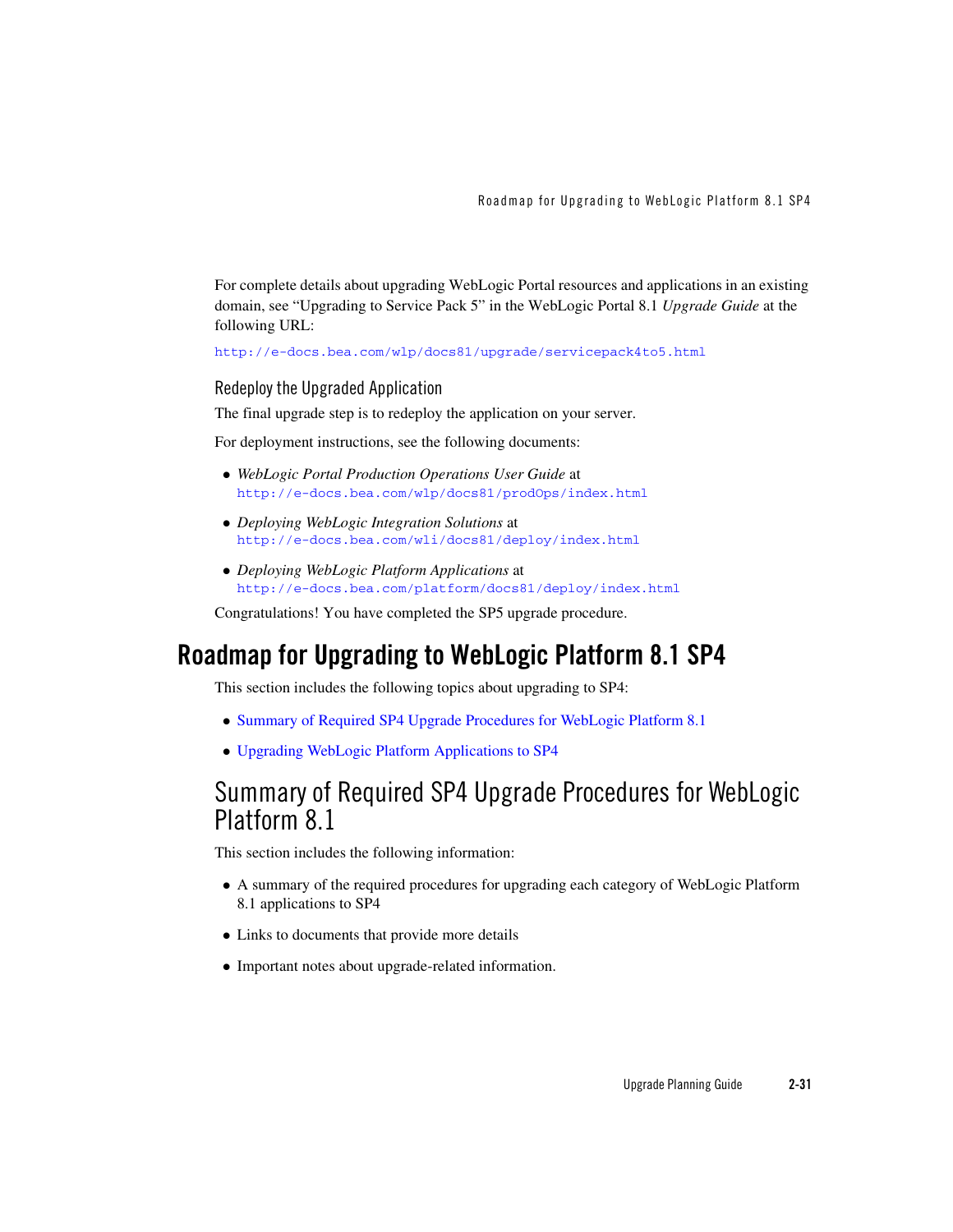For complete details about upgrading WebLogic Portal resources and applications in an existing domain, see "Upgrading to Service Pack 5" in the WebLogic Portal 8.1 *Upgrade Guide* at the following URL:

http://e-docs.bea.com/wlp/docs81/upgrade/servicepack4to5.html

### Redeploy the Upgraded Application

The final upgrade step is to redeploy the application on your server.

For deployment instructions, see the following documents:

- *WebLogic Portal Production Operations User Guide* at http://e-docs.bea.com/wlp/docs81/prodOps/index.html
- *Deploying WebLogic Integration Solutions* at http://e-docs.bea.com/wli/docs81/deploy/index.html
- *Deploying WebLogic Platform Applications* at http://e-docs.bea.com/platform/docs81/deploy/index.html

Congratulations! You have completed the SP5 upgrade procedure.

# Roadmap for Upgrading to WebLogic Platform 8.1 SP4

This section includes the following topics about upgrading to SP4:

- Summary of Required SP4 Upgrade Procedures for WebLogic Platform 8.1
- Upgrading WebLogic Platform Applications to SP4

## Summary of Required SP4 Upgrade Procedures for WebLogic Platform 8.1

This section includes the following information:

- A summary of the required procedures for upgrading each category of WebLogic Platform 8.1 applications to SP4
- Links to documents that provide more details
- Important notes about upgrade-related information.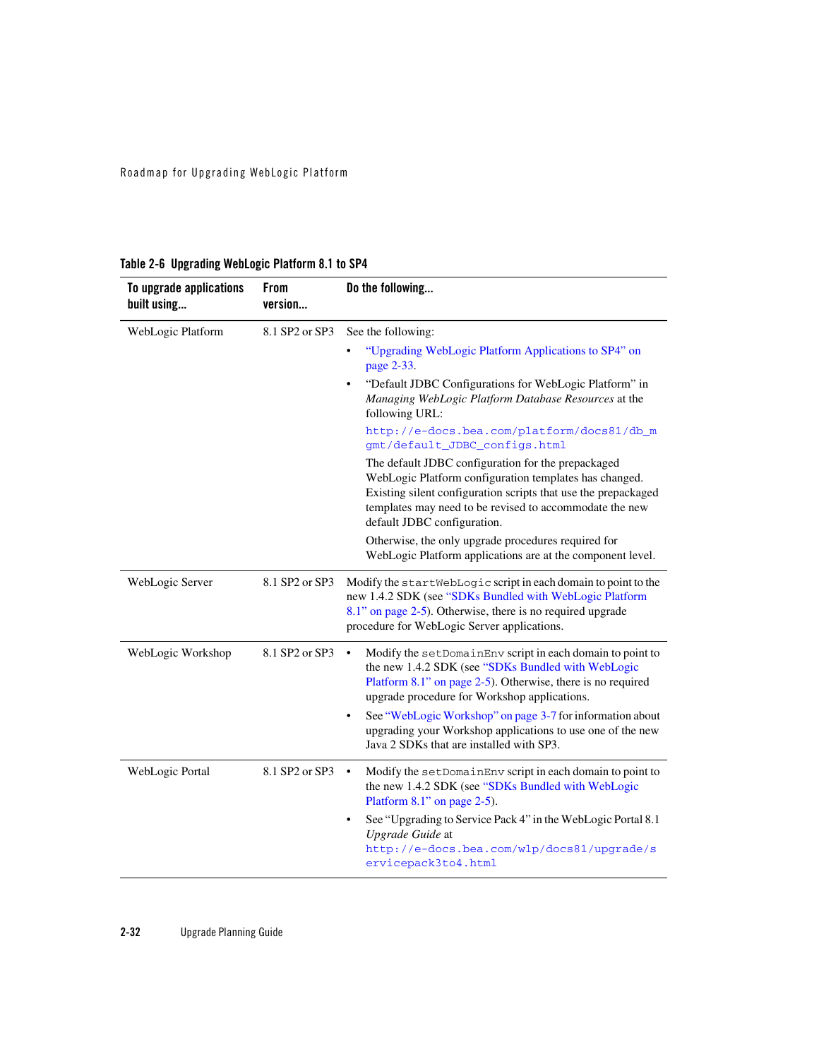**Table 2-6 Upgrading WebLogic Platform 8.1 to SP4**

| To upgrade applications built using... | From version... | Do the following... |
|---|---|---|
| WebLogic Platform | 8.1 SP2 or SP3 | See the following:<br>• "Upgrading WebLogic Platform Applications to SP4" on page 2-33.<br>• "Default JDBC Configurations for WebLogic Platform" in *Managing WebLogic Platform Database Resources* at the following URL:<br>`http://e-docs.bea.com/platform/docs81/db_mgmt/default_JDBC_configs.html`<br>The default JDBC configuration for the prepackaged WebLogic Platform configuration templates has changed. Existing silent configuration scripts that use the prepackaged templates may need to be revised to accommodate the new default JDBC configuration.<br>Otherwise, the only upgrade procedures required for WebLogic Platform applications are at the component level. |
| WebLogic Server | 8.1 SP2 or SP3 | Modify the `startWebLogic` script in each domain to point to the new 1.4.2 SDK (see "SDKs Bundled with WebLogic Platform 8.1" on page 2-5). Otherwise, there is no required upgrade procedure for WebLogic Server applications. |
| WebLogic Workshop | 8.1 SP2 or SP3 | • Modify the `setDomainEnv` script in each domain to point to the new 1.4.2 SDK (see "SDKs Bundled with WebLogic Platform 8.1" on page 2-5). Otherwise, there is no required upgrade procedure for Workshop applications.<br>• See "WebLogic Workshop" on page 3-7 for information about upgrading your Workshop applications to use one of the new Java 2 SDKs that are installed with SP3. |
| WebLogic Portal | 8.1 SP2 or SP3 | • Modify the `setDomainEnv` script in each domain to point to the new 1.4.2 SDK (see "SDKs Bundled with WebLogic Platform 8.1" on page 2-5).<br>• See "Upgrading to Service Pack 4" in the WebLogic Portal 8.1 *Upgrade Guide* at `http://e-docs.bea.com/wlp/docs81/upgrade/servicepack3to4.html` |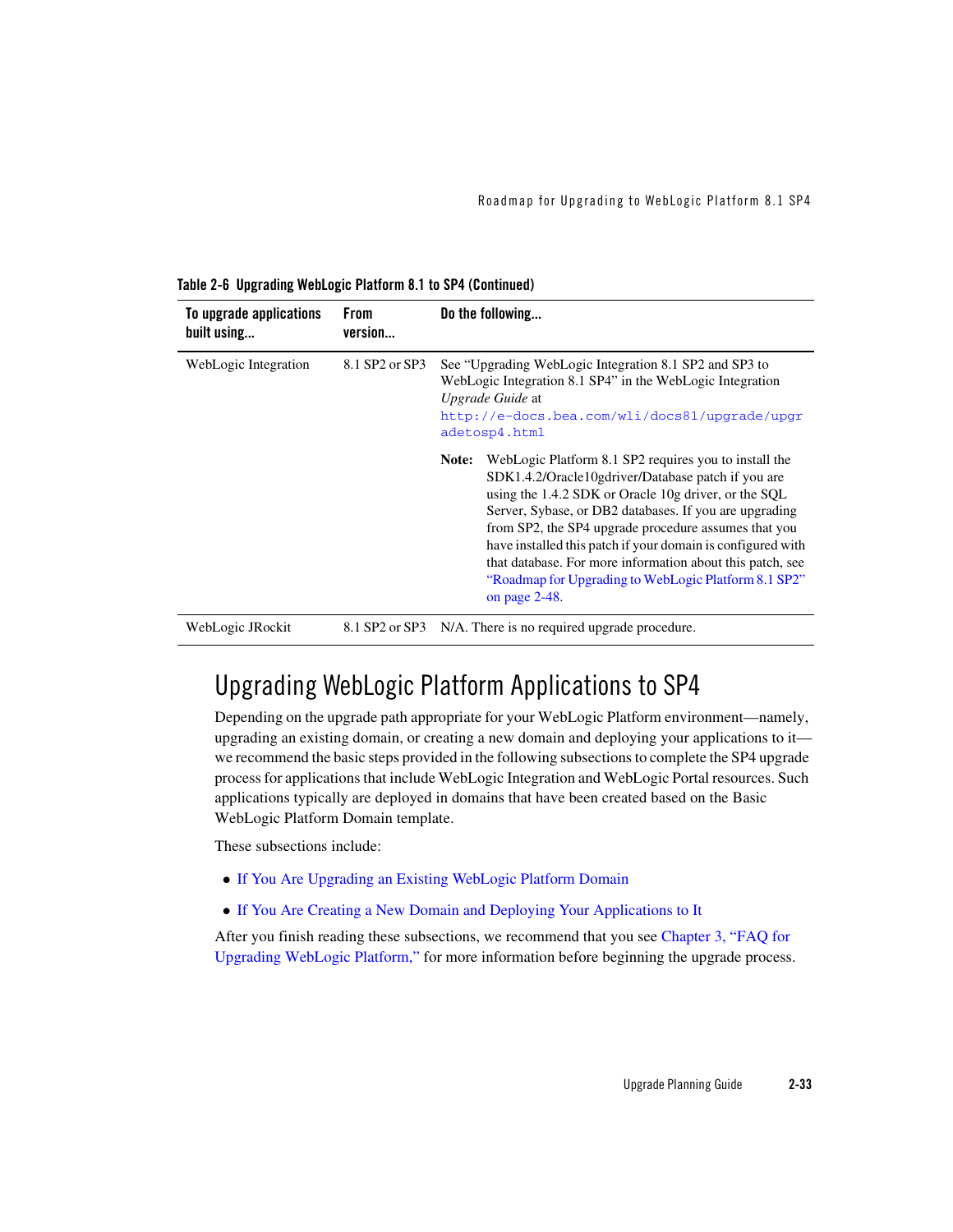**Table 2-6 Upgrading WebLogic Platform 8.1 to SP4 (Continued)**

| To upgrade applications built using... | From version... | Do the following... |
|---|---|---|
| WebLogic Integration | 8.1 SP2 or SP3 | See "Upgrading WebLogic Integration 8.1 SP2 and SP3 to WebLogic Integration 8.1 SP4" in the WebLogic Integration *Upgrade Guide* at `http://e-docs.bea.com/wli/docs81/upgrade/upgradetosp4.html`<br><br>**Note:** WebLogic Platform 8.1 SP2 requires you to install the SDK1.4.2/Oracle10gdriver/Database patch if you are using the 1.4.2 SDK or Oracle 10g driver, or the SQL Server, Sybase, or DB2 databases. If you are upgrading from SP2, the SP4 upgrade procedure assumes that you have installed this patch if your domain is configured with that database. For more information about this patch, see "Roadmap for Upgrading to WebLogic Platform 8.1 SP2" on page 2-48. |
| WebLogic JRockit | 8.1 SP2 or SP3 | N/A. There is no required upgrade procedure. |

# Upgrading WebLogic Platform Applications to SP4

Depending on the upgrade path appropriate for your WebLogic Platform environment—namely, upgrading an existing domain, or creating a new domain and deploying your applications to it—we recommend the basic steps provided in the following subsections to complete the SP4 upgrade process for applications that include WebLogic Integration and WebLogic Portal resources. Such applications typically are deployed in domains that have been created based on the Basic WebLogic Platform Domain template.

These subsections include:

- If You Are Upgrading an Existing WebLogic Platform Domain
- If You Are Creating a New Domain and Deploying Your Applications to It

After you finish reading these subsections, we recommend that you see Chapter 3, "FAQ for Upgrading WebLogic Platform," for more information before beginning the upgrade process.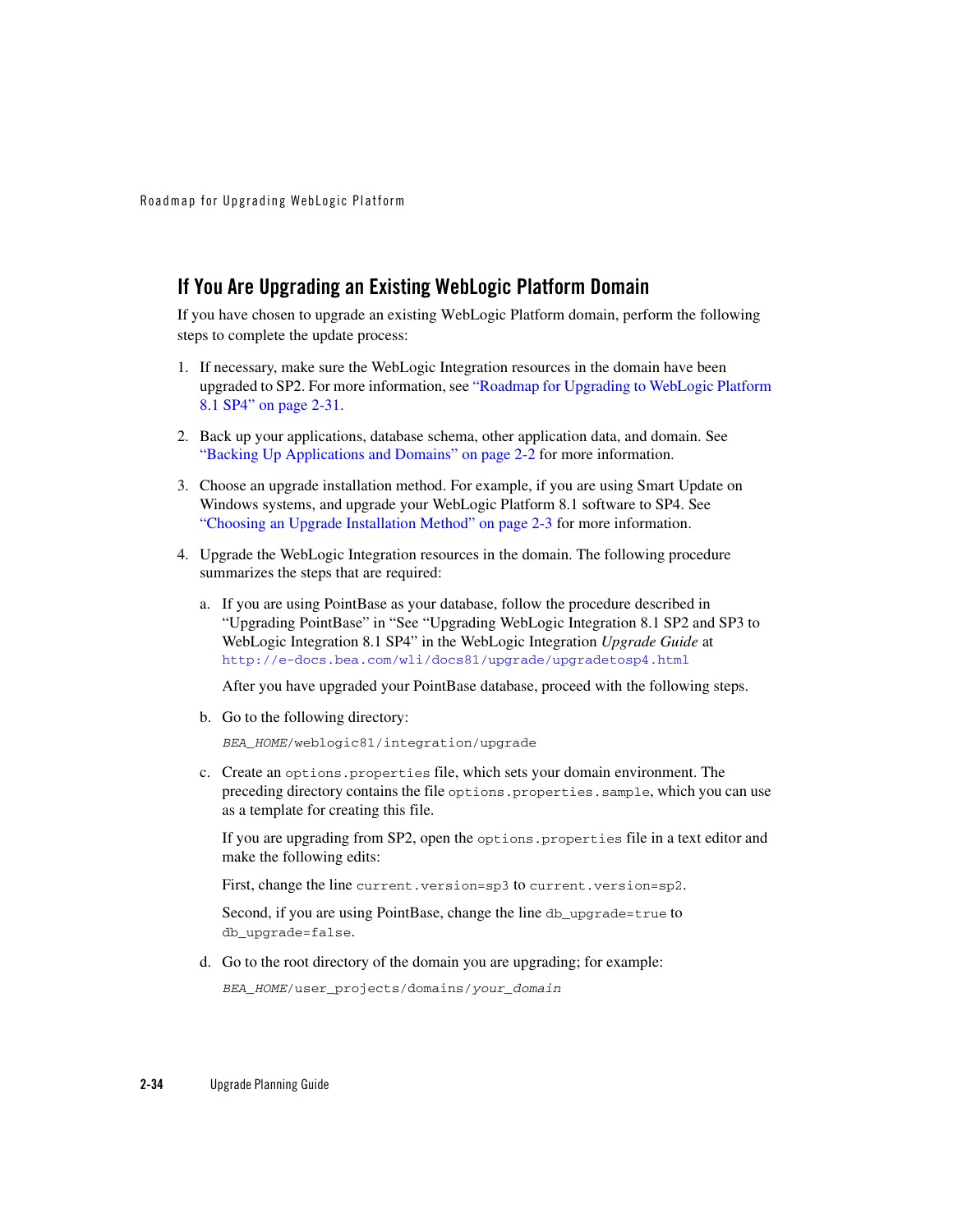## If You Are Upgrading an Existing WebLogic Platform Domain

If you have chosen to upgrade an existing WebLogic Platform domain, perform the following steps to complete the update process:

1. If necessary, make sure the WebLogic Integration resources in the domain have been upgraded to SP2. For more information, see "Roadmap for Upgrading to WebLogic Platform 8.1 SP4" on page 2-31.

2. Back up your applications, database schema, other application data, and domain. See "Backing Up Applications and Domains" on page 2-2 for more information.

3. Choose an upgrade installation method. For example, if you are using Smart Update on Windows systems, and upgrade your WebLogic Platform 8.1 software to SP4. See "Choosing an Upgrade Installation Method" on page 2-3 for more information.

4. Upgrade the WebLogic Integration resources in the domain. The following procedure summarizes the steps that are required:

   a. If you are using PointBase as your database, follow the procedure described in "Upgrading PointBase" in "See "Upgrading WebLogic Integration 8.1 SP2 and SP3 to WebLogic Integration 8.1 SP4" in the WebLogic Integration *Upgrade Guide* at `http://e-docs.bea.com/wli/docs81/upgrade/upgradetosp4.html`

      After you have upgraded your PointBase database, proceed with the following steps.

   b. Go to the following directory:

      *BEA_HOME*`/weblogic81/integration/upgrade`

   c. Create an `options.properties` file, which sets your domain environment. The preceding directory contains the file `options.properties.sample`, which you can use as a template for creating this file.

      If you are upgrading from SP2, open the `options.properties` file in a text editor and make the following edits:

      First, change the line `current.version=sp3` to `current.version=sp2`.

      Second, if you are using PointBase, change the line `db_upgrade=true` to `db_upgrade=false`.

   d. Go to the root directory of the domain you are upgrading; for example:

      *BEA_HOME*`/user_projects/domains/`*your_domain*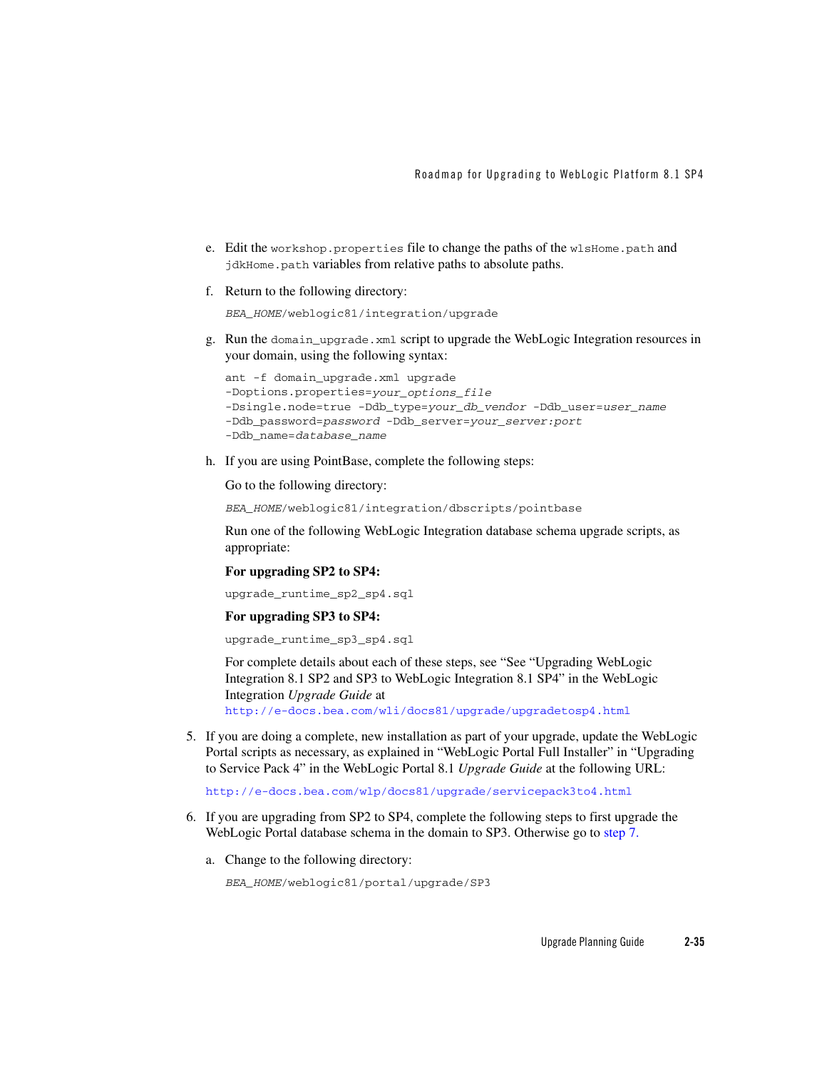e. Edit the `workshop.properties` file to change the paths of the `wlsHome.path` and `jdkHome.path` variables from relative paths to absolute paths.

f. Return to the following directory:

```
BEA_HOME/weblogic81/integration/upgrade
```

g. Run the `domain_upgrade.xml` script to upgrade the WebLogic Integration resources in your domain, using the following syntax:

```
ant -f domain_upgrade.xml upgrade
-Doptions.properties=your_options_file
-Dsingle.node=true -Ddb_type=your_db_vendor -Ddb_user=user_name
-Ddb_password=password -Ddb_server=your_server:port
-Ddb_name=database_name
```

h. If you are using PointBase, complete the following steps:

Go to the following directory:

```
BEA_HOME/weblogic81/integration/dbscripts/pointbase
```

Run one of the following WebLogic Integration database schema upgrade scripts, as appropriate:

**For upgrading SP2 to SP4:**

```
upgrade_runtime_sp2_sp4.sql
```

**For upgrading SP3 to SP4:**

```
upgrade_runtime_sp3_sp4.sql
```

For complete details about each of these steps, see "See "Upgrading WebLogic Integration 8.1 SP2 and SP3 to WebLogic Integration 8.1 SP4" in the WebLogic Integration *Upgrade Guide* at
http://e-docs.bea.com/wli/docs81/upgrade/upgradetosp4.html

5. If you are doing a complete, new installation as part of your upgrade, update the WebLogic Portal scripts as necessary, as explained in "WebLogic Portal Full Installer" in "Upgrading to Service Pack 4" in the WebLogic Portal 8.1 *Upgrade Guide* at the following URL:

   http://e-docs.bea.com/wlp/docs81/upgrade/servicepack3to4.html

6. If you are upgrading from SP2 to SP4, complete the following steps to first upgrade the WebLogic Portal database schema in the domain to SP3. Otherwise go to step 7.

   a. Change to the following directory:

   ```
   BEA_HOME/weblogic81/portal/upgrade/SP3
   ```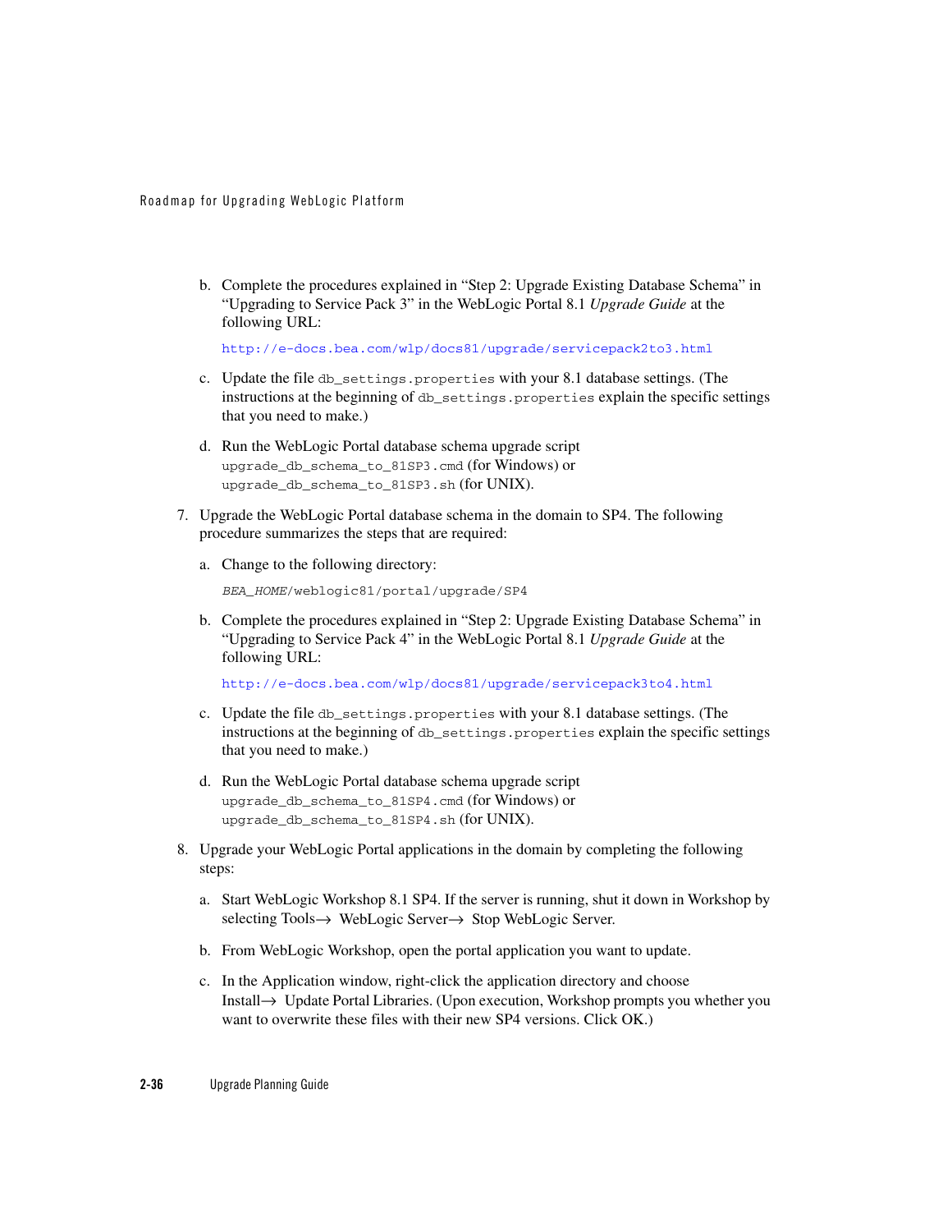b. Complete the procedures explained in “Step 2: Upgrade Existing Database Schema” in “Upgrading to Service Pack 3” in the WebLogic Portal 8.1 *Upgrade Guide* at the following URL:

      http://e-docs.bea.com/wlp/docs81/upgrade/servicepack2to3.html

   c. Update the file `db_settings.properties` with your 8.1 database settings. (The instructions at the beginning of `db_settings.properties` explain the specific settings that you need to make.)

   d. Run the WebLogic Portal database schema upgrade script `upgrade_db_schema_to_81SP3.cmd` (for Windows) or `upgrade_db_schema_to_81SP3.sh` (for UNIX).

7. Upgrade the WebLogic Portal database schema in the domain to SP4. The following procedure summarizes the steps that are required:

   a. Change to the following directory:

      `*BEA_HOME*/weblogic81/portal/upgrade/SP4`

   b. Complete the procedures explained in “Step 2: Upgrade Existing Database Schema” in “Upgrading to Service Pack 4” in the WebLogic Portal 8.1 *Upgrade Guide* at the following URL:

      http://e-docs.bea.com/wlp/docs81/upgrade/servicepack3to4.html

   c. Update the file `db_settings.properties` with your 8.1 database settings. (The instructions at the beginning of `db_settings.properties` explain the specific settings that you need to make.)

   d. Run the WebLogic Portal database schema upgrade script `upgrade_db_schema_to_81SP4.cmd` (for Windows) or `upgrade_db_schema_to_81SP4.sh` (for UNIX).

8. Upgrade your WebLogic Portal applications in the domain by completing the following steps:

   a. Start WebLogic Workshop 8.1 SP4. If the server is running, shut it down in Workshop by selecting Tools→ WebLogic Server→ Stop WebLogic Server.

   b. From WebLogic Workshop, open the portal application you want to update.

   c. In the Application window, right-click the application directory and choose Install→ Update Portal Libraries. (Upon execution, Workshop prompts you whether you want to overwrite these files with their new SP4 versions. Click OK.)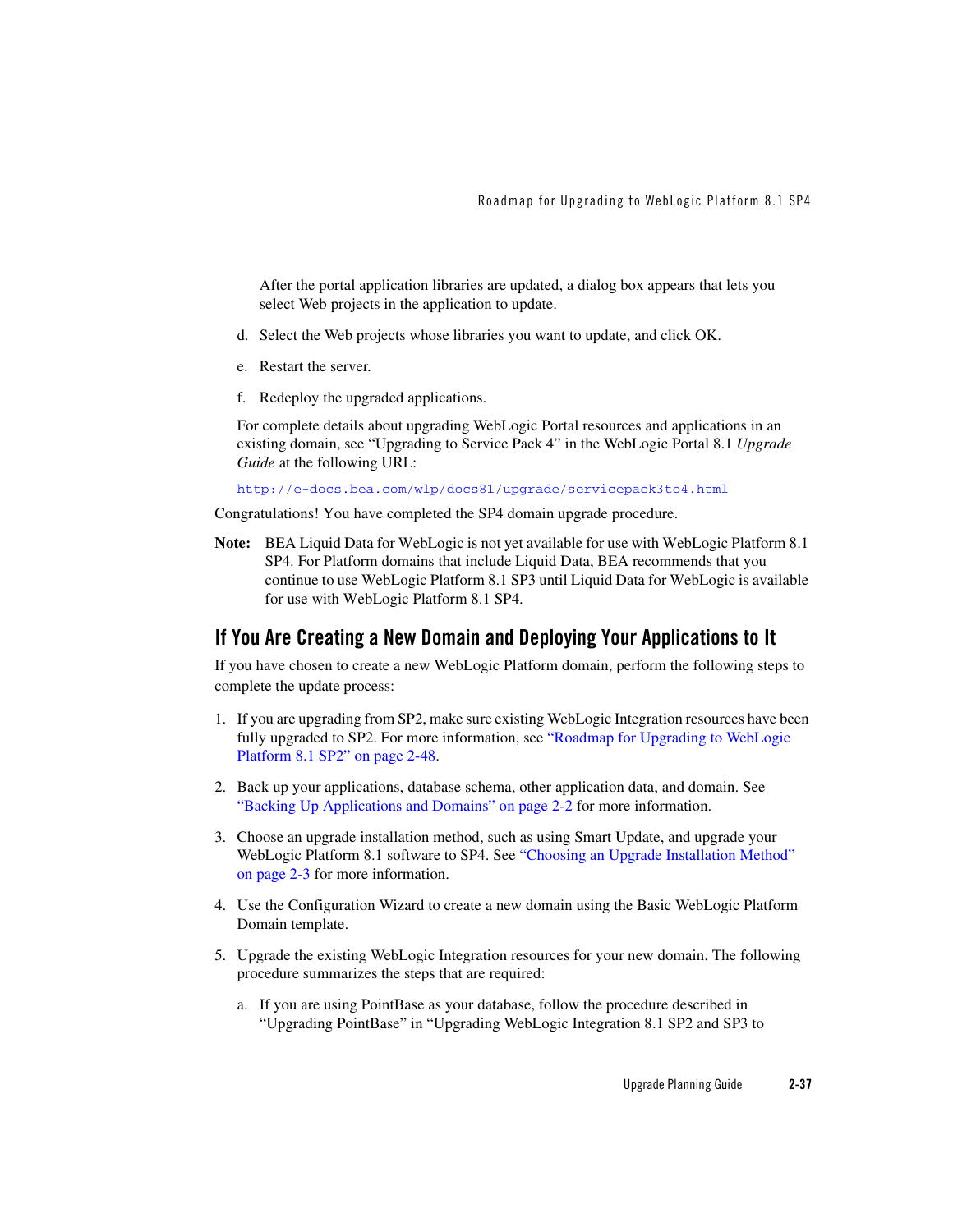After the portal application libraries are updated, a dialog box appears that lets you select Web projects in the application to update.

d. Select the Web projects whose libraries you want to update, and click OK.

e. Restart the server.

f. Redeploy the upgraded applications.

For complete details about upgrading WebLogic Portal resources and applications in an existing domain, see "Upgrading to Service Pack 4" in the WebLogic Portal 8.1 *Upgrade Guide* at the following URL:

`http://e-docs.bea.com/wlp/docs81/upgrade/servicepack3to4.html`

Congratulations! You have completed the SP4 domain upgrade procedure.

**Note:** BEA Liquid Data for WebLogic is not yet available for use with WebLogic Platform 8.1 SP4. For Platform domains that include Liquid Data, BEA recommends that you continue to use WebLogic Platform 8.1 SP3 until Liquid Data for WebLogic is available for use with WebLogic Platform 8.1 SP4.

## If You Are Creating a New Domain and Deploying Your Applications to It

If you have chosen to create a new WebLogic Platform domain, perform the following steps to complete the update process:

1. If you are upgrading from SP2, make sure existing WebLogic Integration resources have been fully upgraded to SP2. For more information, see "Roadmap for Upgrading to WebLogic Platform 8.1 SP2" on page 2-48.

2. Back up your applications, database schema, other application data, and domain. See "Backing Up Applications and Domains" on page 2-2 for more information.

3. Choose an upgrade installation method, such as using Smart Update, and upgrade your WebLogic Platform 8.1 software to SP4. See "Choosing an Upgrade Installation Method" on page 2-3 for more information.

4. Use the Configuration Wizard to create a new domain using the Basic WebLogic Platform Domain template.

5. Upgrade the existing WebLogic Integration resources for your new domain. The following procedure summarizes the steps that are required:

   a. If you are using PointBase as your database, follow the procedure described in "Upgrading PointBase" in "Upgrading WebLogic Integration 8.1 SP2 and SP3 to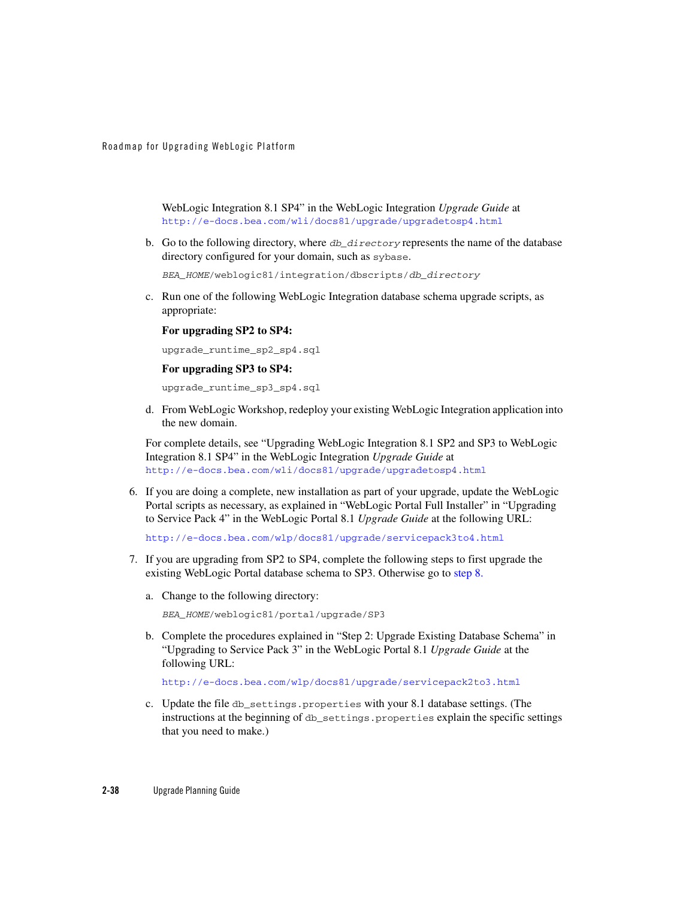WebLogic Integration 8.1 SP4" in the WebLogic Integration *Upgrade Guide* at http://e-docs.bea.com/wli/docs81/upgrade/upgradetosp4.html

b. Go to the following directory, where *db_directory* represents the name of the database directory configured for your domain, such as `sybase`.

   *BEA_HOME*/weblogic81/integration/dbscripts/*db_directory*

c. Run one of the following WebLogic Integration database schema upgrade scripts, as appropriate:

   **For upgrading SP2 to SP4:**

   `upgrade_runtime_sp2_sp4.sql`

   **For upgrading SP3 to SP4:**

   `upgrade_runtime_sp3_sp4.sql`

d. From WebLogic Workshop, redeploy your existing WebLogic Integration application into the new domain.

For complete details, see "Upgrading WebLogic Integration 8.1 SP2 and SP3 to WebLogic Integration 8.1 SP4" in the WebLogic Integration *Upgrade Guide* at http://e-docs.bea.com/wli/docs81/upgrade/upgradetosp4.html

6. If you are doing a complete, new installation as part of your upgrade, update the WebLogic Portal scripts as necessary, as explained in "WebLogic Portal Full Installer" in "Upgrading to Service Pack 4" in the WebLogic Portal 8.1 *Upgrade Guide* at the following URL:

   http://e-docs.bea.com/wlp/docs81/upgrade/servicepack3to4.html

7. If you are upgrading from SP2 to SP4, complete the following steps to first upgrade the existing WebLogic Portal database schema to SP3. Otherwise go to step 8.

   a. Change to the following directory:

      *BEA_HOME*/weblogic81/portal/upgrade/SP3

   b. Complete the procedures explained in "Step 2: Upgrade Existing Database Schema" in "Upgrading to Service Pack 3" in the WebLogic Portal 8.1 *Upgrade Guide* at the following URL:

      http://e-docs.bea.com/wlp/docs81/upgrade/servicepack2to3.html

   c. Update the file `db_settings.properties` with your 8.1 database settings. (The instructions at the beginning of `db_settings.properties` explain the specific settings that you need to make.)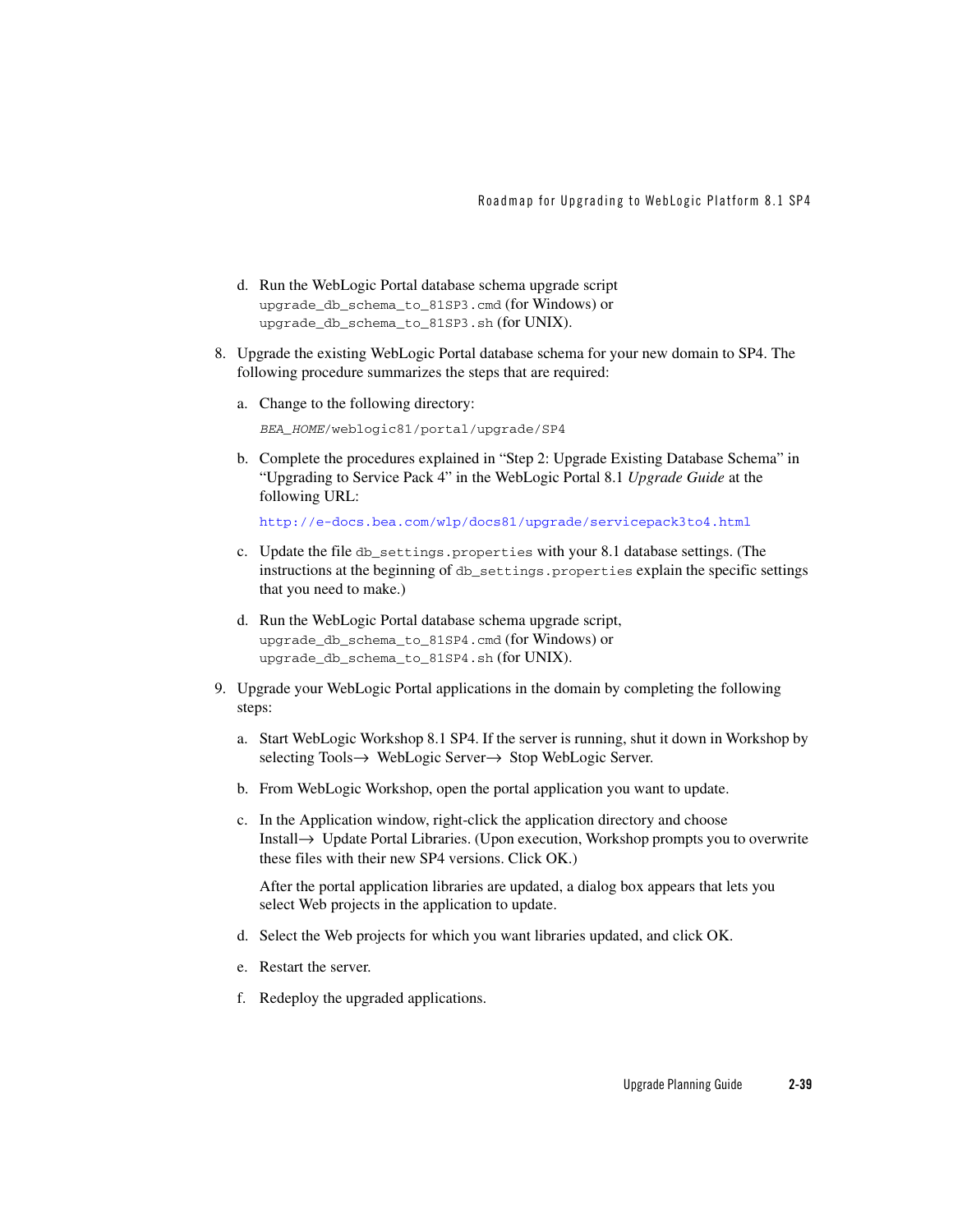d. Run the WebLogic Portal database schema upgrade script `upgrade_db_schema_to_81SP3.cmd` (for Windows) or `upgrade_db_schema_to_81SP3.sh` (for UNIX).

8. Upgrade the existing WebLogic Portal database schema for your new domain to SP4. The following procedure summarizes the steps that are required:

   a. Change to the following directory:

      *BEA_HOME*/weblogic81/portal/upgrade/SP4

   b. Complete the procedures explained in "Step 2: Upgrade Existing Database Schema" in "Upgrading to Service Pack 4" in the WebLogic Portal 8.1 *Upgrade Guide* at the following URL:

      http://e-docs.bea.com/wlp/docs81/upgrade/servicepack3to4.html

   c. Update the file `db_settings.properties` with your 8.1 database settings. (The instructions at the beginning of `db_settings.properties` explain the specific settings that you need to make.)

   d. Run the WebLogic Portal database schema upgrade script, `upgrade_db_schema_to_81SP4.cmd` (for Windows) or `upgrade_db_schema_to_81SP4.sh` (for UNIX).

9. Upgrade your WebLogic Portal applications in the domain by completing the following steps:

   a. Start WebLogic Workshop 8.1 SP4. If the server is running, shut it down in Workshop by selecting Tools→ WebLogic Server→ Stop WebLogic Server.

   b. From WebLogic Workshop, open the portal application you want to update.

   c. In the Application window, right-click the application directory and choose Install→ Update Portal Libraries. (Upon execution, Workshop prompts you to overwrite these files with their new SP4 versions. Click OK.)

      After the portal application libraries are updated, a dialog box appears that lets you select Web projects in the application to update.

   d. Select the Web projects for which you want libraries updated, and click OK.

   e. Restart the server.

   f. Redeploy the upgraded applications.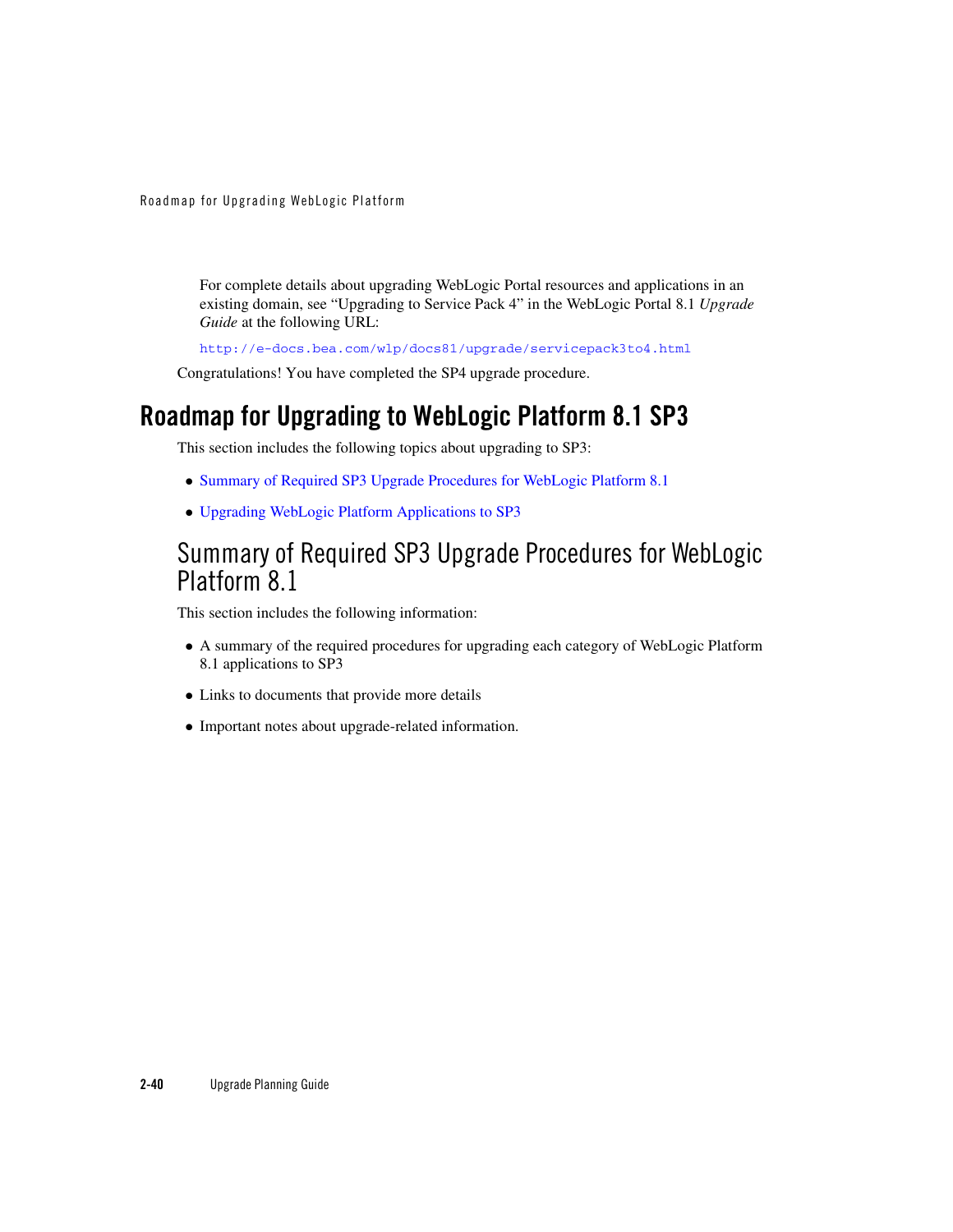For complete details about upgrading WebLogic Portal resources and applications in an existing domain, see "Upgrading to Service Pack 4" in the WebLogic Portal 8.1 *Upgrade Guide* at the following URL:

http://e-docs.bea.com/wlp/docs81/upgrade/servicepack3to4.html

Congratulations! You have completed the SP4 upgrade procedure.

## Roadmap for Upgrading to WebLogic Platform 8.1 SP3

This section includes the following topics about upgrading to SP3:

- Summary of Required SP3 Upgrade Procedures for WebLogic Platform 8.1
- Upgrading WebLogic Platform Applications to SP3

### Summary of Required SP3 Upgrade Procedures for WebLogic Platform 8.1

This section includes the following information:

- A summary of the required procedures for upgrading each category of WebLogic Platform 8.1 applications to SP3
- Links to documents that provide more details
- Important notes about upgrade-related information.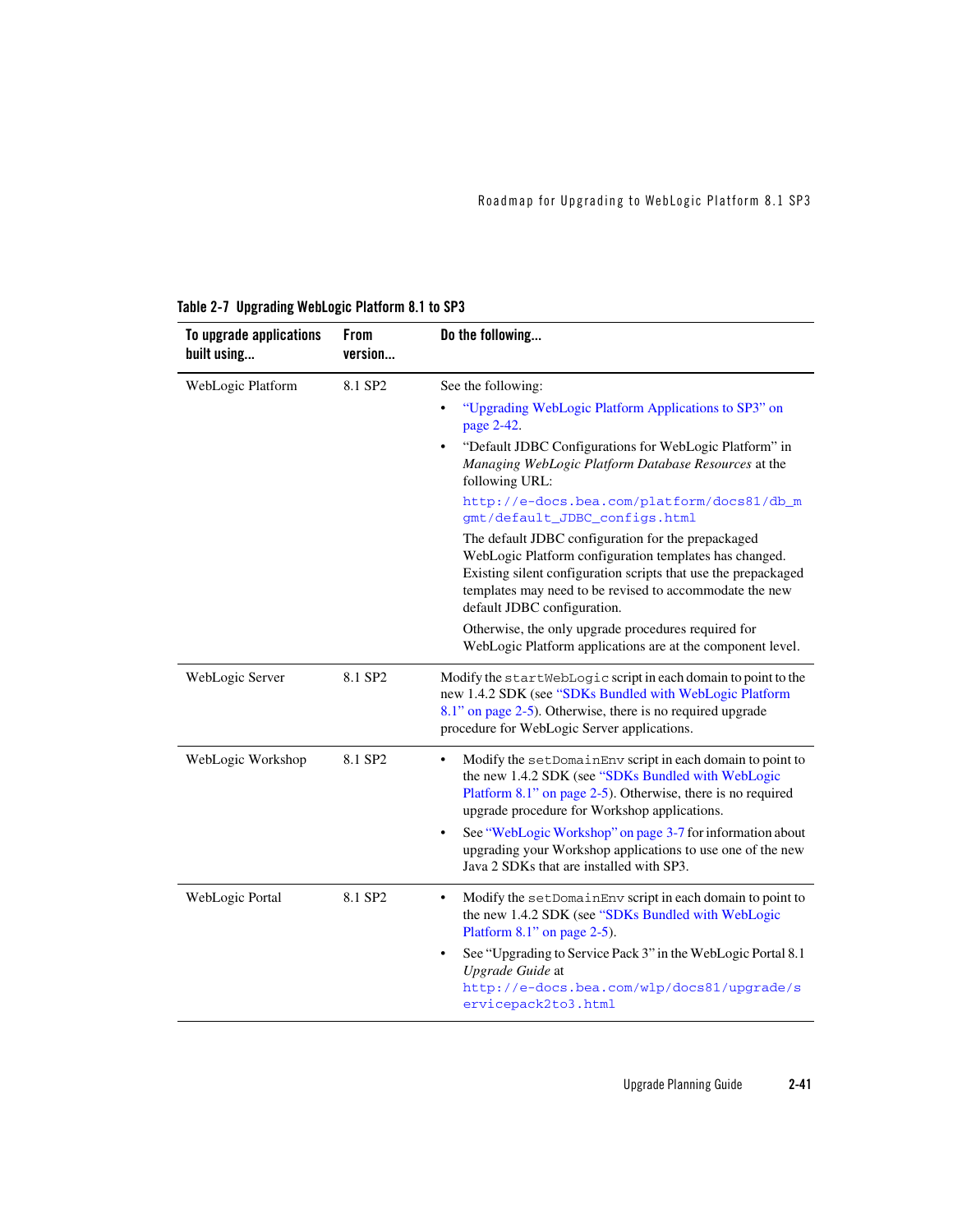**Table 2-7 Upgrading WebLogic Platform 8.1 to SP3**

| To upgrade applications built using... | From version... | Do the following... |
|---|---|---|
| WebLogic Platform | 8.1 SP2 | See the following: <br>• "Upgrading WebLogic Platform Applications to SP3" on page 2-42. <br>• "Default JDBC Configurations for WebLogic Platform" in *Managing WebLogic Platform Database Resources* at the following URL: `http://e-docs.bea.com/platform/docs81/db_mgmt/default_JDBC_configs.html` <br>The default JDBC configuration for the prepackaged WebLogic Platform configuration templates has changed. Existing silent configuration scripts that use the prepackaged templates may need to be revised to accommodate the new default JDBC configuration. <br>Otherwise, the only upgrade procedures required for WebLogic Platform applications are at the component level. |
| WebLogic Server | 8.1 SP2 | Modify the `startWebLogic` script in each domain to point to the new 1.4.2 SDK (see "SDKs Bundled with WebLogic Platform 8.1" on page 2-5). Otherwise, there is no required upgrade procedure for WebLogic Server applications. |
| WebLogic Workshop | 8.1 SP2 | • Modify the `setDomainEnv` script in each domain to point to the new 1.4.2 SDK (see "SDKs Bundled with WebLogic Platform 8.1" on page 2-5). Otherwise, there is no required upgrade procedure for Workshop applications. <br>• See "WebLogic Workshop" on page 3-7 for information about upgrading your Workshop applications to use one of the new Java 2 SDKs that are installed with SP3. |
| WebLogic Portal | 8.1 SP2 | • Modify the `setDomainEnv` script in each domain to point to the new 1.4.2 SDK (see "SDKs Bundled with WebLogic Platform 8.1" on page 2-5). <br>• See "Upgrading to Service Pack 3" in the WebLogic Portal 8.1 *Upgrade Guide* at `http://e-docs.bea.com/wlp/docs81/upgrade/servicepack2to3.html` |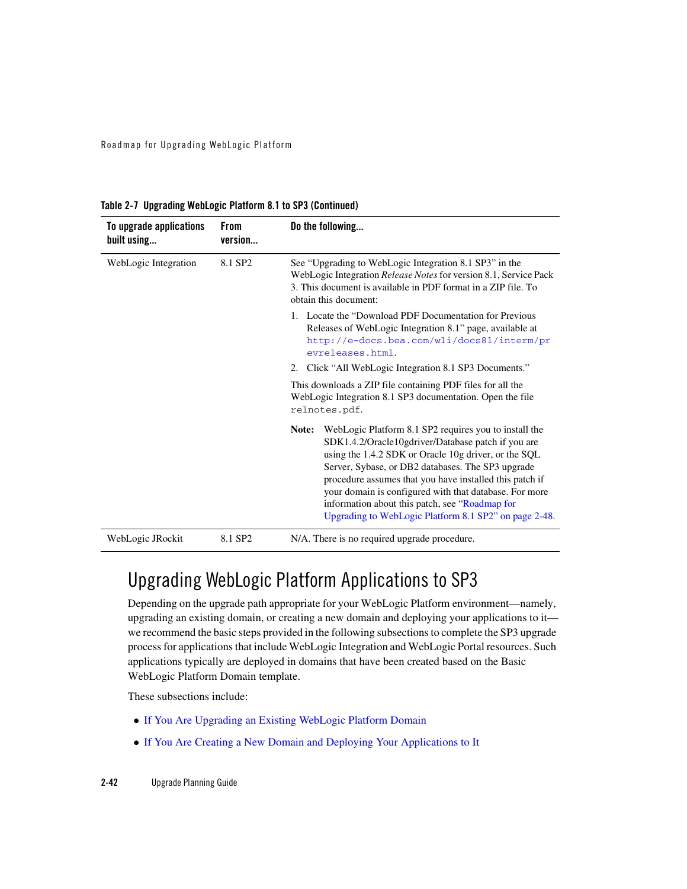**Table 2-7 Upgrading WebLogic Platform 8.1 to SP3 (Continued)**

| To upgrade applications built using... | From version... | Do the following... |
|---|---|---|
| WebLogic Integration | 8.1 SP2 | See "Upgrading to WebLogic Integration 8.1 SP3" in the WebLogic Integration *Release Notes* for version 8.1, Service Pack 3. This document is available in PDF format in a ZIP file. To obtain this document:<br>1. Locate the "Download PDF Documentation for Previous Releases of WebLogic Integration 8.1" page, available at `http://e-docs.bea.com/wli/docs81/interm/prevreleases.html`.<br>2. Click "All WebLogic Integration 8.1 SP3 Documents."<br>This downloads a ZIP file containing PDF files for all the WebLogic Integration 8.1 SP3 documentation. Open the file `relnotes.pdf`.<br>**Note:** WebLogic Platform 8.1 SP2 requires you to install the SDK1.4.2/Oracle10gdriver/Database patch if you are using the 1.4.2 SDK or Oracle 10g driver, or the SQL Server, Sybase, or DB2 databases. The SP3 upgrade procedure assumes that you have installed this patch if your domain is configured with that database. For more information about this patch, see "Roadmap for Upgrading to WebLogic Platform 8.1 SP2" on page 2-48. |
| WebLogic JRockit | 8.1 SP2 | N/A. There is no required upgrade procedure. |

## Upgrading WebLogic Platform Applications to SP3

Depending on the upgrade path appropriate for your WebLogic Platform environment—namely, upgrading an existing domain, or creating a new domain and deploying your applications to it—we recommend the basic steps provided in the following subsections to complete the SP3 upgrade process for applications that include WebLogic Integration and WebLogic Portal resources. Such applications typically are deployed in domains that have been created based on the Basic WebLogic Platform Domain template.

These subsections include:

- If You Are Upgrading an Existing WebLogic Platform Domain
- If You Are Creating a New Domain and Deploying Your Applications to It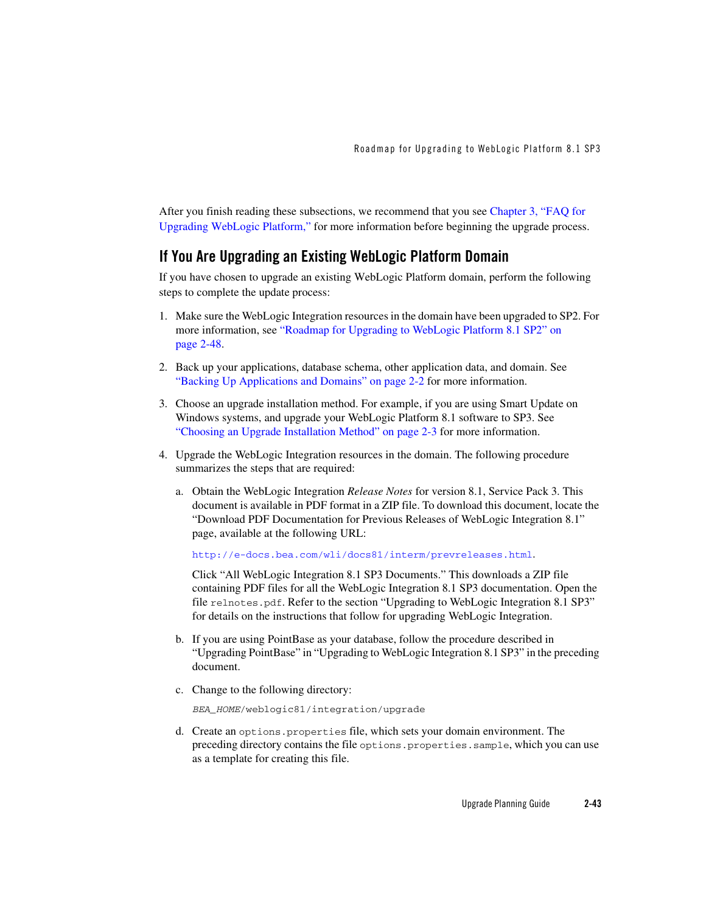After you finish reading these subsections, we recommend that you see Chapter 3, "FAQ for Upgrading WebLogic Platform," for more information before beginning the upgrade process.

## If You Are Upgrading an Existing WebLogic Platform Domain

If you have chosen to upgrade an existing WebLogic Platform domain, perform the following steps to complete the update process:

1. Make sure the WebLogic Integration resources in the domain have been upgraded to SP2. For more information, see "Roadmap for Upgrading to WebLogic Platform 8.1 SP2" on page 2-48.

2. Back up your applications, database schema, other application data, and domain. See "Backing Up Applications and Domains" on page 2-2 for more information.

3. Choose an upgrade installation method. For example, if you are using Smart Update on Windows systems, and upgrade your WebLogic Platform 8.1 software to SP3. See "Choosing an Upgrade Installation Method" on page 2-3 for more information.

4. Upgrade the WebLogic Integration resources in the domain. The following procedure summarizes the steps that are required:

   a. Obtain the WebLogic Integration *Release Notes* for version 8.1, Service Pack 3. This document is available in PDF format in a ZIP file. To download this document, locate the "Download PDF Documentation for Previous Releases of WebLogic Integration 8.1" page, available at the following URL:

      `http://e-docs.bea.com/wli/docs81/interm/prevreleases.html`.

      Click "All WebLogic Integration 8.1 SP3 Documents." This downloads a ZIP file containing PDF files for all the WebLogic Integration 8.1 SP3 documentation. Open the file `relnotes.pdf`. Refer to the section "Upgrading to WebLogic Integration 8.1 SP3" for details on the instructions that follow for upgrading WebLogic Integration.

   b. If you are using PointBase as your database, follow the procedure described in "Upgrading PointBase" in "Upgrading to WebLogic Integration 8.1 SP3" in the preceding document.

   c. Change to the following directory:

      *BEA_HOME*`/weblogic81/integration/upgrade`

   d. Create an `options.properties` file, which sets your domain environment. The preceding directory contains the file `options.properties.sample`, which you can use as a template for creating this file.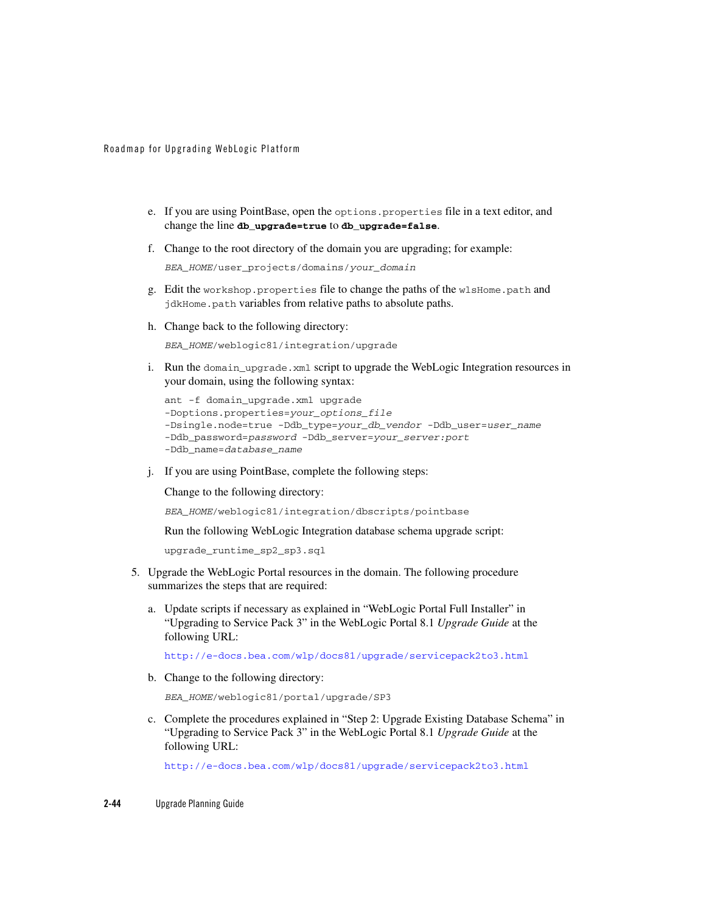e. If you are using PointBase, open the `options.properties` file in a text editor, and change the line **`db_upgrade=true`** to **`db_upgrade=false`**.

f. Change to the root directory of the domain you are upgrading; for example:

```
BEA_HOME/user_projects/domains/your_domain
```

g. Edit the `workshop.properties` file to change the paths of the `wlsHome.path` and `jdkHome.path` variables from relative paths to absolute paths.

h. Change back to the following directory:

```
BEA_HOME/weblogic81/integration/upgrade
```

i. Run the `domain_upgrade.xml` script to upgrade the WebLogic Integration resources in your domain, using the following syntax:

```
ant -f domain_upgrade.xml upgrade
-Doptions.properties=your_options_file
-Dsingle.node=true -Ddb_type=your_db_vendor -Ddb_user=user_name
-Ddb_password=password -Ddb_server=your_server:port
-Ddb_name=database_name
```

j. If you are using PointBase, complete the following steps:

Change to the following directory:

```
BEA_HOME/weblogic81/integration/dbscripts/pointbase
```

Run the following WebLogic Integration database schema upgrade script:

```
upgrade_runtime_sp2_sp3.sql
```

5. Upgrade the WebLogic Portal resources in the domain. The following procedure summarizes the steps that are required:

a. Update scripts if necessary as explained in "WebLogic Portal Full Installer" in "Upgrading to Service Pack 3" in the WebLogic Portal 8.1 *Upgrade Guide* at the following URL:

http://e-docs.bea.com/wlp/docs81/upgrade/servicepack2to3.html

b. Change to the following directory:

```
BEA_HOME/weblogic81/portal/upgrade/SP3
```

c. Complete the procedures explained in "Step 2: Upgrade Existing Database Schema" in "Upgrading to Service Pack 3" in the WebLogic Portal 8.1 *Upgrade Guide* at the following URL:

http://e-docs.bea.com/wlp/docs81/upgrade/servicepack2to3.html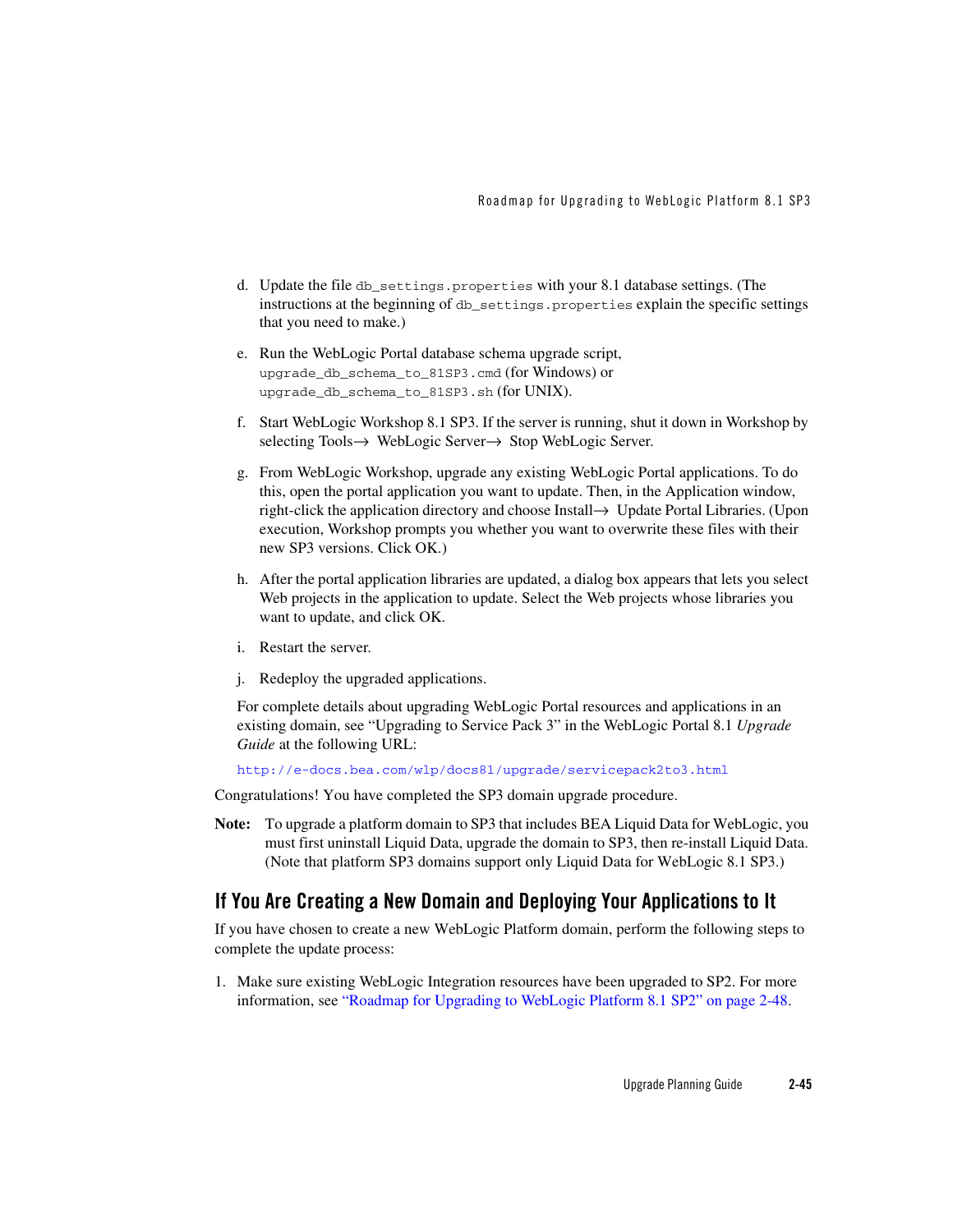d. Update the file `db_settings.properties` with your 8.1 database settings. (The instructions at the beginning of `db_settings.properties` explain the specific settings that you need to make.)

e. Run the WebLogic Portal database schema upgrade script, `upgrade_db_schema_to_81SP3.cmd` (for Windows) or `upgrade_db_schema_to_81SP3.sh` (for UNIX).

f. Start WebLogic Workshop 8.1 SP3. If the server is running, shut it down in Workshop by selecting Tools→ WebLogic Server→ Stop WebLogic Server.

g. From WebLogic Workshop, upgrade any existing WebLogic Portal applications. To do this, open the portal application you want to update. Then, in the Application window, right-click the application directory and choose Install→ Update Portal Libraries. (Upon execution, Workshop prompts you whether you want to overwrite these files with their new SP3 versions. Click OK.)

h. After the portal application libraries are updated, a dialog box appears that lets you select Web projects in the application to update. Select the Web projects whose libraries you want to update, and click OK.

i. Restart the server.

j. Redeploy the upgraded applications.

For complete details about upgrading WebLogic Portal resources and applications in an existing domain, see "Upgrading to Service Pack 3" in the WebLogic Portal 8.1 *Upgrade Guide* at the following URL:

http://e-docs.bea.com/wlp/docs81/upgrade/servicepack2to3.html

Congratulations! You have completed the SP3 domain upgrade procedure.

**Note:** To upgrade a platform domain to SP3 that includes BEA Liquid Data for WebLogic, you must first uninstall Liquid Data, upgrade the domain to SP3, then re-install Liquid Data. (Note that platform SP3 domains support only Liquid Data for WebLogic 8.1 SP3.)

## If You Are Creating a New Domain and Deploying Your Applications to It

If you have chosen to create a new WebLogic Platform domain, perform the following steps to complete the update process:

1. Make sure existing WebLogic Integration resources have been upgraded to SP2. For more information, see "Roadmap for Upgrading to WebLogic Platform 8.1 SP2" on page 2-48.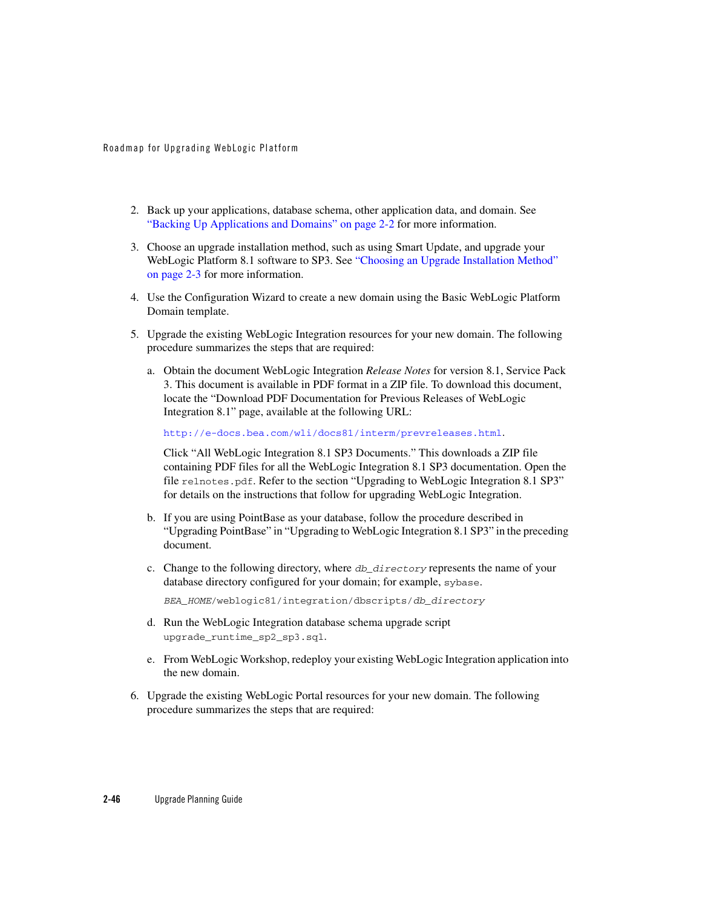2. Back up your applications, database schema, other application data, and domain. See "Backing Up Applications and Domains" on page 2-2 for more information.

3. Choose an upgrade installation method, such as using Smart Update, and upgrade your WebLogic Platform 8.1 software to SP3. See "Choosing an Upgrade Installation Method" on page 2-3 for more information.

4. Use the Configuration Wizard to create a new domain using the Basic WebLogic Platform Domain template.

5. Upgrade the existing WebLogic Integration resources for your new domain. The following procedure summarizes the steps that are required:

   a. Obtain the document WebLogic Integration *Release Notes* for version 8.1, Service Pack 3. This document is available in PDF format in a ZIP file. To download this document, locate the "Download PDF Documentation for Previous Releases of WebLogic Integration 8.1" page, available at the following URL:

      `http://e-docs.bea.com/wli/docs81/interm/prevreleases.html`.

      Click "All WebLogic Integration 8.1 SP3 Documents." This downloads a ZIP file containing PDF files for all the WebLogic Integration 8.1 SP3 documentation. Open the file `relnotes.pdf`. Refer to the section "Upgrading to WebLogic Integration 8.1 SP3" for details on the instructions that follow for upgrading WebLogic Integration.

   b. If you are using PointBase as your database, follow the procedure described in "Upgrading PointBase" in "Upgrading to WebLogic Integration 8.1 SP3" in the preceding document.

   c. Change to the following directory, where *`db_directory`* represents the name of your database directory configured for your domain; for example, `sybase`.

      *`BEA_HOME`*`/weblogic81/integration/dbscripts/`*`db_directory`*

   d. Run the WebLogic Integration database schema upgrade script `upgrade_runtime_sp2_sp3.sql`.

   e. From WebLogic Workshop, redeploy your existing WebLogic Integration application into the new domain.

6. Upgrade the existing WebLogic Portal resources for your new domain. The following procedure summarizes the steps that are required: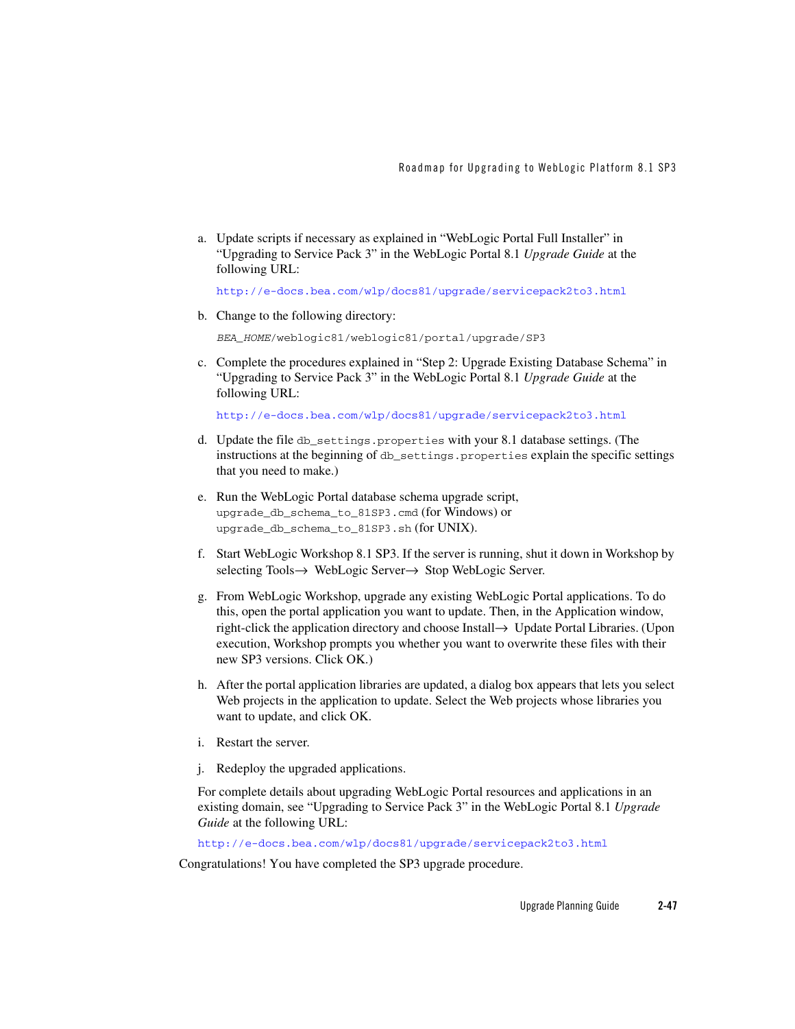a. Update scripts if necessary as explained in "WebLogic Portal Full Installer" in "Upgrading to Service Pack 3" in the WebLogic Portal 8.1 *Upgrade Guide* at the following URL:

   http://e-docs.bea.com/wlp/docs81/upgrade/servicepack2to3.html

b. Change to the following directory:

   `BEA_HOME/weblogic81/weblogic81/portal/upgrade/SP3`

c. Complete the procedures explained in "Step 2: Upgrade Existing Database Schema" in "Upgrading to Service Pack 3" in the WebLogic Portal 8.1 *Upgrade Guide* at the following URL:

   http://e-docs.bea.com/wlp/docs81/upgrade/servicepack2to3.html

d. Update the file `db_settings.properties` with your 8.1 database settings. (The instructions at the beginning of `db_settings.properties` explain the specific settings that you need to make.)

e. Run the WebLogic Portal database schema upgrade script, `upgrade_db_schema_to_81SP3.cmd` (for Windows) or `upgrade_db_schema_to_81SP3.sh` (for UNIX).

f. Start WebLogic Workshop 8.1 SP3. If the server is running, shut it down in Workshop by selecting Tools→ WebLogic Server→ Stop WebLogic Server.

g. From WebLogic Workshop, upgrade any existing WebLogic Portal applications. To do this, open the portal application you want to update. Then, in the Application window, right-click the application directory and choose Install→ Update Portal Libraries. (Upon execution, Workshop prompts you whether you want to overwrite these files with their new SP3 versions. Click OK.)

h. After the portal application libraries are updated, a dialog box appears that lets you select Web projects in the application to update. Select the Web projects whose libraries you want to update, and click OK.

i. Restart the server.

j. Redeploy the upgraded applications.

For complete details about upgrading WebLogic Portal resources and applications in an existing domain, see "Upgrading to Service Pack 3" in the WebLogic Portal 8.1 *Upgrade Guide* at the following URL:

http://e-docs.bea.com/wlp/docs81/upgrade/servicepack2to3.html

Congratulations! You have completed the SP3 upgrade procedure.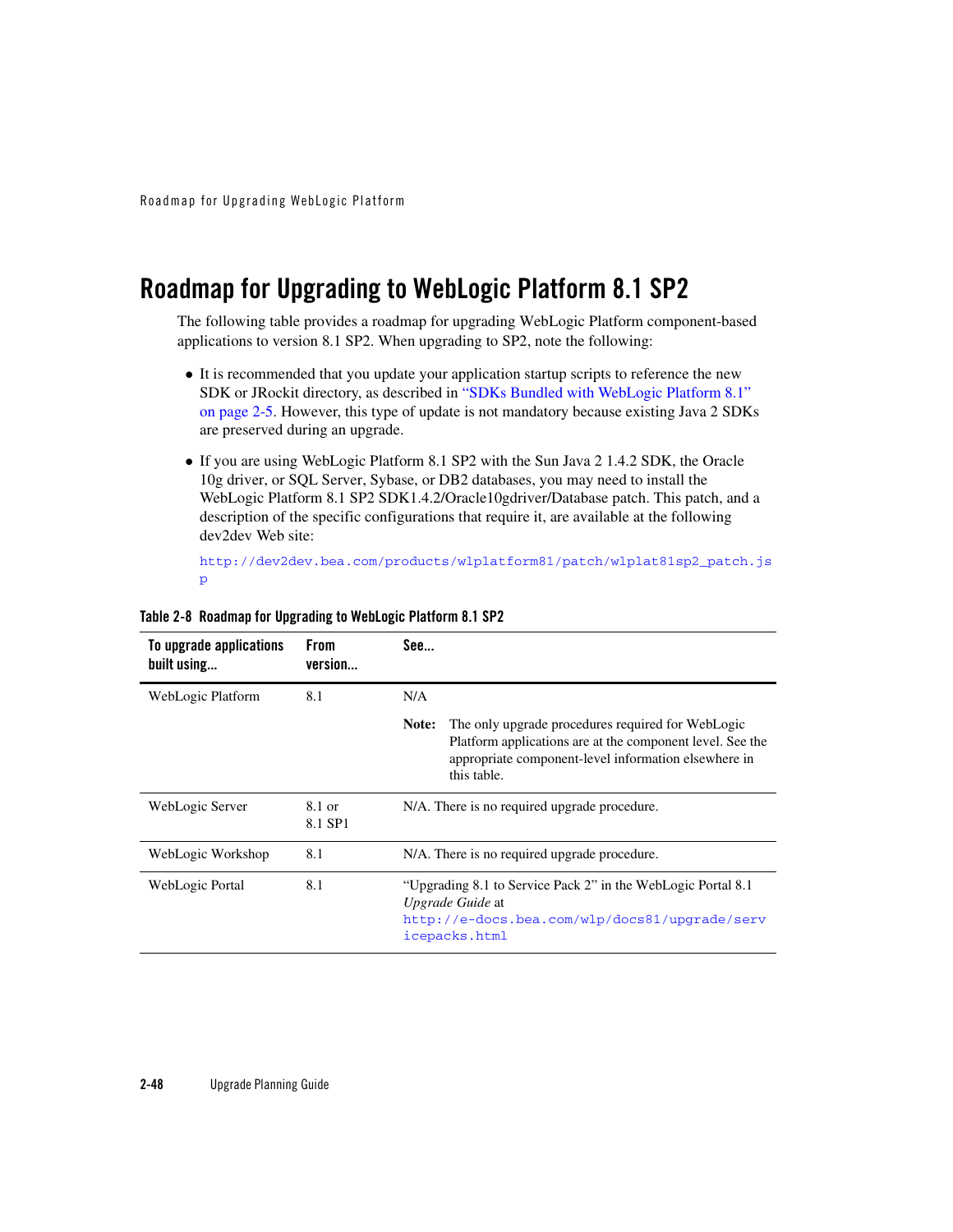## Roadmap for Upgrading to WebLogic Platform 8.1 SP2

The following table provides a roadmap for upgrading WebLogic Platform component-based applications to version 8.1 SP2. When upgrading to SP2, note the following:

- It is recommended that you update your application startup scripts to reference the new SDK or JRockit directory, as described in "SDKs Bundled with WebLogic Platform 8.1" on page 2-5. However, this type of update is not mandatory because existing Java 2 SDKs are preserved during an upgrade.
- If you are using WebLogic Platform 8.1 SP2 with the Sun Java 2 1.4.2 SDK, the Oracle 10g driver, or SQL Server, Sybase, or DB2 databases, you may need to install the WebLogic Platform 8.1 SP2 SDK1.4.2/Oracle10gdriver/Database patch. This patch, and a description of the specific configurations that require it, are available at the following dev2dev Web site:

  `http://dev2dev.bea.com/products/wlplatform81/patch/wlplat81sp2_patch.jsp`

**Table 2-8 Roadmap for Upgrading to WebLogic Platform 8.1 SP2**

| To upgrade applications built using... | From version... | See... |
|---|---|---|
| WebLogic Platform | 8.1 | N/A<br><br>**Note:** The only upgrade procedures required for WebLogic Platform applications are at the component level. See the appropriate component-level information elsewhere in this table. |
| WebLogic Server | 8.1 or 8.1 SP1 | N/A. There is no required upgrade procedure. |
| WebLogic Workshop | 8.1 | N/A. There is no required upgrade procedure. |
| WebLogic Portal | 8.1 | "Upgrading 8.1 to Service Pack 2" in the WebLogic Portal 8.1 *Upgrade Guide* at `http://e-docs.bea.com/wlp/docs81/upgrade/servicepacks.html` |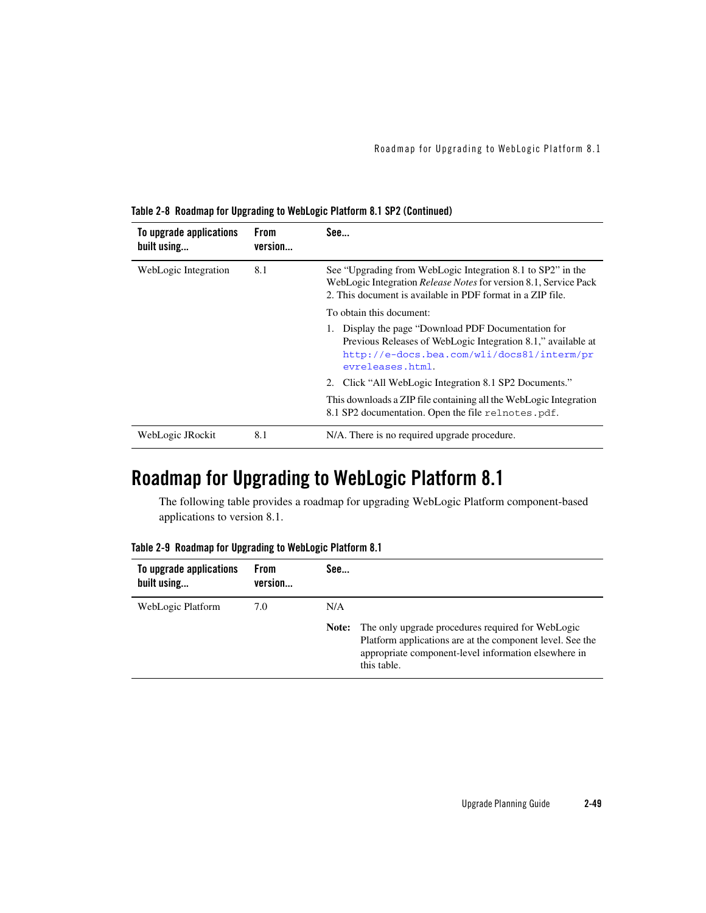**Table 2-8 Roadmap for Upgrading to WebLogic Platform 8.1 SP2 (Continued)**

| To upgrade applications built using... | From version... | See... |
|---|---|---|
| WebLogic Integration | 8.1 | See "Upgrading from WebLogic Integration 8.1 to SP2" in the WebLogic Integration *Release Notes* for version 8.1, Service Pack 2. This document is available in PDF format in a ZIP file.<br><br>To obtain this document:<br><br>1. Display the page "Download PDF Documentation for Previous Releases of WebLogic Integration 8.1," available at http://e-docs.bea.com/wli/docs81/interm/prevreleases.html.<br>2. Click "All WebLogic Integration 8.1 SP2 Documents."<br><br>This downloads a ZIP file containing all the WebLogic Integration 8.1 SP2 documentation. Open the file `relnotes.pdf`. |
| WebLogic JRockit | 8.1 | N/A. There is no required upgrade procedure. |

# Roadmap for Upgrading to WebLogic Platform 8.1

The following table provides a roadmap for upgrading WebLogic Platform component-based applications to version 8.1.

**Table 2-9 Roadmap for Upgrading to WebLogic Platform 8.1**

| To upgrade applications built using... | From version... | See... |
|---|---|---|
| WebLogic Platform | 7.0 | N/A<br><br>**Note:** The only upgrade procedures required for WebLogic Platform applications are at the component level. See the appropriate component-level information elsewhere in this table. |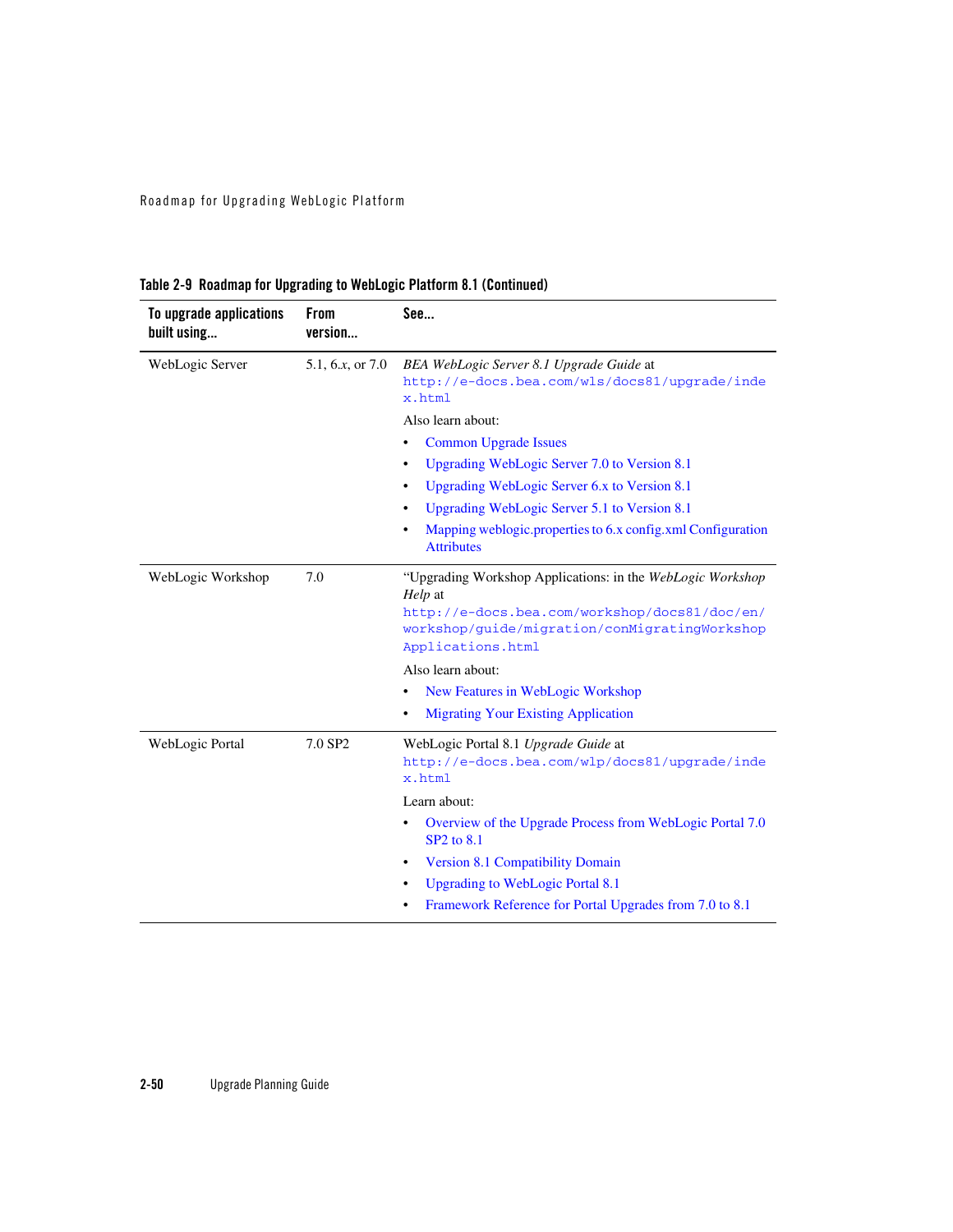**Table 2-9 Roadmap for Upgrading to WebLogic Platform 8.1 (Continued)**

| To upgrade applications built using... | From version... | See... |
|---|---|---|
| WebLogic Server | 5.1, 6.*x*, or 7.0 | *BEA WebLogic Server 8.1 Upgrade Guide* at `http://e-docs.bea.com/wls/docs81/upgrade/index.html`<br><br>Also learn about:<br>• Common Upgrade Issues<br>• Upgrading WebLogic Server 7.0 to Version 8.1<br>• Upgrading WebLogic Server 6.x to Version 8.1<br>• Upgrading WebLogic Server 5.1 to Version 8.1<br>• Mapping weblogic.properties to 6.x config.xml Configuration Attributes |
| WebLogic Workshop | 7.0 | "Upgrading Workshop Applications: in the *WebLogic Workshop Help* at `http://e-docs.bea.com/workshop/docs81/doc/en/workshop/guide/migration/conMigratingWorkshopApplications.html`<br><br>Also learn about:<br>• New Features in WebLogic Workshop<br>• Migrating Your Existing Application |
| WebLogic Portal | 7.0 SP2 | WebLogic Portal 8.1 *Upgrade Guide* at `http://e-docs.bea.com/wlp/docs81/upgrade/index.html`<br><br>Learn about:<br>• Overview of the Upgrade Process from WebLogic Portal 7.0 SP2 to 8.1<br>• Version 8.1 Compatibility Domain<br>• Upgrading to WebLogic Portal 8.1<br>• Framework Reference for Portal Upgrades from 7.0 to 8.1 |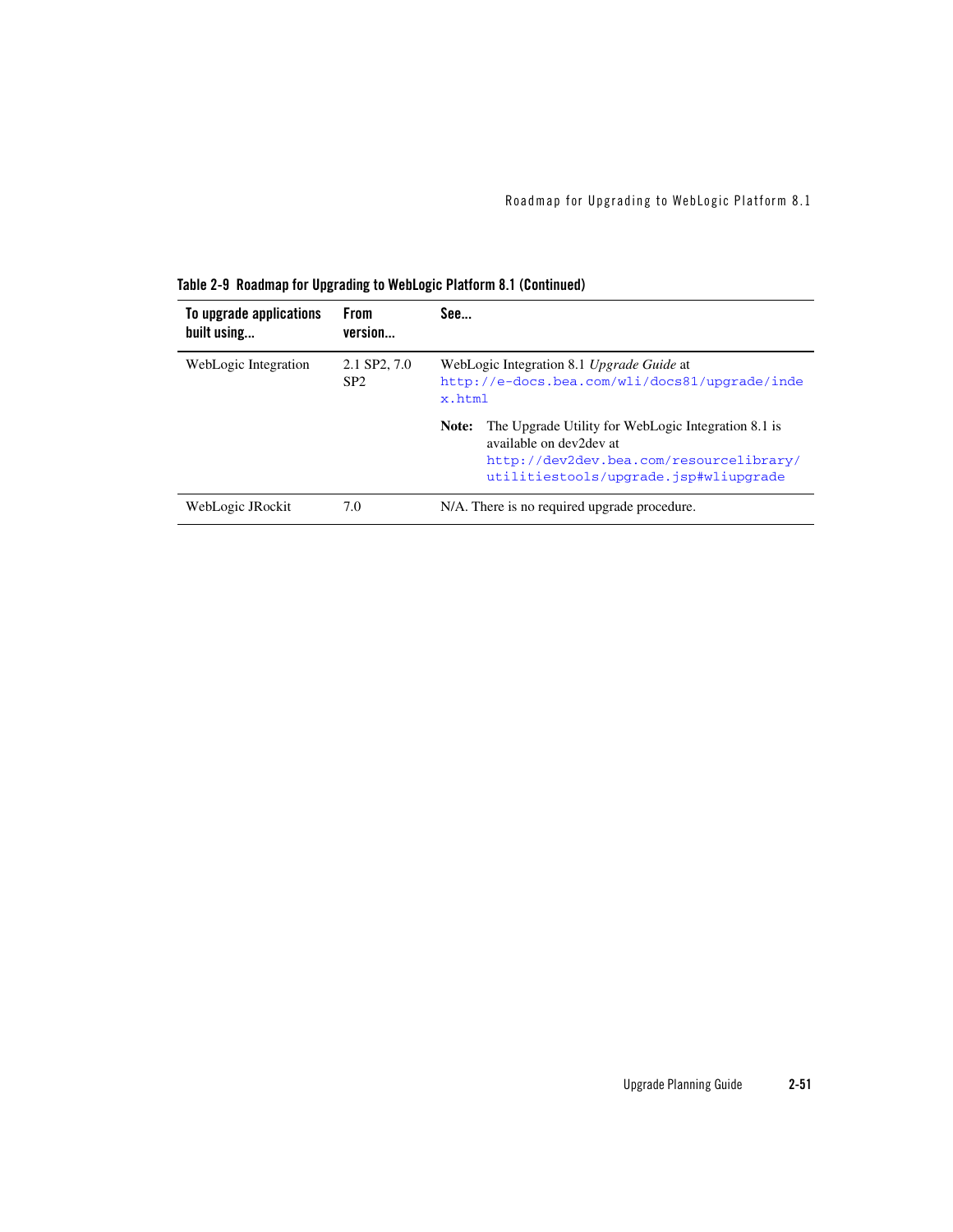**Table 2-9 Roadmap for Upgrading to WebLogic Platform 8.1 (Continued)**

| To upgrade applications built using... | From version... | See... |
|---|---|---|
| WebLogic Integration | 2.1 SP2, 7.0 SP2 | WebLogic Integration 8.1 *Upgrade Guide* at http://e-docs.bea.com/wli/docs81/upgrade/index.html<br><br>**Note:** The Upgrade Utility for WebLogic Integration 8.1 is available on dev2dev at http://dev2dev.bea.com/resourcelibrary/utilitiestools/upgrade.jsp#wliupgrade |
| WebLogic JRockit | 7.0 | N/A. There is no required upgrade procedure. |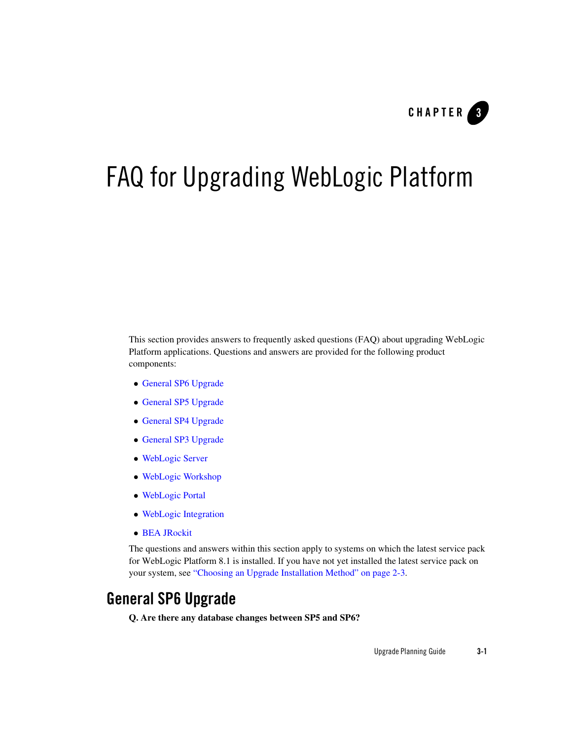# FAQ for Upgrading WebLogic Platform

This section provides answers to frequently asked questions (FAQ) about upgrading WebLogic Platform applications. Questions and answers are provided for the following product components:

- General SP6 Upgrade
- General SP5 Upgrade
- General SP4 Upgrade
- General SP3 Upgrade
- WebLogic Server
- WebLogic Workshop
- WebLogic Portal
- WebLogic Integration
- BEA JRockit

The questions and answers within this section apply to systems on which the latest service pack for WebLogic Platform 8.1 is installed. If you have not yet installed the latest service pack on your system, see "Choosing an Upgrade Installation Method" on page 2-3.

## General SP6 Upgrade

**Q. Are there any database changes between SP5 and SP6?**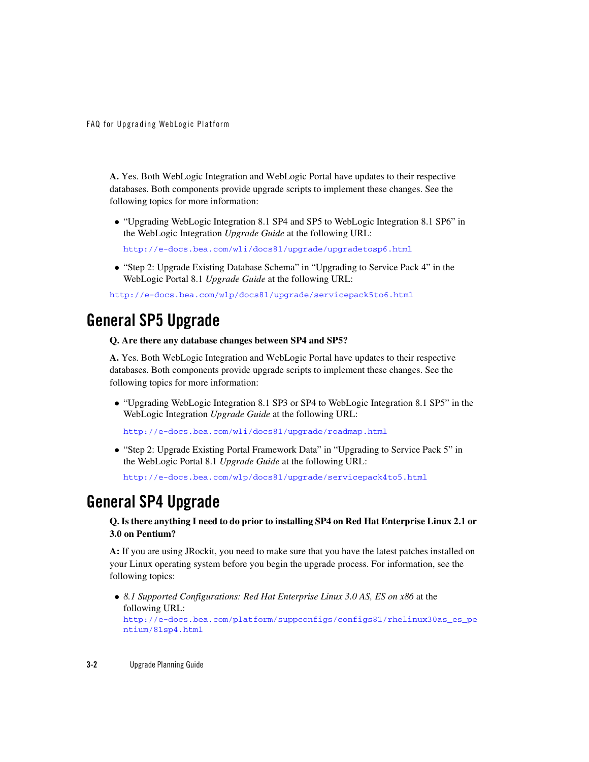**A.** Yes. Both WebLogic Integration and WebLogic Portal have updates to their respective databases. Both components provide upgrade scripts to implement these changes. See the following topics for more information:

- "Upgrading WebLogic Integration 8.1 SP4 and SP5 to WebLogic Integration 8.1 SP6" in the WebLogic Integration *Upgrade Guide* at the following URL:

  `http://e-docs.bea.com/wli/docs81/upgrade/upgradetosp6.html`

- "Step 2: Upgrade Existing Database Schema" in "Upgrading to Service Pack 4" in the WebLogic Portal 8.1 *Upgrade Guide* at the following URL:

`http://e-docs.bea.com/wlp/docs81/upgrade/servicepack5to6.html`

## General SP5 Upgrade

**Q. Are there any database changes between SP4 and SP5?**

**A.** Yes. Both WebLogic Integration and WebLogic Portal have updates to their respective databases. Both components provide upgrade scripts to implement these changes. See the following topics for more information:

- "Upgrading WebLogic Integration 8.1 SP3 or SP4 to WebLogic Integration 8.1 SP5" in the WebLogic Integration *Upgrade Guide* at the following URL:

  `http://e-docs.bea.com/wli/docs81/upgrade/roadmap.html`

- "Step 2: Upgrade Existing Portal Framework Data" in "Upgrading to Service Pack 5" in the WebLogic Portal 8.1 *Upgrade Guide* at the following URL:

  `http://e-docs.bea.com/wlp/docs81/upgrade/servicepack4to5.html`

## General SP4 Upgrade

**Q. Is there anything I need to do prior to installing SP4 on Red Hat Enterprise Linux 2.1 or 3.0 on Pentium?**

**A:** If you are using JRockit, you need to make sure that you have the latest patches installed on your Linux operating system before you begin the upgrade process. For information, see the following topics:

- *8.1 Supported Configurations: Red Hat Enterprise Linux 3.0 AS, ES on x86* at the following URL:
  `http://e-docs.bea.com/platform/suppconfigs/configs81/rhelinux30as_es_pentium/81sp4.html`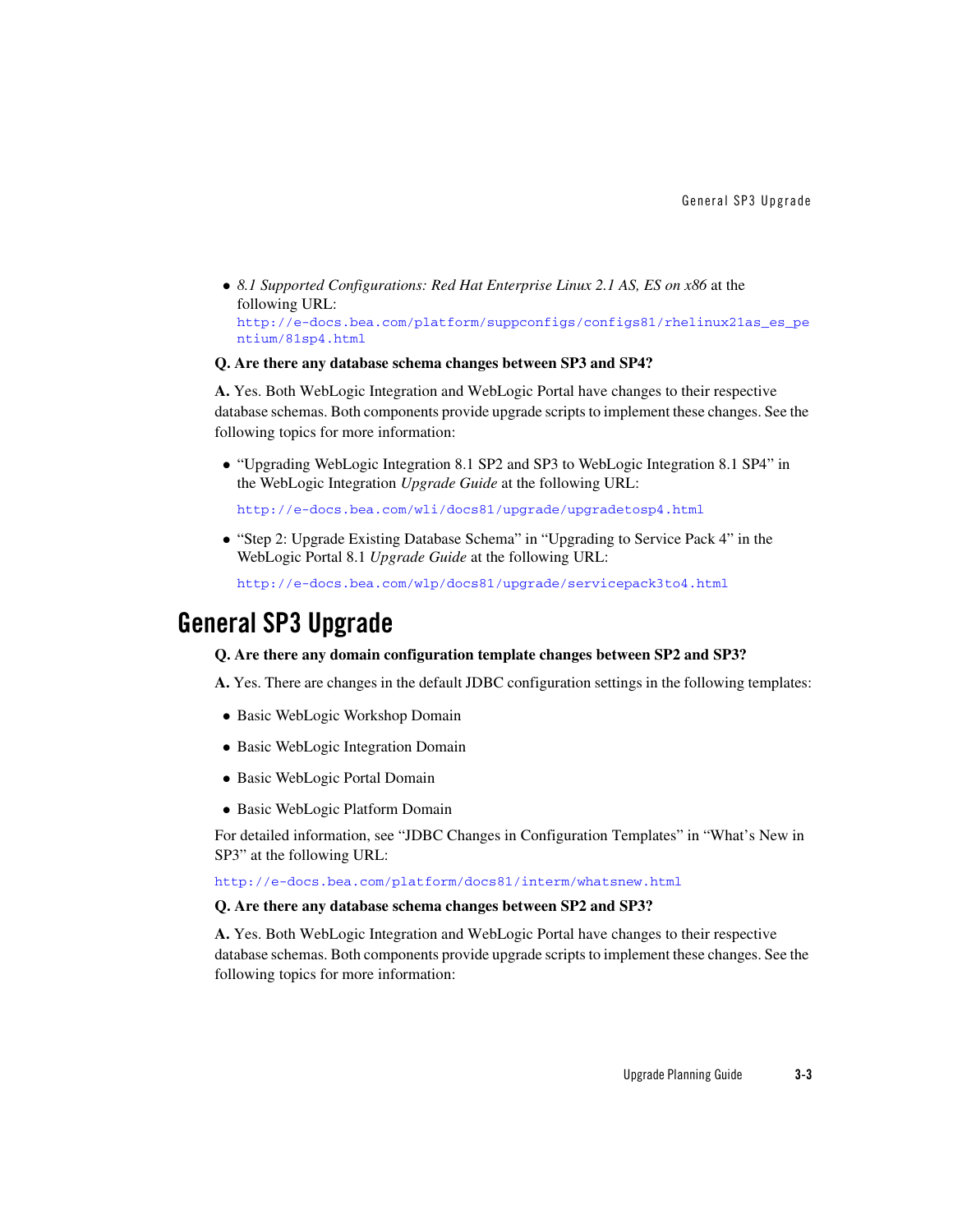- *8.1 Supported Configurations: Red Hat Enterprise Linux 2.1 AS, ES on x86* at the following URL:
  http://e-docs.bea.com/platform/suppconfigs/configs81/rhelinux21as_es_pentium/81sp4.html

**Q. Are there any database schema changes between SP3 and SP4?**

**A.** Yes. Both WebLogic Integration and WebLogic Portal have changes to their respective database schemas. Both components provide upgrade scripts to implement these changes. See the following topics for more information:

- "Upgrading WebLogic Integration 8.1 SP2 and SP3 to WebLogic Integration 8.1 SP4" in the WebLogic Integration *Upgrade Guide* at the following URL:

  http://e-docs.bea.com/wli/docs81/upgrade/upgradetosp4.html

- "Step 2: Upgrade Existing Database Schema" in "Upgrading to Service Pack 4" in the WebLogic Portal 8.1 *Upgrade Guide* at the following URL:

  http://e-docs.bea.com/wlp/docs81/upgrade/servicepack3to4.html

## General SP3 Upgrade

**Q. Are there any domain configuration template changes between SP2 and SP3?**

**A.** Yes. There are changes in the default JDBC configuration settings in the following templates:

- Basic WebLogic Workshop Domain
- Basic WebLogic Integration Domain
- Basic WebLogic Portal Domain
- Basic WebLogic Platform Domain

For detailed information, see "JDBC Changes in Configuration Templates" in "What's New in SP3" at the following URL:

http://e-docs.bea.com/platform/docs81/interm/whatsnew.html

**Q. Are there any database schema changes between SP2 and SP3?**

**A.** Yes. Both WebLogic Integration and WebLogic Portal have changes to their respective database schemas. Both components provide upgrade scripts to implement these changes. See the following topics for more information: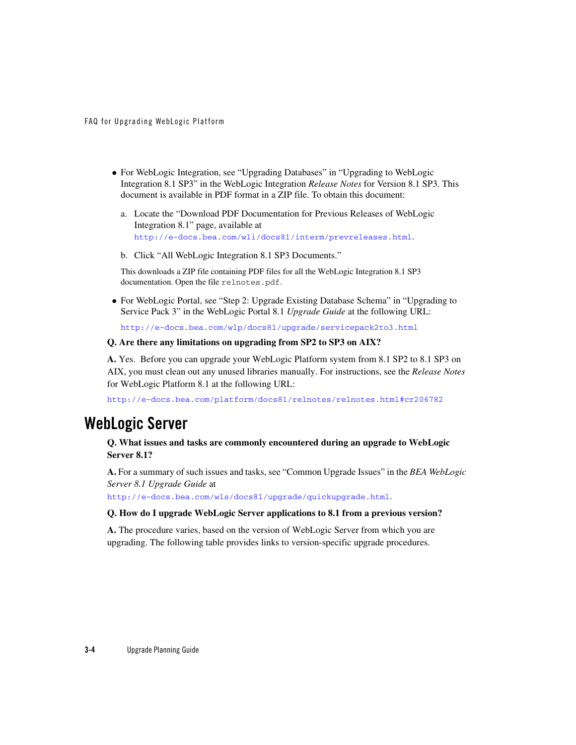- For WebLogic Integration, see "Upgrading Databases" in "Upgrading to WebLogic Integration 8.1 SP3" in the WebLogic Integration *Release Notes* for Version 8.1 SP3. This document is available in PDF format in a ZIP file. To obtain this document:

  a. Locate the "Download PDF Documentation for Previous Releases of WebLogic Integration 8.1" page, available at `http://e-docs.bea.com/wli/docs81/interm/prevreleases.html`.

  b. Click "All WebLogic Integration 8.1 SP3 Documents."

  This downloads a ZIP file containing PDF files for all the WebLogic Integration 8.1 SP3 documentation. Open the file `relnotes.pdf`.

- For WebLogic Portal, see "Step 2: Upgrade Existing Database Schema" in "Upgrading to Service Pack 3" in the WebLogic Portal 8.1 *Upgrade Guide* at the following URL:

  `http://e-docs.bea.com/wlp/docs81/upgrade/servicepack2to3.html`

**Q. Are there any limitations on upgrading from SP2 to SP3 on AIX?**

**A.** Yes. Before you can upgrade your WebLogic Platform system from 8.1 SP2 to 8.1 SP3 on AIX, you must clean out any unused libraries manually. For instructions, see the *Release Notes* for WebLogic Platform 8.1 at the following URL:

`http://e-docs.bea.com/platform/docs81/relnotes/relnotes.html#cr206782`

# WebLogic Server

**Q. What issues and tasks are commonly encountered during an upgrade to WebLogic Server 8.1?**

**A.** For a summary of such issues and tasks, see "Common Upgrade Issues" in the *BEA WebLogic Server 8.1 Upgrade Guide* at `http://e-docs.bea.com/wls/docs81/upgrade/quickupgrade.html`.

**Q. How do I upgrade WebLogic Server applications to 8.1 from a previous version?**

**A.** The procedure varies, based on the version of WebLogic Server from which you are upgrading. The following table provides links to version-specific upgrade procedures.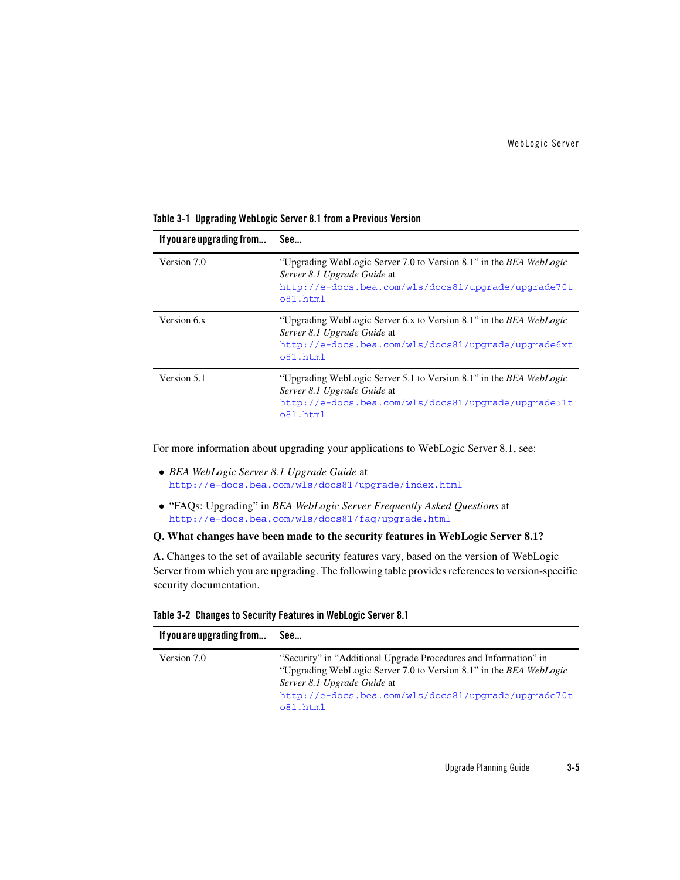**Table 3-1 Upgrading WebLogic Server 8.1 from a Previous Version**

| If you are upgrading from... | See... |
|---|---|
| Version 7.0 | "Upgrading WebLogic Server 7.0 to Version 8.1" in the *BEA WebLogic Server 8.1 Upgrade Guide* at http://e-docs.bea.com/wls/docs81/upgrade/upgrade70to81.html |
| Version 6.x | "Upgrading WebLogic Server 6.x to Version 8.1" in the *BEA WebLogic Server 8.1 Upgrade Guide* at http://e-docs.bea.com/wls/docs81/upgrade/upgrade6xto81.html |
| Version 5.1 | "Upgrading WebLogic Server 5.1 to Version 8.1" in the *BEA WebLogic Server 8.1 Upgrade Guide* at http://e-docs.bea.com/wls/docs81/upgrade/upgrade51to81.html |

For more information about upgrading your applications to WebLogic Server 8.1, see:

- *BEA WebLogic Server 8.1 Upgrade Guide* at http://e-docs.bea.com/wls/docs81/upgrade/index.html
- "FAQs: Upgrading" in *BEA WebLogic Server Frequently Asked Questions* at http://e-docs.bea.com/wls/docs81/faq/upgrade.html

**Q. What changes have been made to the security features in WebLogic Server 8.1?**

**A.** Changes to the set of available security features vary, based on the version of WebLogic Server from which you are upgrading. The following table provides references to version-specific security documentation.

**Table 3-2 Changes to Security Features in WebLogic Server 8.1**

| If you are upgrading from... | See... |
|---|---|
| Version 7.0 | "Security" in "Additional Upgrade Procedures and Information" in "Upgrading WebLogic Server 7.0 to Version 8.1" in the *BEA WebLogic Server 8.1 Upgrade Guide* at http://e-docs.bea.com/wls/docs81/upgrade/upgrade70to81.html |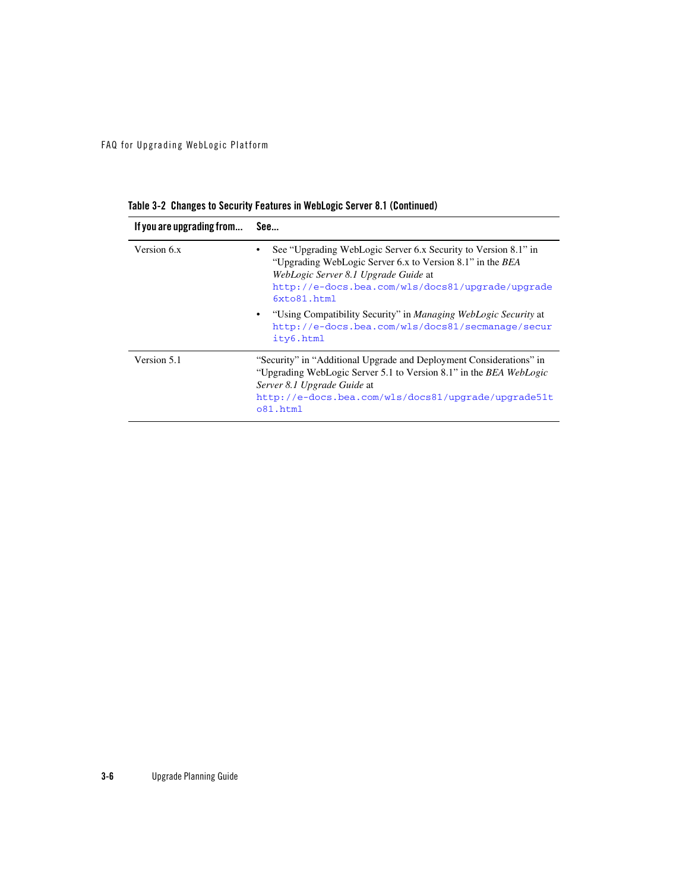**Table 3-2 Changes to Security Features in WebLogic Server 8.1 (Continued)**

| If you are upgrading from... | See... |
| --- | --- |
| Version 6.x | • See "Upgrading WebLogic Server 6.x Security to Version 8.1" in "Upgrading WebLogic Server 6.x to Version 8.1" in the *BEA WebLogic Server 8.1 Upgrade Guide* at `http://e-docs.bea.com/wls/docs81/upgrade/upgrade6xto81.html` <br> • "Using Compatibility Security" in *Managing WebLogic Security* at `http://e-docs.bea.com/wls/docs81/secmanage/security6.html` |
| Version 5.1 | "Security" in "Additional Upgrade and Deployment Considerations" in "Upgrading WebLogic Server 5.1 to Version 8.1" in the *BEA WebLogic Server 8.1 Upgrade Guide* at `http://e-docs.bea.com/wls/docs81/upgrade/upgrade51to81.html` |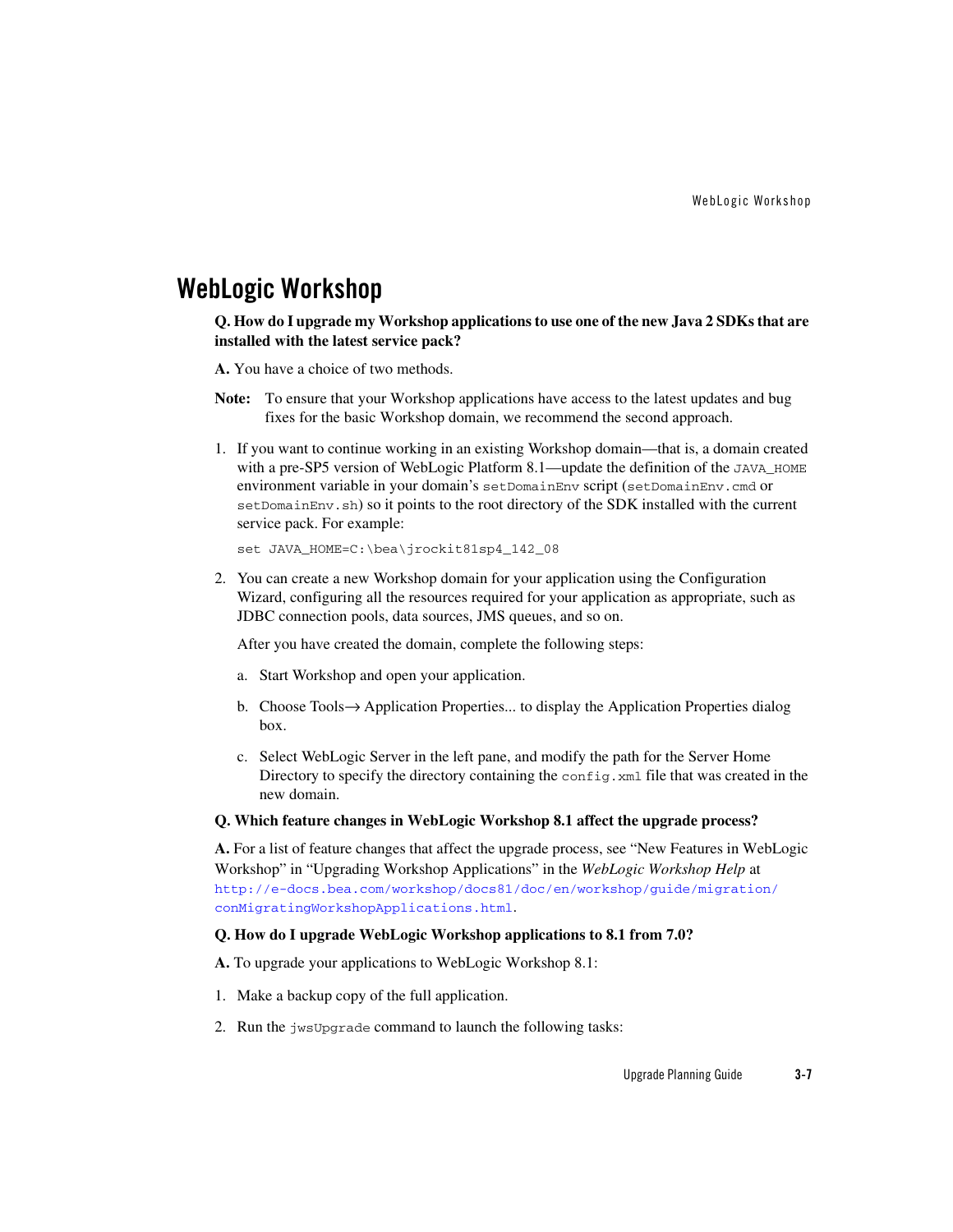## WebLogic Workshop

**Q. How do I upgrade my Workshop applications to use one of the new Java 2 SDKs that are installed with the latest service pack?**

**A.** You have a choice of two methods.

**Note:** To ensure that your Workshop applications have access to the latest updates and bug fixes for the basic Workshop domain, we recommend the second approach.

1. If you want to continue working in an existing Workshop domain—that is, a domain created with a pre-SP5 version of WebLogic Platform 8.1—update the definition of the `JAVA_HOME` environment variable in your domain's `setDomainEnv` script (`setDomainEnv.cmd` or `setDomainEnv.sh`) so it points to the root directory of the SDK installed with the current service pack. For example:

   ```
   set JAVA_HOME=C:\bea\jrockit81sp4_142_08
   ```

2. You can create a new Workshop domain for your application using the Configuration Wizard, configuring all the resources required for your application as appropriate, such as JDBC connection pools, data sources, JMS queues, and so on.

   After you have created the domain, complete the following steps:

   a. Start Workshop and open your application.

   b. Choose Tools→ Application Properties... to display the Application Properties dialog box.

   c. Select WebLogic Server in the left pane, and modify the path for the Server Home Directory to specify the directory containing the `config.xml` file that was created in the new domain.

**Q. Which feature changes in WebLogic Workshop 8.1 affect the upgrade process?**

**A.** For a list of feature changes that affect the upgrade process, see "New Features in WebLogic Workshop" in "Upgrading Workshop Applications" in the *WebLogic Workshop Help* at http://e-docs.bea.com/workshop/docs81/doc/en/workshop/guide/migration/conMigratingWorkshopApplications.html.

**Q. How do I upgrade WebLogic Workshop applications to 8.1 from 7.0?**

**A.** To upgrade your applications to WebLogic Workshop 8.1:

1. Make a backup copy of the full application.
2. Run the `jwsUpgrade` command to launch the following tasks: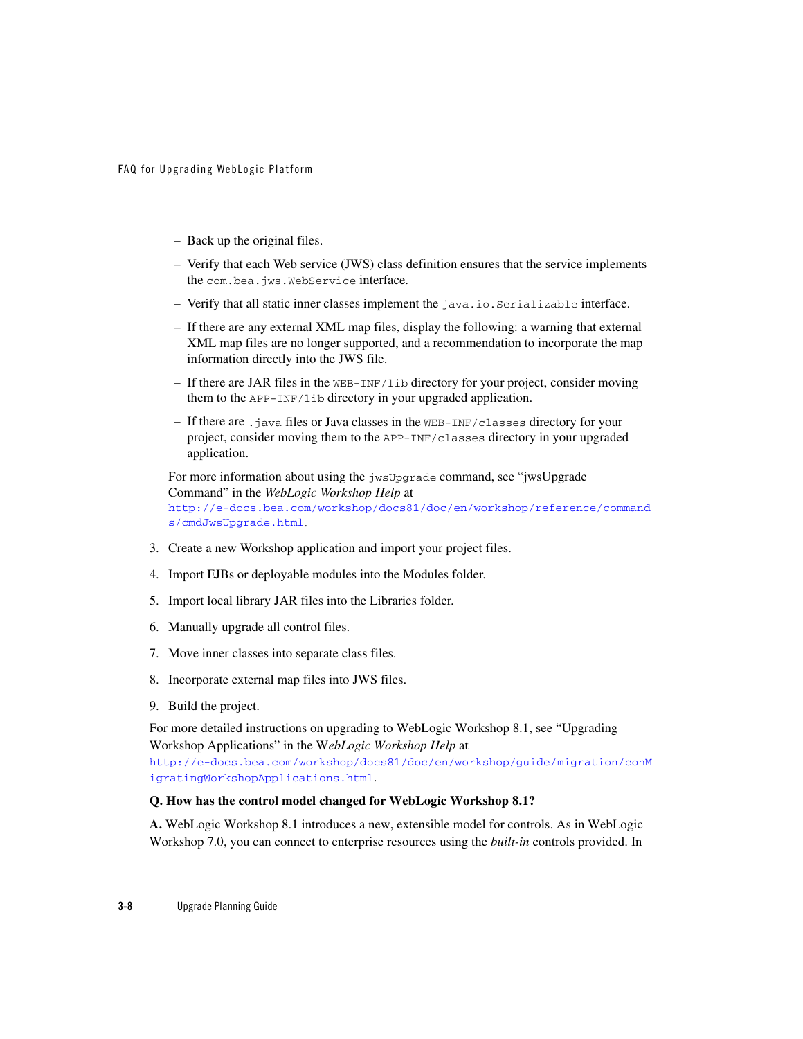- Back up the original files.
   - Verify that each Web service (JWS) class definition ensures that the service implements the `com.bea.jws.WebService` interface.
   - Verify that all static inner classes implement the `java.io.Serializable` interface.
   - If there are any external XML map files, display the following: a warning that external XML map files are no longer supported, and a recommendation to incorporate the map information directly into the JWS file.
   - If there are JAR files in the `WEB-INF/lib` directory for your project, consider moving them to the `APP-INF/lib` directory in your upgraded application.
   - If there are `.java` files or Java classes in the `WEB-INF/classes` directory for your project, consider moving them to the `APP-INF/classes` directory in your upgraded application.

   For more information about using the `jwsUpgrade` command, see "jwsUpgrade Command" in the *WebLogic Workshop Help* at http://e-docs.bea.com/workshop/docs81/doc/en/workshop/reference/commands/cmdJwsUpgrade.html.

3. Create a new Workshop application and import your project files.
4. Import EJBs or deployable modules into the Modules folder.
5. Import local library JAR files into the Libraries folder.
6. Manually upgrade all control files.
7. Move inner classes into separate class files.
8. Incorporate external map files into JWS files.
9. Build the project.

For more detailed instructions on upgrading to WebLogic Workshop 8.1, see "Upgrading Workshop Applications" in the W*ebLogic Workshop Help* at http://e-docs.bea.com/workshop/docs81/doc/en/workshop/guide/migration/conMigratingWorkshopApplications.html.

**Q. How has the control model changed for WebLogic Workshop 8.1?**

**A.** WebLogic Workshop 8.1 introduces a new, extensible model for controls. As in WebLogic Workshop 7.0, you can connect to enterprise resources using the *built-in* controls provided. In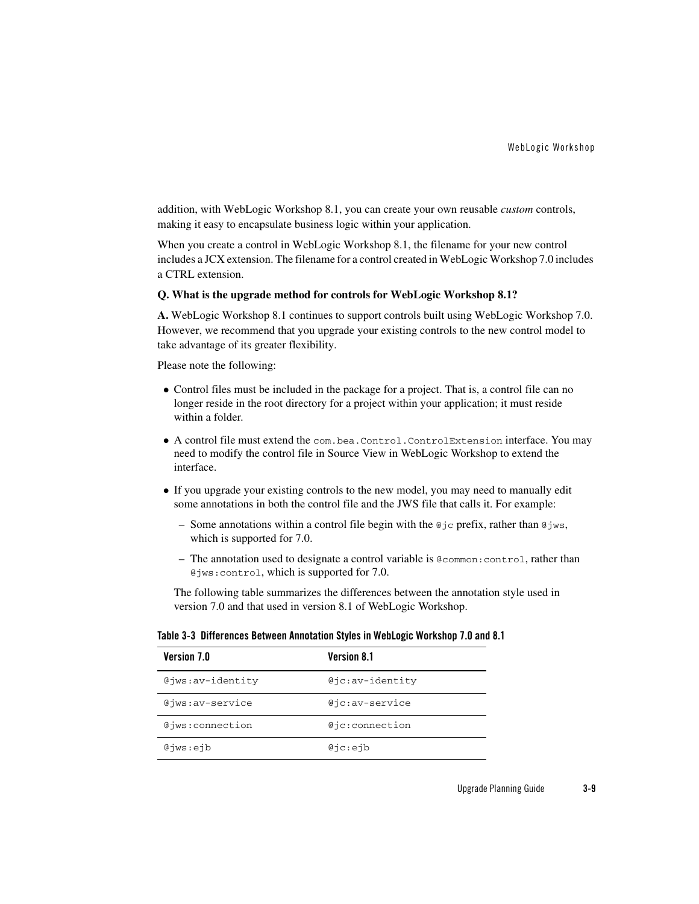addition, with WebLogic Workshop 8.1, you can create your own reusable *custom* controls, making it easy to encapsulate business logic within your application.

When you create a control in WebLogic Workshop 8.1, the filename for your new control includes a JCX extension. The filename for a control created in WebLogic Workshop 7.0 includes a CTRL extension.

**Q. What is the upgrade method for controls for WebLogic Workshop 8.1?**

**A.** WebLogic Workshop 8.1 continues to support controls built using WebLogic Workshop 7.0. However, we recommend that you upgrade your existing controls to the new control model to take advantage of its greater flexibility.

Please note the following:

- Control files must be included in the package for a project. That is, a control file can no longer reside in the root directory for a project within your application; it must reside within a folder.
- A control file must extend the `com.bea.Control.ControlExtension` interface. You may need to modify the control file in Source View in WebLogic Workshop to extend the interface.
- If you upgrade your existing controls to the new model, you may need to manually edit some annotations in both the control file and the JWS file that calls it. For example:
  - Some annotations within a control file begin with the `@jc` prefix, rather than `@jws`, which is supported for 7.0.
  - The annotation used to designate a control variable is `@common:control`, rather than `@jws:control`, which is supported for 7.0.

  The following table summarizes the differences between the annotation style used in version 7.0 and that used in version 8.1 of WebLogic Workshop.

**Table 3-3 Differences Between Annotation Styles in WebLogic Workshop 7.0 and 8.1**

| Version 7.0 | Version 8.1 |
|---|---|
| `@jws:av-identity` | `@jc:av-identity` |
| `@jws:av-service` | `@jc:av-service` |
| `@jws:connection` | `@jc:connection` |
| `@jws:ejb` | `@jc:ejb` |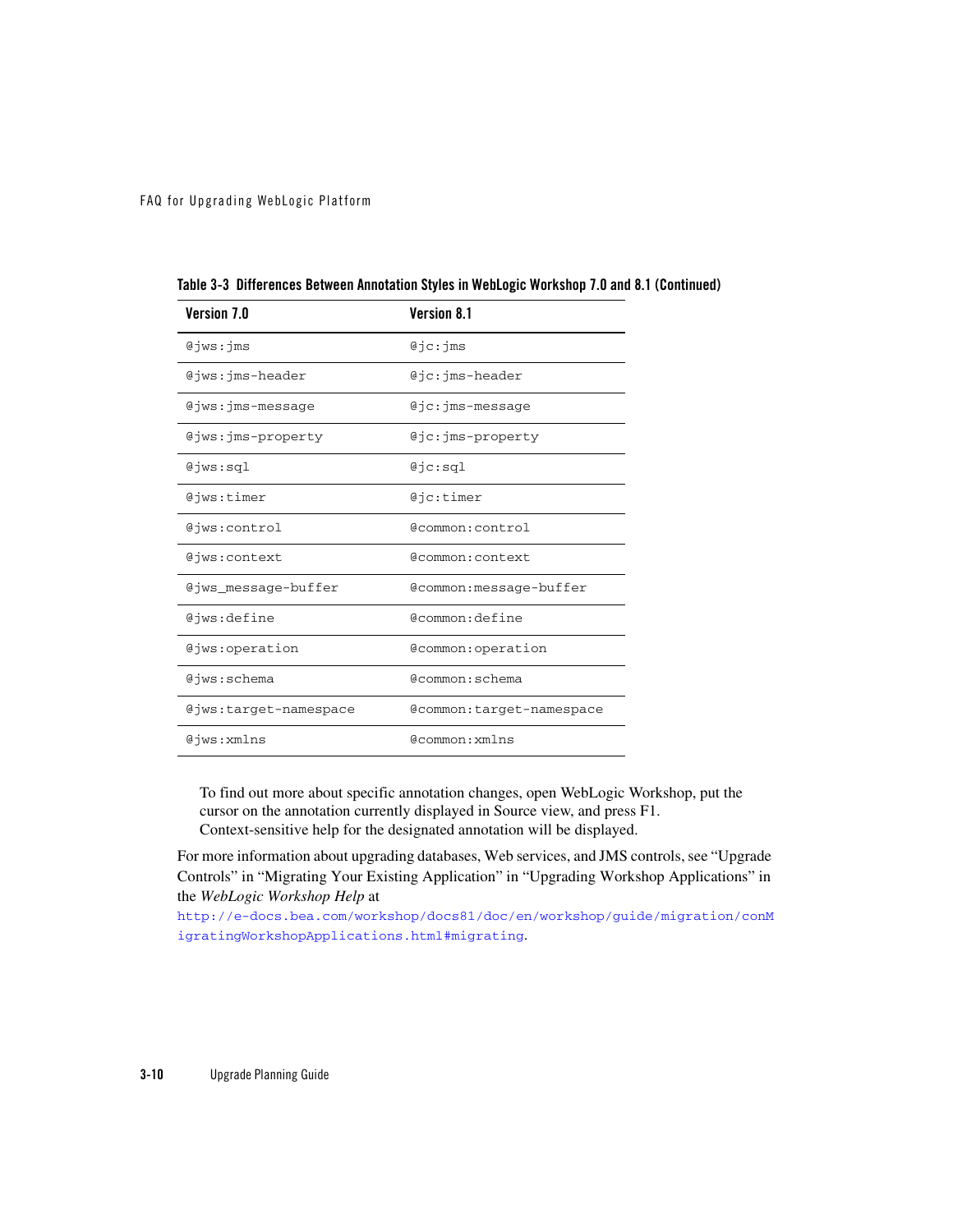**Table 3-3 Differences Between Annotation Styles in WebLogic Workshop 7.0 and 8.1 (Continued)**

| Version 7.0 | Version 8.1 |
|---|---|
| `@jws:jms` | `@jc:jms` |
| `@jws:jms-header` | `@jc:jms-header` |
| `@jws:jms-message` | `@jc:jms-message` |
| `@jws:jms-property` | `@jc:jms-property` |
| `@jws:sql` | `@jc:sql` |
| `@jws:timer` | `@jc:timer` |
| `@jws:control` | `@common:control` |
| `@jws:context` | `@common:context` |
| `@jws_message-buffer` | `@common:message-buffer` |
| `@jws:define` | `@common:define` |
| `@jws:operation` | `@common:operation` |
| `@jws:schema` | `@common:schema` |
| `@jws:target-namespace` | `@common:target-namespace` |
| `@jws:xmlns` | `@common:xmlns` |

To find out more about specific annotation changes, open WebLogic Workshop, put the cursor on the annotation currently displayed in Source view, and press F1. Context-sensitive help for the designated annotation will be displayed.

For more information about upgrading databases, Web services, and JMS controls, see "Upgrade Controls" in "Migrating Your Existing Application" in "Upgrading Workshop Applications" in the *WebLogic Workshop Help* at http://e-docs.bea.com/workshop/docs81/doc/en/workshop/guide/migration/conMigratingWorkshopApplications.html#migrating.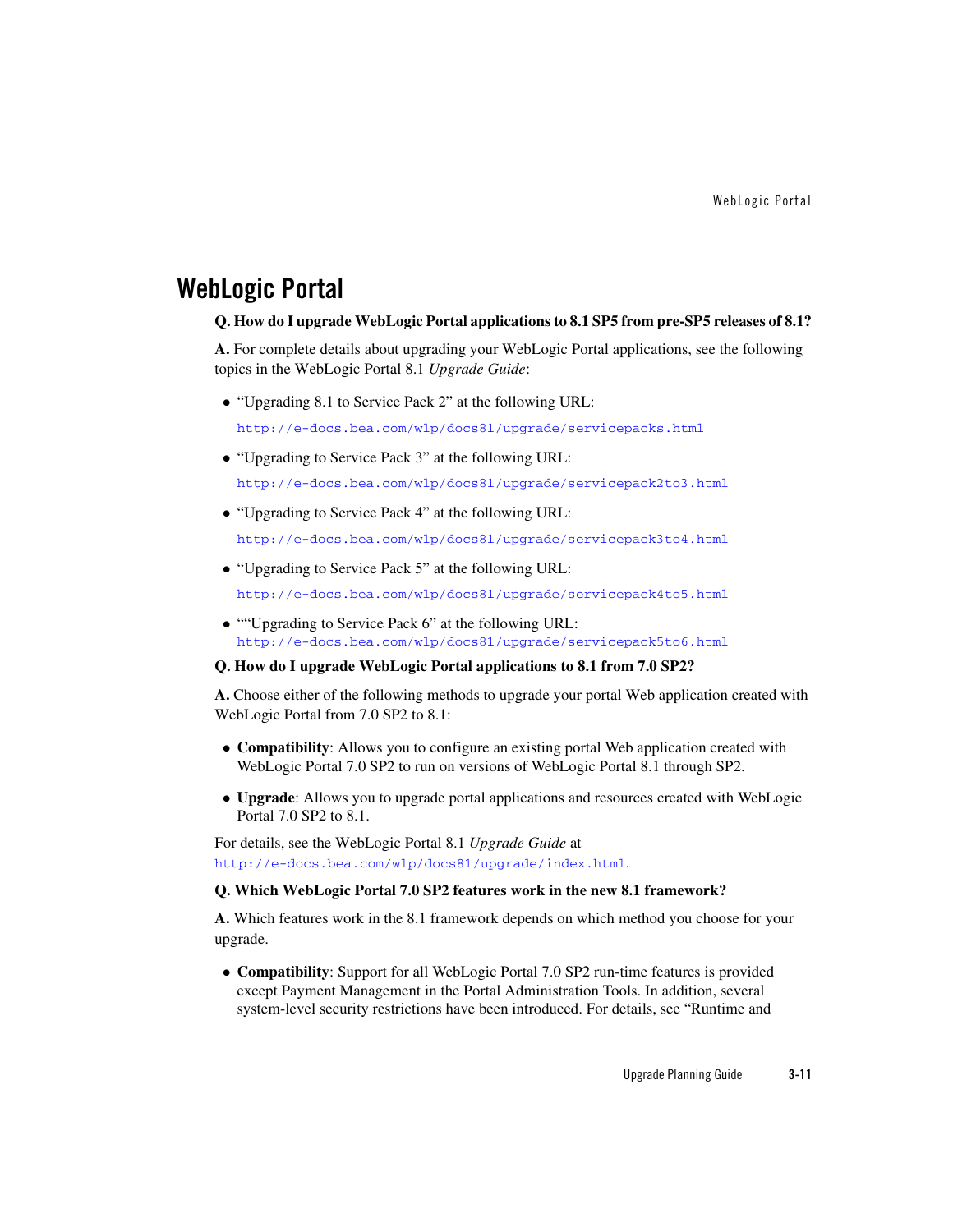## WebLogic Portal

**Q. How do I upgrade WebLogic Portal applications to 8.1 SP5 from pre-SP5 releases of 8.1?**

**A.** For complete details about upgrading your WebLogic Portal applications, see the following topics in the WebLogic Portal 8.1 *Upgrade Guide*:

- "Upgrading 8.1 to Service Pack 2" at the following URL:

  http://e-docs.bea.com/wlp/docs81/upgrade/servicepacks.html

- "Upgrading to Service Pack 3" at the following URL:

  http://e-docs.bea.com/wlp/docs81/upgrade/servicepack2to3.html

- "Upgrading to Service Pack 4" at the following URL:

  http://e-docs.bea.com/wlp/docs81/upgrade/servicepack3to4.html

- "Upgrading to Service Pack 5" at the following URL:

  http://e-docs.bea.com/wlp/docs81/upgrade/servicepack4to5.html

- ""Upgrading to Service Pack 6" at the following URL:
  http://e-docs.bea.com/wlp/docs81/upgrade/servicepack5to6.html

**Q. How do I upgrade WebLogic Portal applications to 8.1 from 7.0 SP2?**

**A.** Choose either of the following methods to upgrade your portal Web application created with WebLogic Portal from 7.0 SP2 to 8.1:

- **Compatibility**: Allows you to configure an existing portal Web application created with WebLogic Portal 7.0 SP2 to run on versions of WebLogic Portal 8.1 through SP2.

- **Upgrade**: Allows you to upgrade portal applications and resources created with WebLogic Portal 7.0 SP2 to 8.1.

For details, see the WebLogic Portal 8.1 *Upgrade Guide* at http://e-docs.bea.com/wlp/docs81/upgrade/index.html.

**Q. Which WebLogic Portal 7.0 SP2 features work in the new 8.1 framework?**

**A.** Which features work in the 8.1 framework depends on which method you choose for your upgrade.

- **Compatibility**: Support for all WebLogic Portal 7.0 SP2 run-time features is provided except Payment Management in the Portal Administration Tools. In addition, several system-level security restrictions have been introduced. For details, see "Runtime and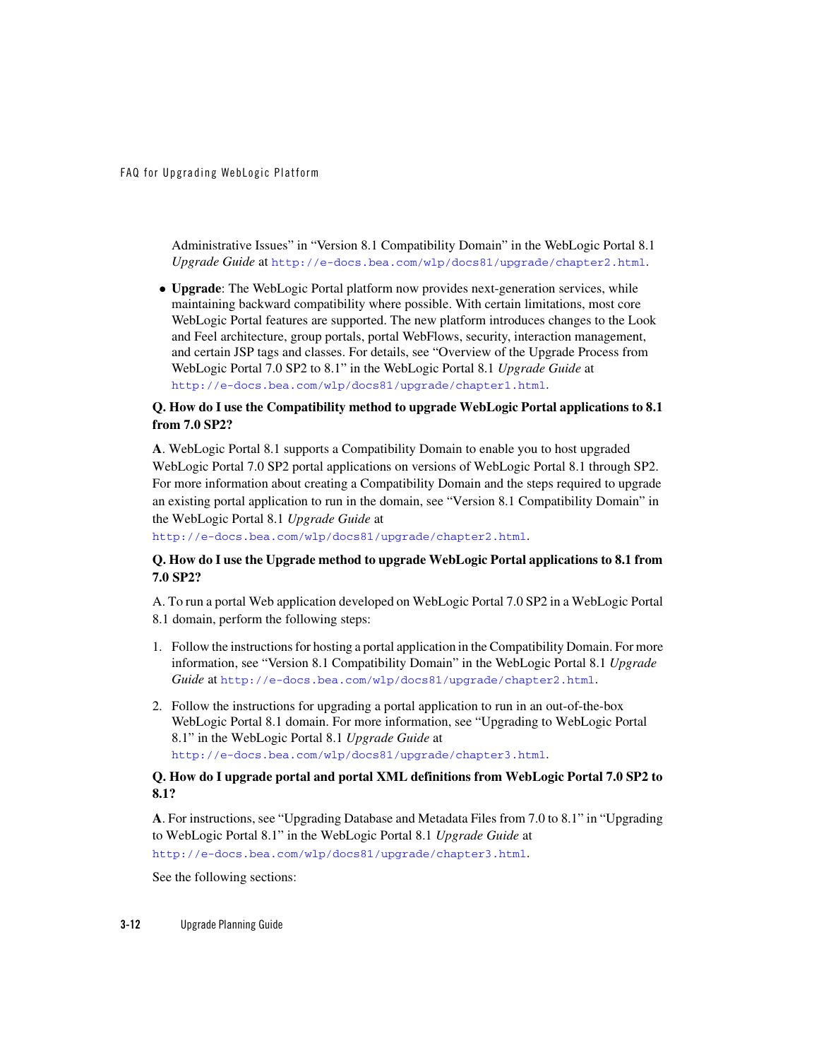Administrative Issues" in "Version 8.1 Compatibility Domain" in the WebLogic Portal 8.1 *Upgrade Guide* at http://e-docs.bea.com/wlp/docs81/upgrade/chapter2.html.

- **Upgrade**: The WebLogic Portal platform now provides next-generation services, while maintaining backward compatibility where possible. With certain limitations, most core WebLogic Portal features are supported. The new platform introduces changes to the Look and Feel architecture, group portals, portal WebFlows, security, interaction management, and certain JSP tags and classes. For details, see "Overview of the Upgrade Process from WebLogic Portal 7.0 SP2 to 8.1" in the WebLogic Portal 8.1 *Upgrade Guide* at http://e-docs.bea.com/wlp/docs81/upgrade/chapter1.html.

**Q. How do I use the Compatibility method to upgrade WebLogic Portal applications to 8.1 from 7.0 SP2?**

**A**. WebLogic Portal 8.1 supports a Compatibility Domain to enable you to host upgraded WebLogic Portal 7.0 SP2 portal applications on versions of WebLogic Portal 8.1 through SP2. For more information about creating a Compatibility Domain and the steps required to upgrade an existing portal application to run in the domain, see "Version 8.1 Compatibility Domain" in the WebLogic Portal 8.1 *Upgrade Guide* at http://e-docs.bea.com/wlp/docs81/upgrade/chapter2.html.

**Q. How do I use the Upgrade method to upgrade WebLogic Portal applications to 8.1 from 7.0 SP2?**

A. To run a portal Web application developed on WebLogic Portal 7.0 SP2 in a WebLogic Portal 8.1 domain, perform the following steps:

1. Follow the instructions for hosting a portal application in the Compatibility Domain. For more information, see "Version 8.1 Compatibility Domain" in the WebLogic Portal 8.1 *Upgrade Guide* at http://e-docs.bea.com/wlp/docs81/upgrade/chapter2.html.
2. Follow the instructions for upgrading a portal application to run in an out-of-the-box WebLogic Portal 8.1 domain. For more information, see "Upgrading to WebLogic Portal 8.1" in the WebLogic Portal 8.1 *Upgrade Guide* at http://e-docs.bea.com/wlp/docs81/upgrade/chapter3.html.

**Q. How do I upgrade portal and portal XML definitions from WebLogic Portal 7.0 SP2 to 8.1?**

**A**. For instructions, see "Upgrading Database and Metadata Files from 7.0 to 8.1" in "Upgrading to WebLogic Portal 8.1" in the WebLogic Portal 8.1 *Upgrade Guide* at http://e-docs.bea.com/wlp/docs81/upgrade/chapter3.html.

See the following sections: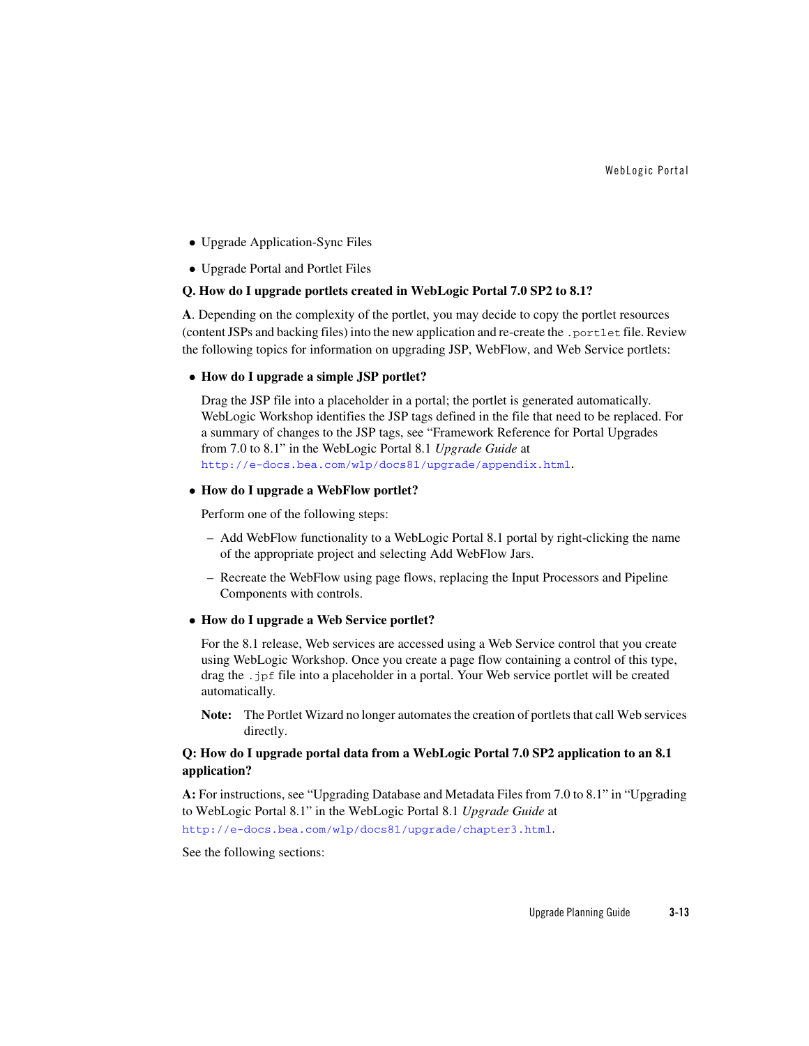- Upgrade Application-Sync Files
- Upgrade Portal and Portlet Files

**Q. How do I upgrade portlets created in WebLogic Portal 7.0 SP2 to 8.1?**

**A**. Depending on the complexity of the portlet, you may decide to copy the portlet resources (content JSPs and backing files) into the new application and re-create the `.portlet` file. Review the following topics for information on upgrading JSP, WebFlow, and Web Service portlets:

- **How do I upgrade a simple JSP portlet?**

  Drag the JSP file into a placeholder in a portal; the portlet is generated automatically. WebLogic Workshop identifies the JSP tags defined in the file that need to be replaced. For a summary of changes to the JSP tags, see "Framework Reference for Portal Upgrades from 7.0 to 8.1" in the WebLogic Portal 8.1 *Upgrade Guide* at `http://e-docs.bea.com/wlp/docs81/upgrade/appendix.html`.

- **How do I upgrade a WebFlow portlet?**

  Perform one of the following steps:

  – Add WebFlow functionality to a WebLogic Portal 8.1 portal by right-clicking the name of the appropriate project and selecting Add WebFlow Jars.

  – Recreate the WebFlow using page flows, replacing the Input Processors and Pipeline Components with controls.

- **How do I upgrade a Web Service portlet?**

  For the 8.1 release, Web services are accessed using a Web Service control that you create using WebLogic Workshop. Once you create a page flow containing a control of this type, drag the `.jpf` file into a placeholder in a portal. Your Web service portlet will be created automatically.

  **Note:** The Portlet Wizard no longer automates the creation of portlets that call Web services directly.

**Q: How do I upgrade portal data from a WebLogic Portal 7.0 SP2 application to an 8.1 application?**

**A:** For instructions, see "Upgrading Database and Metadata Files from 7.0 to 8.1" in "Upgrading to WebLogic Portal 8.1" in the WebLogic Portal 8.1 *Upgrade Guide* at `http://e-docs.bea.com/wlp/docs81/upgrade/chapter3.html`.

See the following sections: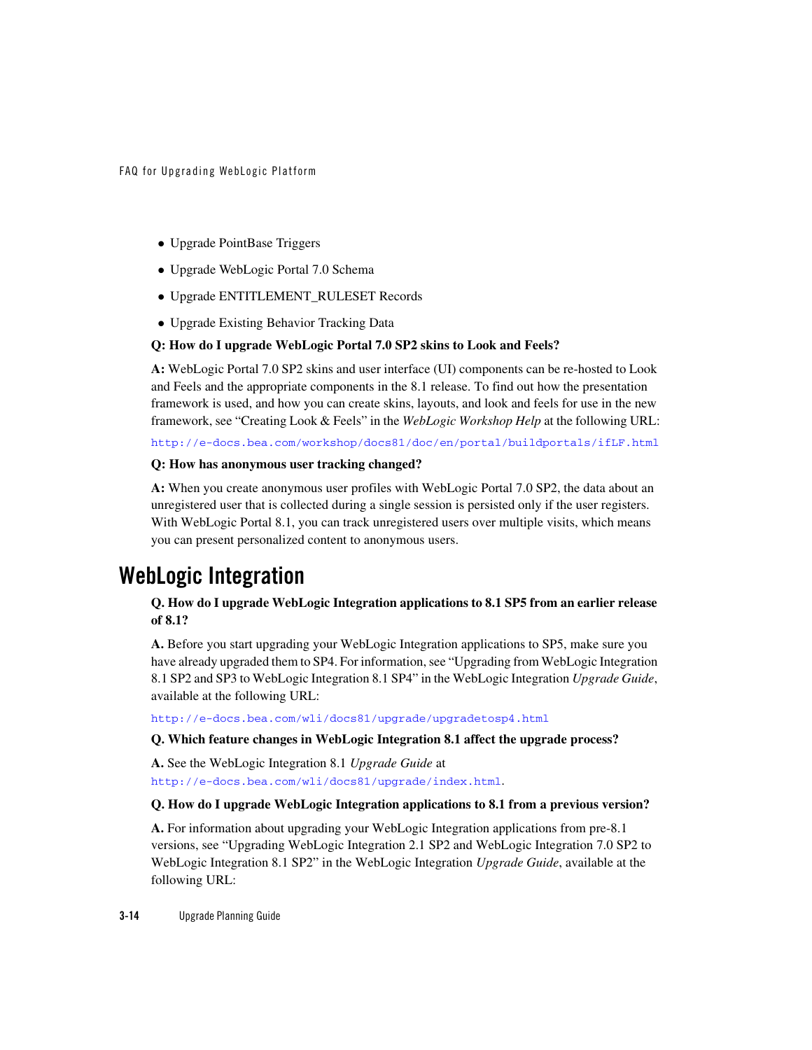- Upgrade PointBase Triggers
- Upgrade WebLogic Portal 7.0 Schema
- Upgrade ENTITLEMENT_RULESET Records
- Upgrade Existing Behavior Tracking Data

**Q: How do I upgrade WebLogic Portal 7.0 SP2 skins to Look and Feels?**

**A:** WebLogic Portal 7.0 SP2 skins and user interface (UI) components can be re-hosted to Look and Feels and the appropriate components in the 8.1 release. To find out how the presentation framework is used, and how you can create skins, layouts, and look and feels for use in the new framework, see "Creating Look & Feels" in the *WebLogic Workshop Help* at the following URL:

http://e-docs.bea.com/workshop/docs81/doc/en/portal/buildportals/ifLF.html

**Q: How has anonymous user tracking changed?**

**A:** When you create anonymous user profiles with WebLogic Portal 7.0 SP2, the data about an unregistered user that is collected during a single session is persisted only if the user registers. With WebLogic Portal 8.1, you can track unregistered users over multiple visits, which means you can present personalized content to anonymous users.

## WebLogic Integration

**Q. How do I upgrade WebLogic Integration applications to 8.1 SP5 from an earlier release of 8.1?**

**A.** Before you start upgrading your WebLogic Integration applications to SP5, make sure you have already upgraded them to SP4. For information, see "Upgrading from WebLogic Integration 8.1 SP2 and SP3 to WebLogic Integration 8.1 SP4" in the WebLogic Integration *Upgrade Guide*, available at the following URL:

http://e-docs.bea.com/wli/docs81/upgrade/upgradetosp4.html

**Q. Which feature changes in WebLogic Integration 8.1 affect the upgrade process?**

**A.** See the WebLogic Integration 8.1 *Upgrade Guide* at http://e-docs.bea.com/wli/docs81/upgrade/index.html.

**Q. How do I upgrade WebLogic Integration applications to 8.1 from a previous version?**

**A.** For information about upgrading your WebLogic Integration applications from pre-8.1 versions, see "Upgrading WebLogic Integration 2.1 SP2 and WebLogic Integration 7.0 SP2 to WebLogic Integration 8.1 SP2" in the WebLogic Integration *Upgrade Guide*, available at the following URL: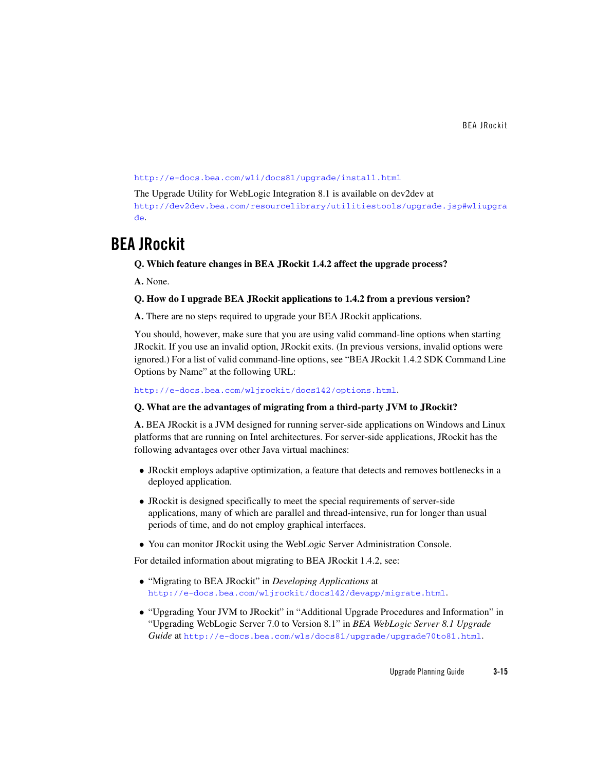http://e-docs.bea.com/wli/docs81/upgrade/install.html

The Upgrade Utility for WebLogic Integration 8.1 is available on dev2dev at http://dev2dev.bea.com/resourcelibrary/utilitiestools/upgrade.jsp#wliupgrade.

## BEA JRockit

**Q. Which feature changes in BEA JRockit 1.4.2 affect the upgrade process?**

**A.** None.

**Q. How do I upgrade BEA JRockit applications to 1.4.2 from a previous version?**

**A.** There are no steps required to upgrade your BEA JRockit applications.

You should, however, make sure that you are using valid command-line options when starting JRockit. If you use an invalid option, JRockit exits. (In previous versions, invalid options were ignored.) For a list of valid command-line options, see "BEA JRockit 1.4.2 SDK Command Line Options by Name" at the following URL:

http://e-docs.bea.com/wljrockit/docs142/options.html.

**Q. What are the advantages of migrating from a third-party JVM to JRockit?**

**A.** BEA JRockit is a JVM designed for running server-side applications on Windows and Linux platforms that are running on Intel architectures. For server-side applications, JRockit has the following advantages over other Java virtual machines:

- JRockit employs adaptive optimization, a feature that detects and removes bottlenecks in a deployed application.
- JRockit is designed specifically to meet the special requirements of server-side applications, many of which are parallel and thread-intensive, run for longer than usual periods of time, and do not employ graphical interfaces.
- You can monitor JRockit using the WebLogic Server Administration Console.

For detailed information about migrating to BEA JRockit 1.4.2, see:

- "Migrating to BEA JRockit" in *Developing Applications* at http://e-docs.bea.com/wljrockit/docs142/devapp/migrate.html.
- "Upgrading Your JVM to JRockit" in "Additional Upgrade Procedures and Information" in "Upgrading WebLogic Server 7.0 to Version 8.1" in *BEA WebLogic Server 8.1 Upgrade Guide* at http://e-docs.bea.com/wls/docs81/upgrade/upgrade70to81.html.